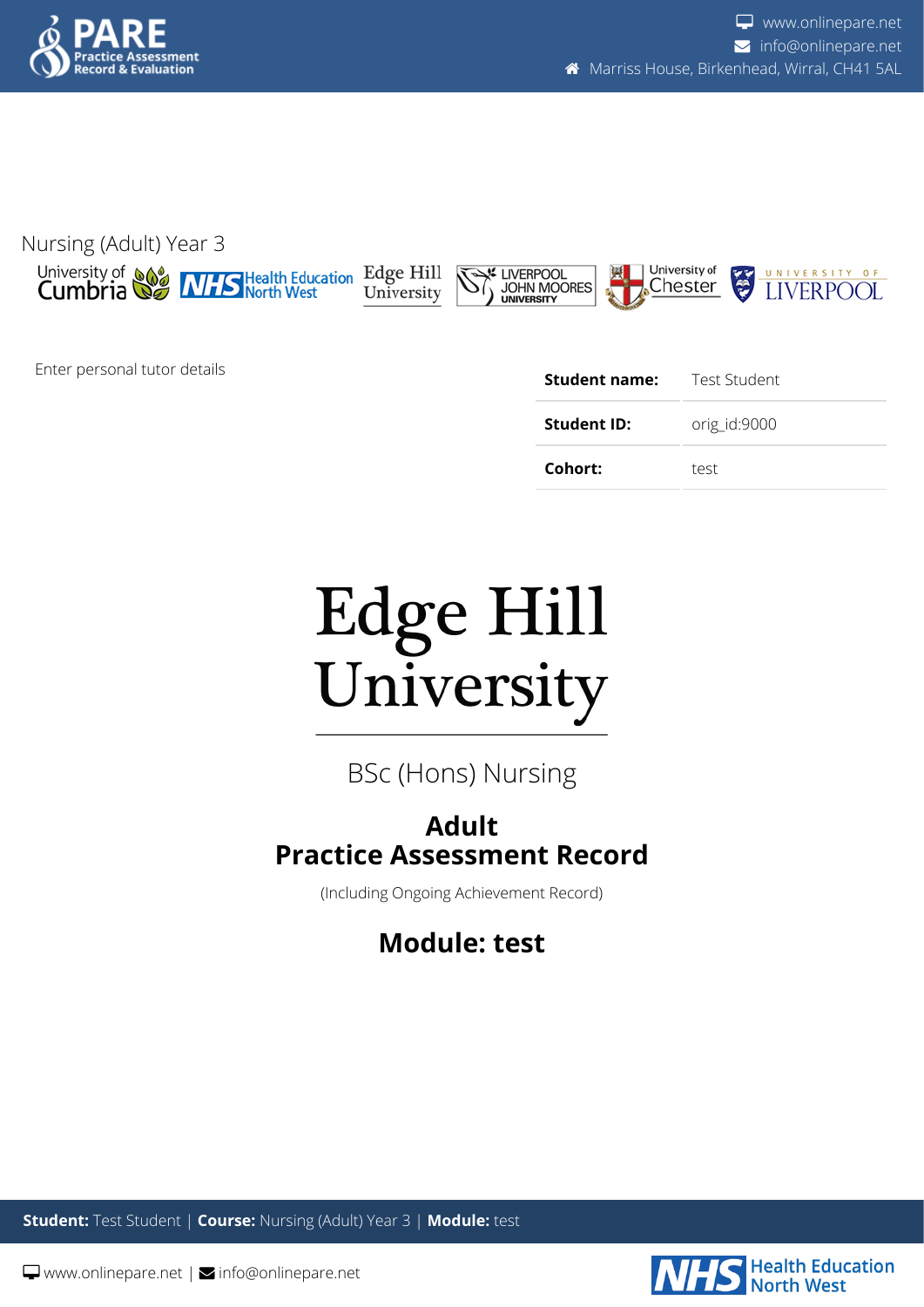Nursing (Adult) Year 3

Enter personal tutor details

| | |
|---|---|
| **Student name:** | Test Student |
| **Student ID:** | orig_id:9000 |
| **Cohort:** | test |

# Edge Hill University

BSc (Hons) Nursing

## Adult
## Practice Assessment Record

(Including Ongoing Achievement Record)

## Module: test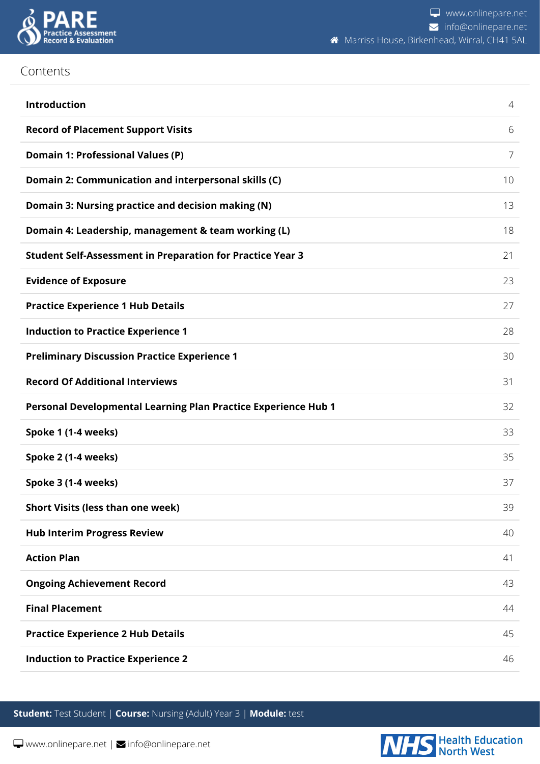# Contents

| | |
|---|---|
| **Introduction** | 4 |
| **Record of Placement Support Visits** | 6 |
| **Domain 1: Professional Values (P)** | 7 |
| **Domain 2: Communication and interpersonal skills (C)** | 10 |
| **Domain 3: Nursing practice and decision making (N)** | 13 |
| **Domain 4: Leadership, management & team working (L)** | 18 |
| **Student Self-Assessment in Preparation for Practice Year 3** | 21 |
| **Evidence of Exposure** | 23 |
| **Practice Experience 1 Hub Details** | 27 |
| **Induction to Practice Experience 1** | 28 |
| **Preliminary Discussion Practice Experience 1** | 30 |
| **Record Of Additional Interviews** | 31 |
| **Personal Developmental Learning Plan Practice Experience Hub 1** | 32 |
| **Spoke 1 (1-4 weeks)** | 33 |
| **Spoke 2 (1-4 weeks)** | 35 |
| **Spoke 3 (1-4 weeks)** | 37 |
| **Short Visits (less than one week)** | 39 |
| **Hub Interim Progress Review** | 40 |
| **Action Plan** | 41 |
| **Ongoing Achievement Record** | 43 |
| **Final Placement** | 44 |
| **Practice Experience 2 Hub Details** | 45 |
| **Induction to Practice Experience 2** | 46 |

**Student:** Test Student | **Course:** Nursing (Adult) Year 3 | **Module:** test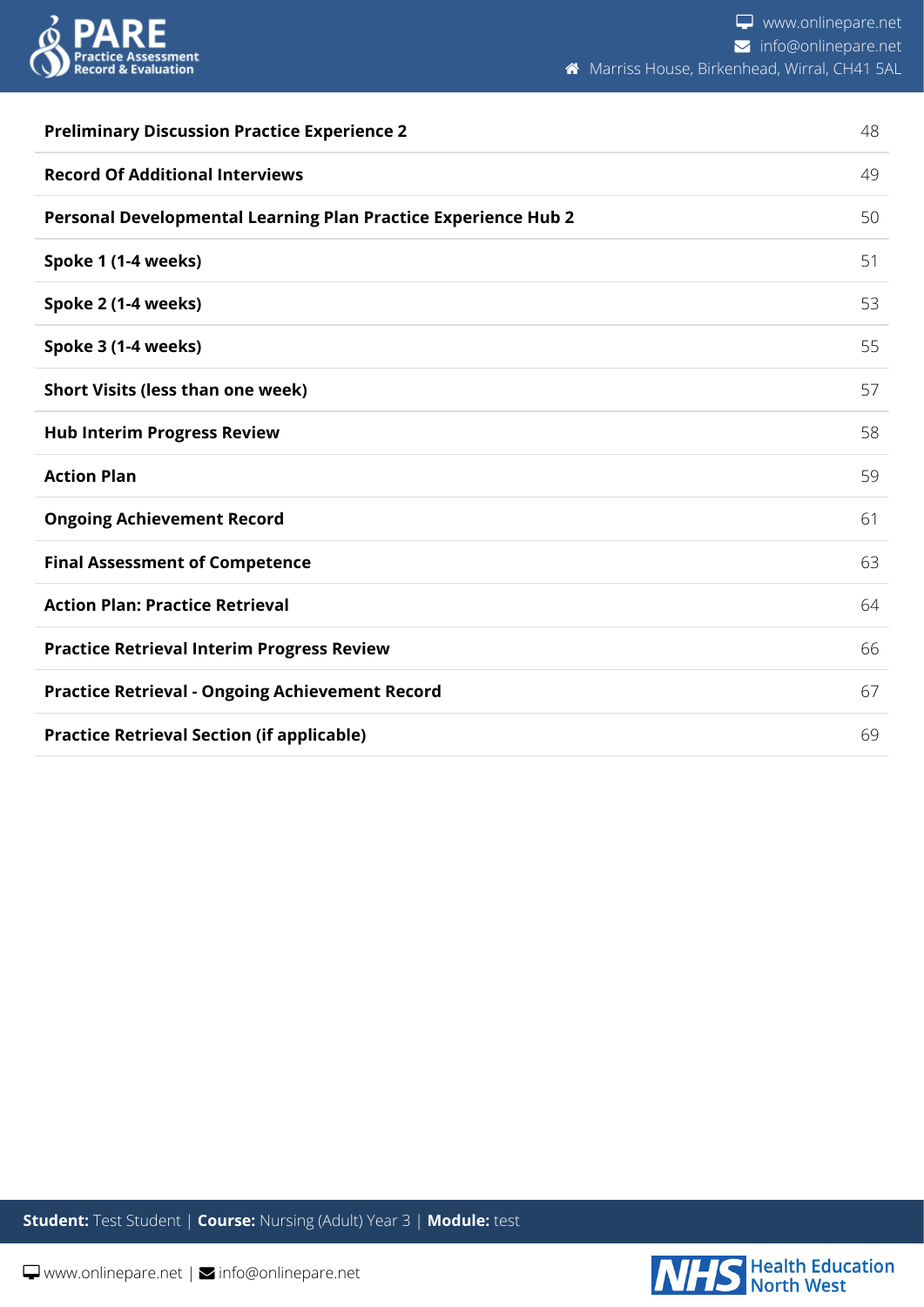| | |
|---|---|
| **Preliminary Discussion Practice Experience 2** | 48 |
| **Record Of Additional Interviews** | 49 |
| **Personal Developmental Learning Plan Practice Experience Hub 2** | 50 |
| **Spoke 1 (1-4 weeks)** | 51 |
| **Spoke 2 (1-4 weeks)** | 53 |
| **Spoke 3 (1-4 weeks)** | 55 |
| **Short Visits (less than one week)** | 57 |
| **Hub Interim Progress Review** | 58 |
| **Action Plan** | 59 |
| **Ongoing Achievement Record** | 61 |
| **Final Assessment of Competence** | 63 |
| **Action Plan: Practice Retrieval** | 64 |
| **Practice Retrieval Interim Progress Review** | 66 |
| **Practice Retrieval - Ongoing Achievement Record** | 67 |
| **Practice Retrieval Section (if applicable)** | 69 |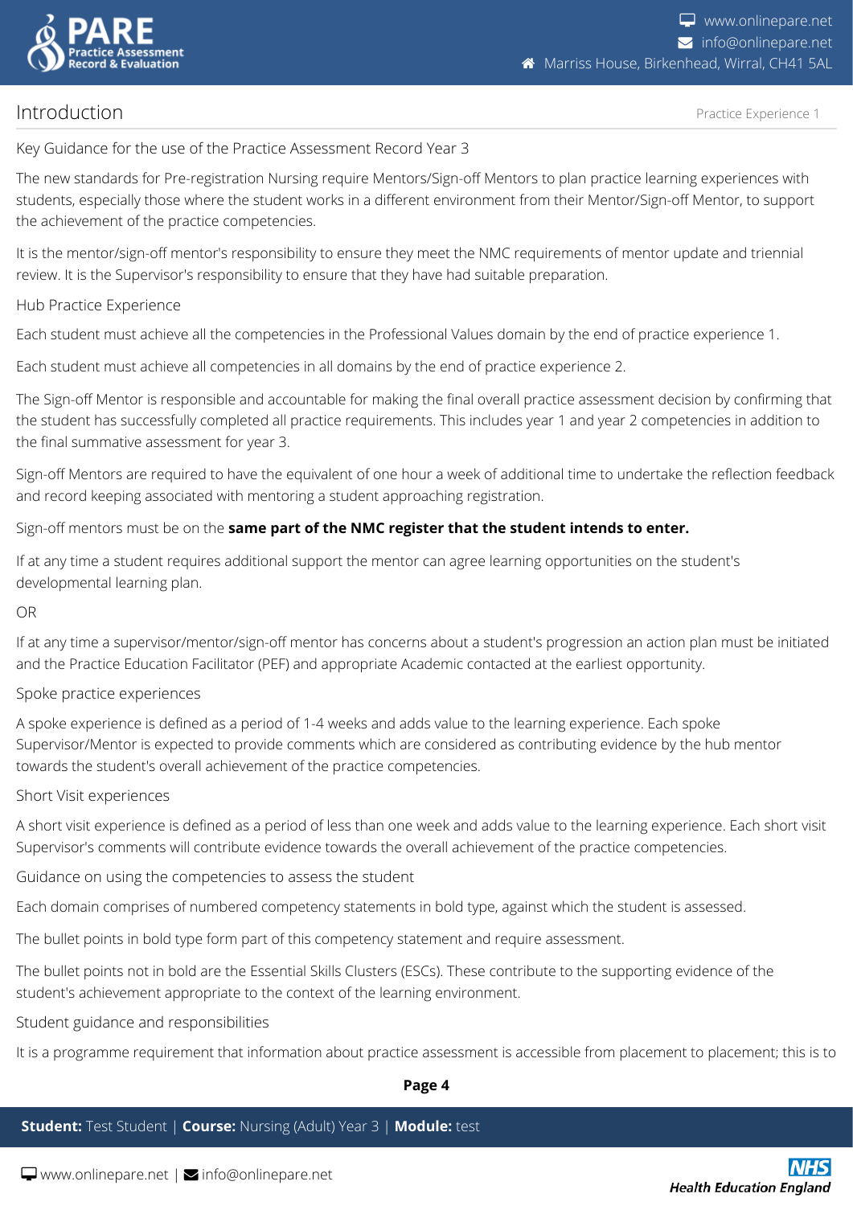## Introduction

Practice Experience 1

### Key Guidance for the use of the Practice Assessment Record Year 3

The new standards for Pre-registration Nursing require Mentors/Sign-off Mentors to plan practice learning experiences with students, especially those where the student works in a different environment from their Mentor/Sign-off Mentor, to support the achievement of the practice competencies.

It is the mentor/sign-off mentor's responsibility to ensure they meet the NMC requirements of mentor update and triennial review. It is the Supervisor's responsibility to ensure that they have had suitable preparation.

### Hub Practice Experience

Each student must achieve all the competencies in the Professional Values domain by the end of practice experience 1.

Each student must achieve all competencies in all domains by the end of practice experience 2.

The Sign-off Mentor is responsible and accountable for making the final overall practice assessment decision by confirming that the student has successfully completed all practice requirements. This includes year 1 and year 2 competencies in addition to the final summative assessment for year 3.

Sign-off Mentors are required to have the equivalent of one hour a week of additional time to undertake the reflection feedback and record keeping associated with mentoring a student approaching registration.

Sign-off mentors must be on the **same part of the NMC register that the student intends to enter.**

If at any time a student requires additional support the mentor can agree learning opportunities on the student's developmental learning plan.

OR

If at any time a supervisor/mentor/sign-off mentor has concerns about a student's progression an action plan must be initiated and the Practice Education Facilitator (PEF) and appropriate Academic contacted at the earliest opportunity.

### Spoke practice experiences

A spoke experience is defined as a period of 1-4 weeks and adds value to the learning experience. Each spoke Supervisor/Mentor is expected to provide comments which are considered as contributing evidence by the hub mentor towards the student's overall achievement of the practice competencies.

### Short Visit experiences

A short visit experience is defined as a period of less than one week and adds value to the learning experience. Each short visit Supervisor's comments will contribute evidence towards the overall achievement of the practice competencies.

### Guidance on using the competencies to assess the student

Each domain comprises of numbered competency statements in bold type, against which the student is assessed.

The bullet points in bold type form part of this competency statement and require assessment.

The bullet points not in bold are the Essential Skills Clusters (ESCs). These contribute to the supporting evidence of the student's achievement appropriate to the context of the learning environment.

### Student guidance and responsibilities

It is a programme requirement that information about practice assessment is accessible from placement to placement; this is to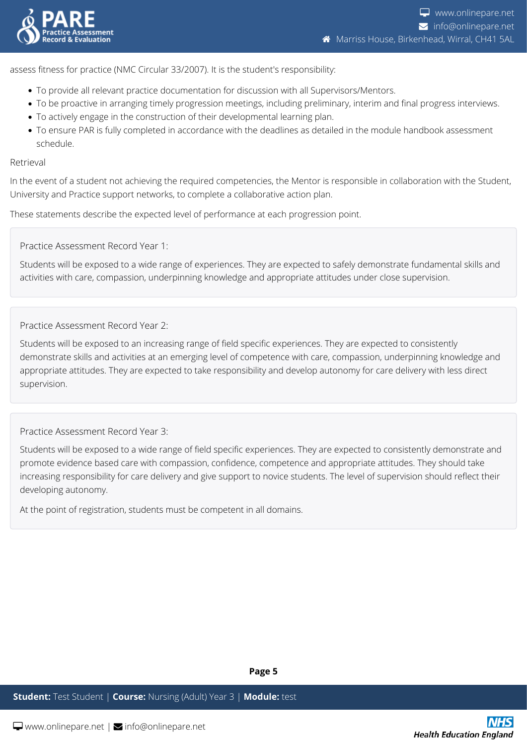assess fitness for practice (NMC Circular 33/2007). It is the student's responsibility:

- To provide all relevant practice documentation for discussion with all Supervisors/Mentors.
- To be proactive in arranging timely progression meetings, including preliminary, interim and final progress interviews.
- To actively engage in the construction of their developmental learning plan.
- To ensure PAR is fully completed in accordance with the deadlines as detailed in the module handbook assessment schedule.

Retrieval

In the event of a student not achieving the required competencies, the Mentor is responsible in collaboration with the Student, University and Practice support networks, to complete a collaborative action plan.

These statements describe the expected level of performance at each progression point.

Practice Assessment Record Year 1:

Students will be exposed to a wide range of experiences. They are expected to safely demonstrate fundamental skills and activities with care, compassion, underpinning knowledge and appropriate attitudes under close supervision.

Practice Assessment Record Year 2:

Students will be exposed to an increasing range of field specific experiences. They are expected to consistently demonstrate skills and activities at an emerging level of competence with care, compassion, underpinning knowledge and appropriate attitudes. They are expected to take responsibility and develop autonomy for care delivery with less direct supervision.

Practice Assessment Record Year 3:

Students will be exposed to a wide range of field specific experiences. They are expected to consistently demonstrate and promote evidence based care with compassion, confidence, competence and appropriate attitudes. They should take increasing responsibility for care delivery and give support to novice students. The level of supervision should reflect their developing autonomy.

At the point of registration, students must be competent in all domains.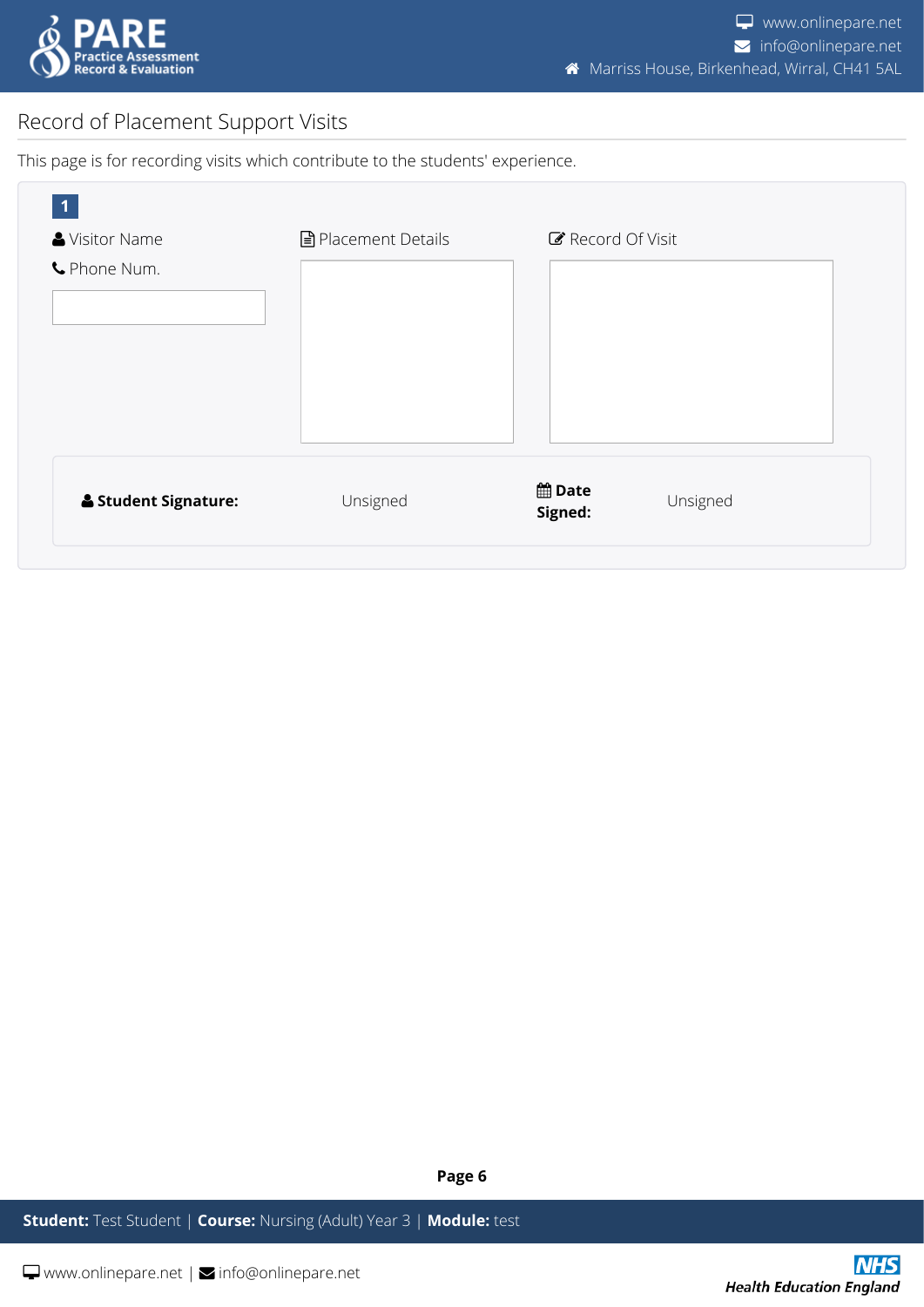## Record of Placement Support Visits

This page is for recording visits which contribute to the students' experience.

**1**

| Visitor Name / Phone Num. | Placement Details | Record Of Visit |
|---|---|---|
| | | |

| **Student Signature:** | Unsigned | **Date Signed:** | Unsigned |
|---|---|---|---|

**Student:** Test Student | **Course:** Nursing (Adult) Year 3 | **Module:** test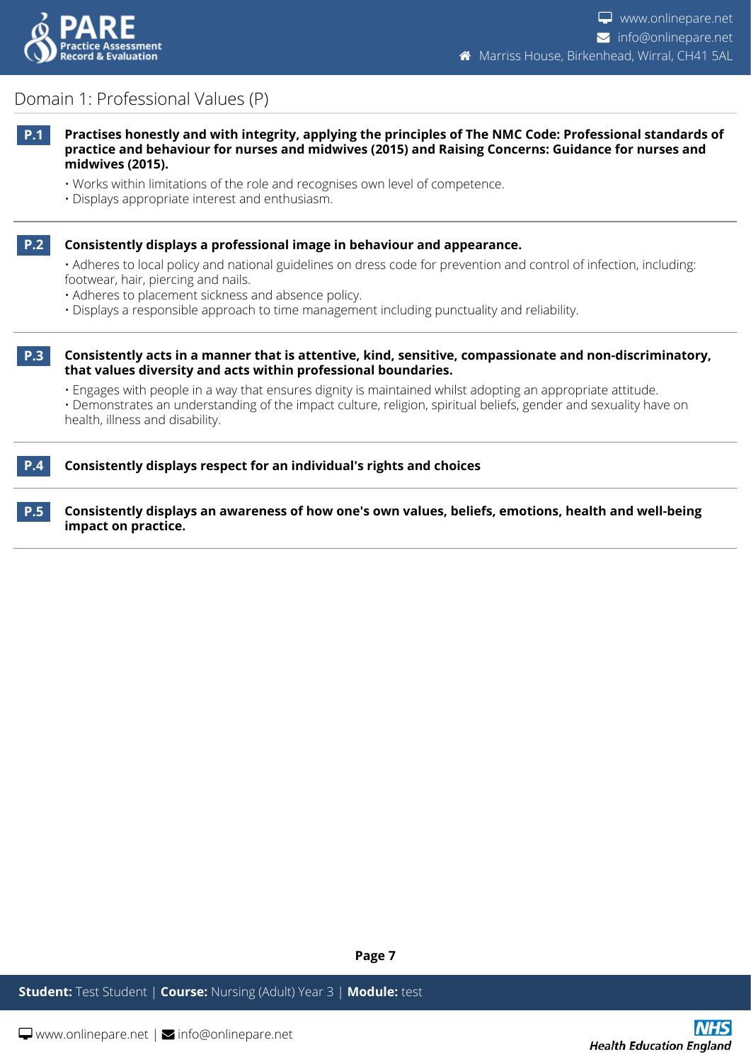## Domain 1: Professional Values (P)

**P.1** **Practises honestly and with integrity, applying the principles of The NMC Code: Professional standards of practice and behaviour for nurses and midwives (2015) and Raising Concerns: Guidance for nurses and midwives (2015).**

- Works within limitations of the role and recognises own level of competence.
- Displays appropriate interest and enthusiasm.

**P.2** **Consistently displays a professional image in behaviour and appearance.**

- Adheres to local policy and national guidelines on dress code for prevention and control of infection, including: footwear, hair, piercing and nails.
- Adheres to placement sickness and absence policy.
- Displays a responsible approach to time management including punctuality and reliability.

**P.3** **Consistently acts in a manner that is attentive, kind, sensitive, compassionate and non-discriminatory, that values diversity and acts within professional boundaries.**

- Engages with people in a way that ensures dignity is maintained whilst adopting an appropriate attitude.
- Demonstrates an understanding of the impact culture, religion, spiritual beliefs, gender and sexuality have on health, illness and disability.

**P.4** **Consistently displays respect for an individual's rights and choices**

**P.5** **Consistently displays an awareness of how one's own values, beliefs, emotions, health and well-being impact on practice.**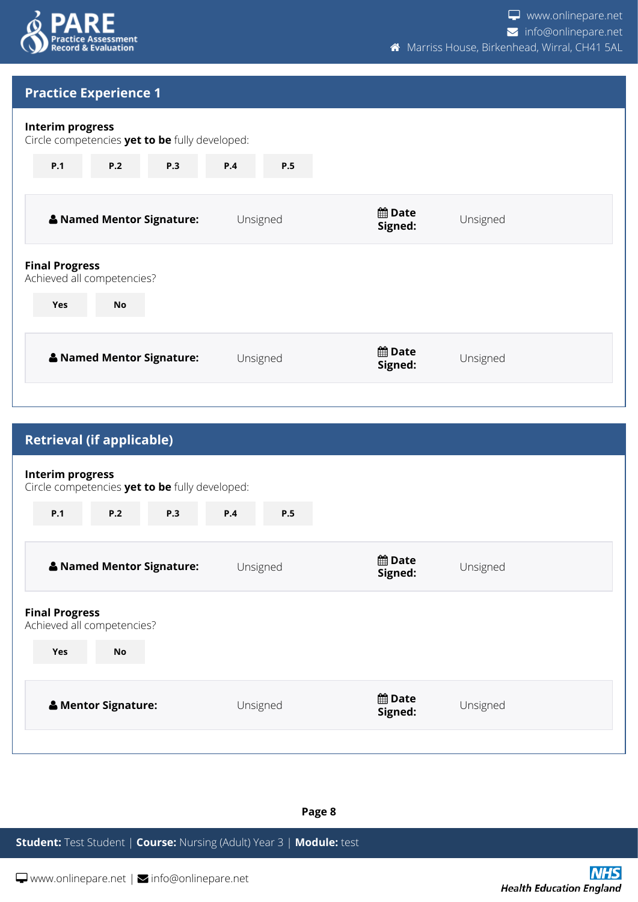## Practice Experience 1

**Interim progress**
Circle competencies **yet to be** fully developed:

| P.1 | P.2 | P.3 | P.4 | P.5 |
|---|---|---|---|---|

| **Named Mentor Signature:** | Unsigned | **Date Signed:** | Unsigned |
|---|---|---|---|

**Final Progress**
Achieved all competencies?

| Yes | No |
|---|---|

| **Named Mentor Signature:** | Unsigned | **Date Signed:** | Unsigned |
|---|---|---|---|

## Retrieval (if applicable)

**Interim progress**
Circle competencies **yet to be** fully developed:

| P.1 | P.2 | P.3 | P.4 | P.5 |
|---|---|---|---|---|

| **Named Mentor Signature:** | Unsigned | **Date Signed:** | Unsigned |
|---|---|---|---|

**Final Progress**
Achieved all competencies?

| Yes | No |
|---|---|

| **Mentor Signature:** | Unsigned | **Date Signed:** | Unsigned |
|---|---|---|---|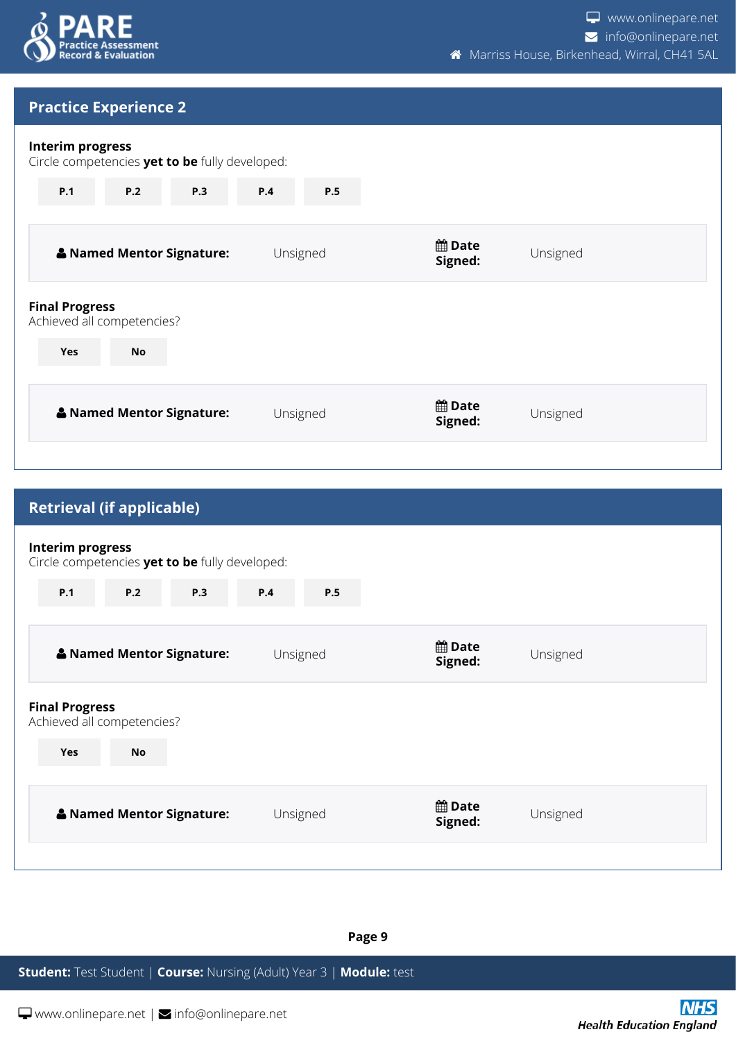## Practice Experience 2

**Interim progress**
Circle competencies **yet to be** fully developed:

**P.1** **P.2** **P.3** **P.4** **P.5**

| **Named Mentor Signature:** | Unsigned | **Date Signed:** | Unsigned |
|---|---|---|---|

**Final Progress**
Achieved all competencies?

**Yes** **No**

| **Named Mentor Signature:** | Unsigned | **Date Signed:** | Unsigned |
|---|---|---|---|

## Retrieval (if applicable)

**Interim progress**
Circle competencies **yet to be** fully developed:

**P.1** **P.2** **P.3** **P.4** **P.5**

| **Named Mentor Signature:** | Unsigned | **Date Signed:** | Unsigned |
|---|---|---|---|

**Final Progress**
Achieved all competencies?

**Yes** **No**

| **Named Mentor Signature:** | Unsigned | **Date Signed:** | Unsigned |
|---|---|---|---|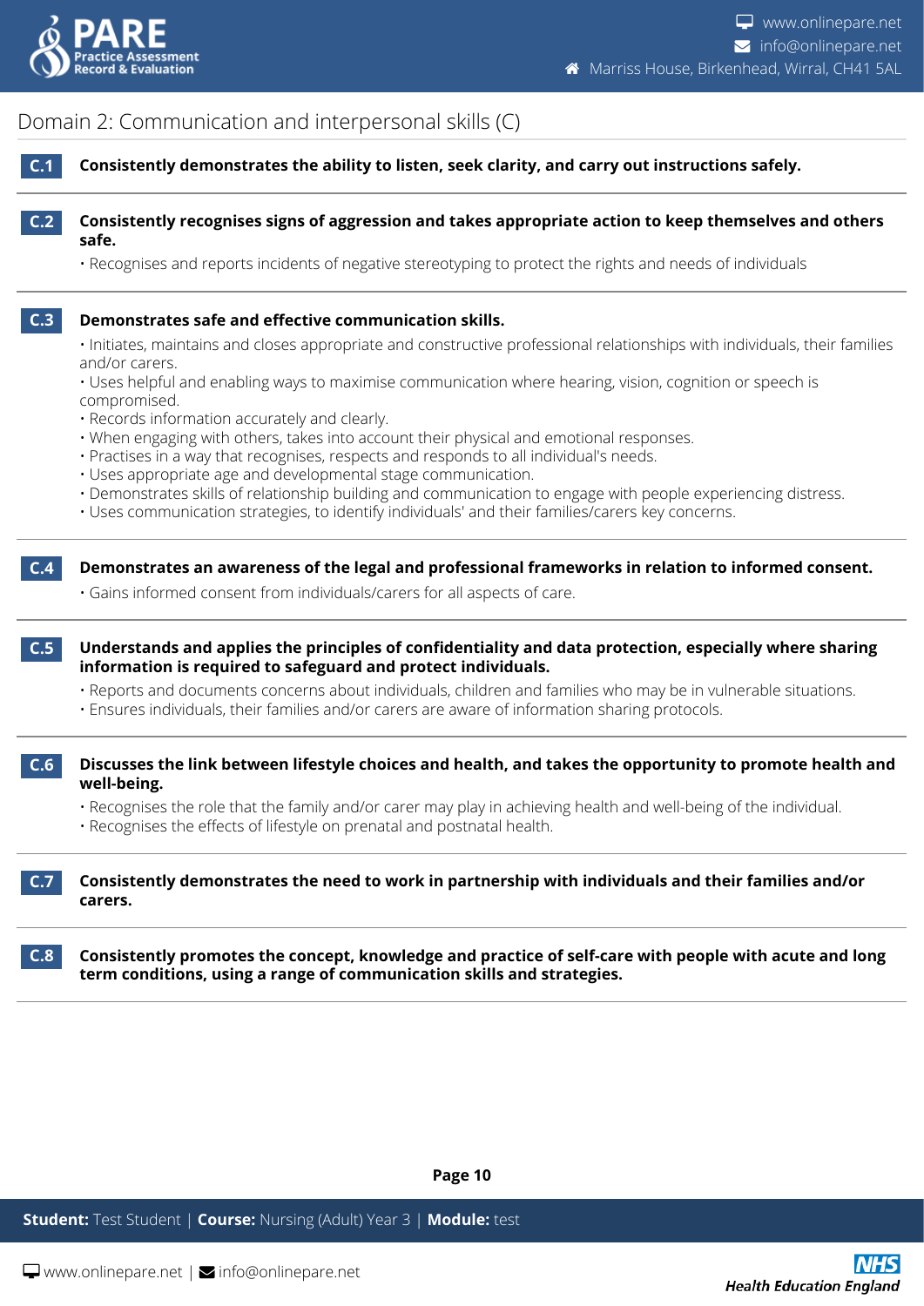## Domain 2: Communication and interpersonal skills (C)

**C.1** **Consistently demonstrates the ability to listen, seek clarity, and carry out instructions safely.**

**C.2** **Consistently recognises signs of aggression and takes appropriate action to keep themselves and others safe.**

- Recognises and reports incidents of negative stereotyping to protect the rights and needs of individuals

**C.3** **Demonstrates safe and effective communication skills.**

- Initiates, maintains and closes appropriate and constructive professional relationships with individuals, their families and/or carers.
- Uses helpful and enabling ways to maximise communication where hearing, vision, cognition or speech is compromised.
- Records information accurately and clearly.
- When engaging with others, takes into account their physical and emotional responses.
- Practises in a way that recognises, respects and responds to all individual's needs.
- Uses appropriate age and developmental stage communication.
- Demonstrates skills of relationship building and communication to engage with people experiencing distress.
- Uses communication strategies, to identify individuals' and their families/carers key concerns.

**C.4** **Demonstrates an awareness of the legal and professional frameworks in relation to informed consent.**

- Gains informed consent from individuals/carers for all aspects of care.

**C.5** **Understands and applies the principles of confidentiality and data protection, especially where sharing information is required to safeguard and protect individuals.**

- Reports and documents concerns about individuals, children and families who may be in vulnerable situations.
- Ensures individuals, their families and/or carers are aware of information sharing protocols.

**C.6** **Discusses the link between lifestyle choices and health, and takes the opportunity to promote health and well-being.**

- Recognises the role that the family and/or carer may play in achieving health and well-being of the individual.
- Recognises the effects of lifestyle on prenatal and postnatal health.

**C.7** **Consistently demonstrates the need to work in partnership with individuals and their families and/or carers.**

**C.8** **Consistently promotes the concept, knowledge and practice of self-care with people with acute and long term conditions, using a range of communication skills and strategies.**

**Student:** Test Student | **Course:** Nursing (Adult) Year 3 | **Module:** test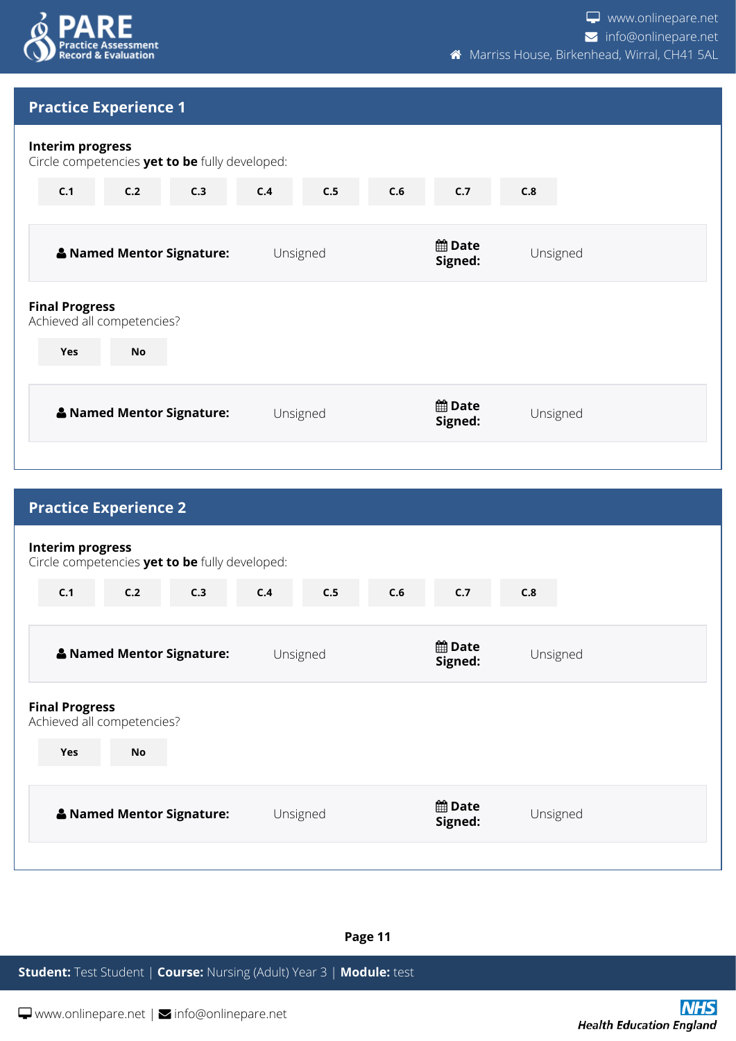## Practice Experience 1

**Interim progress**
Circle competencies **yet to be** fully developed:

C.1 C.2 C.3 C.4 C.5 C.6 C.7 C.8

| **Named Mentor Signature:** | Unsigned | **Date Signed:** | Unsigned |
|---|---|---|---|

**Final Progress**
Achieved all competencies?

Yes No

| **Named Mentor Signature:** | Unsigned | **Date Signed:** | Unsigned |
|---|---|---|---|

## Practice Experience 2

**Interim progress**
Circle competencies **yet to be** fully developed:

C.1 C.2 C.3 C.4 C.5 C.6 C.7 C.8

| **Named Mentor Signature:** | Unsigned | **Date Signed:** | Unsigned |
|---|---|---|---|

**Final Progress**
Achieved all competencies?

Yes No

| **Named Mentor Signature:** | Unsigned | **Date Signed:** | Unsigned |
|---|---|---|---|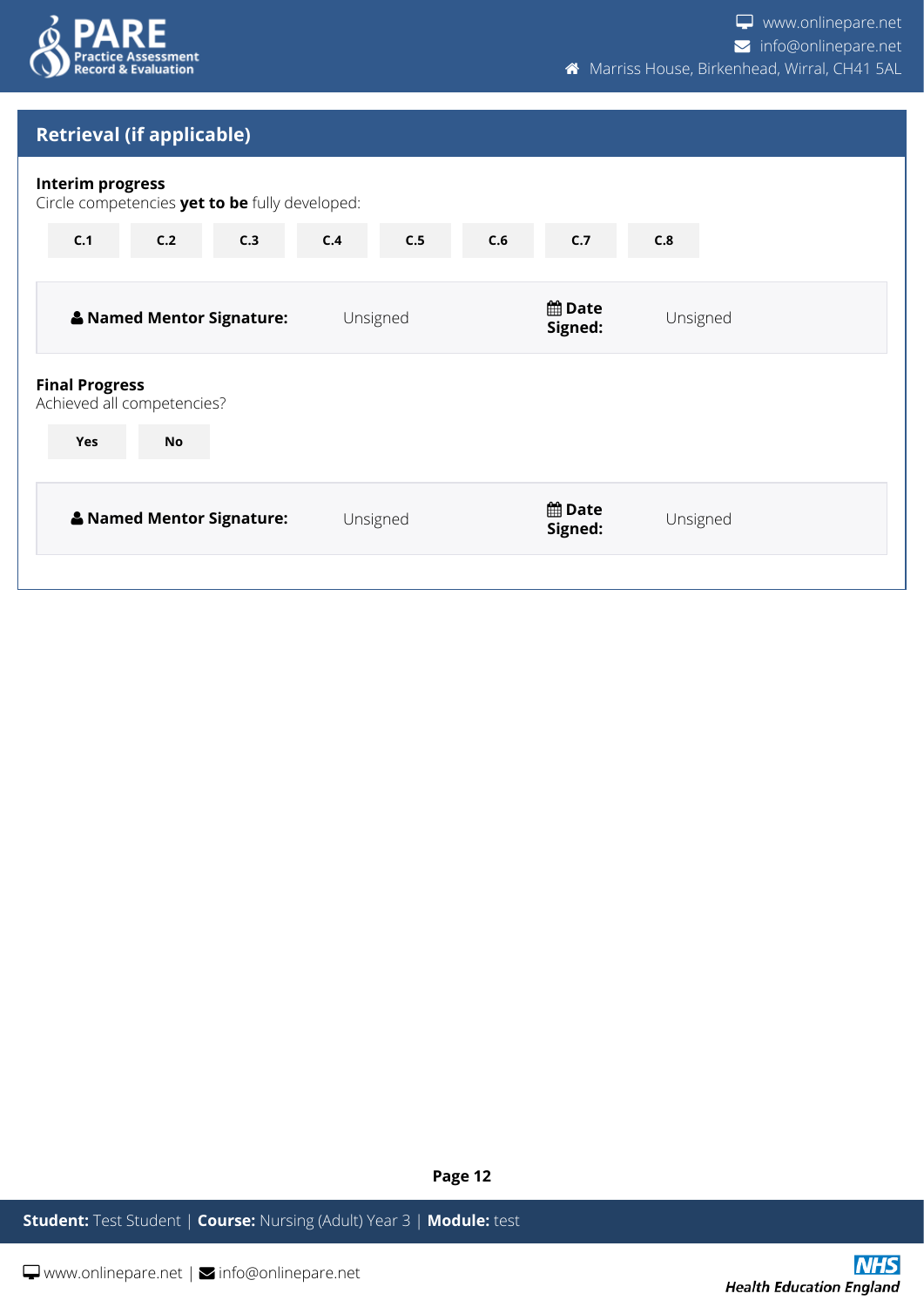## Retrieval (if applicable)

**Interim progress**

Circle competencies **yet to be** fully developed:

C.1 C.2 C.3 C.4 C.5 C.6 C.7 C.8

| **Named Mentor Signature:** | Unsigned | **Date Signed:** | Unsigned |
|---|---|---|---|

**Final Progress**

Achieved all competencies?

Yes No

| **Named Mentor Signature:** | Unsigned | **Date Signed:** | Unsigned |
|---|---|---|---|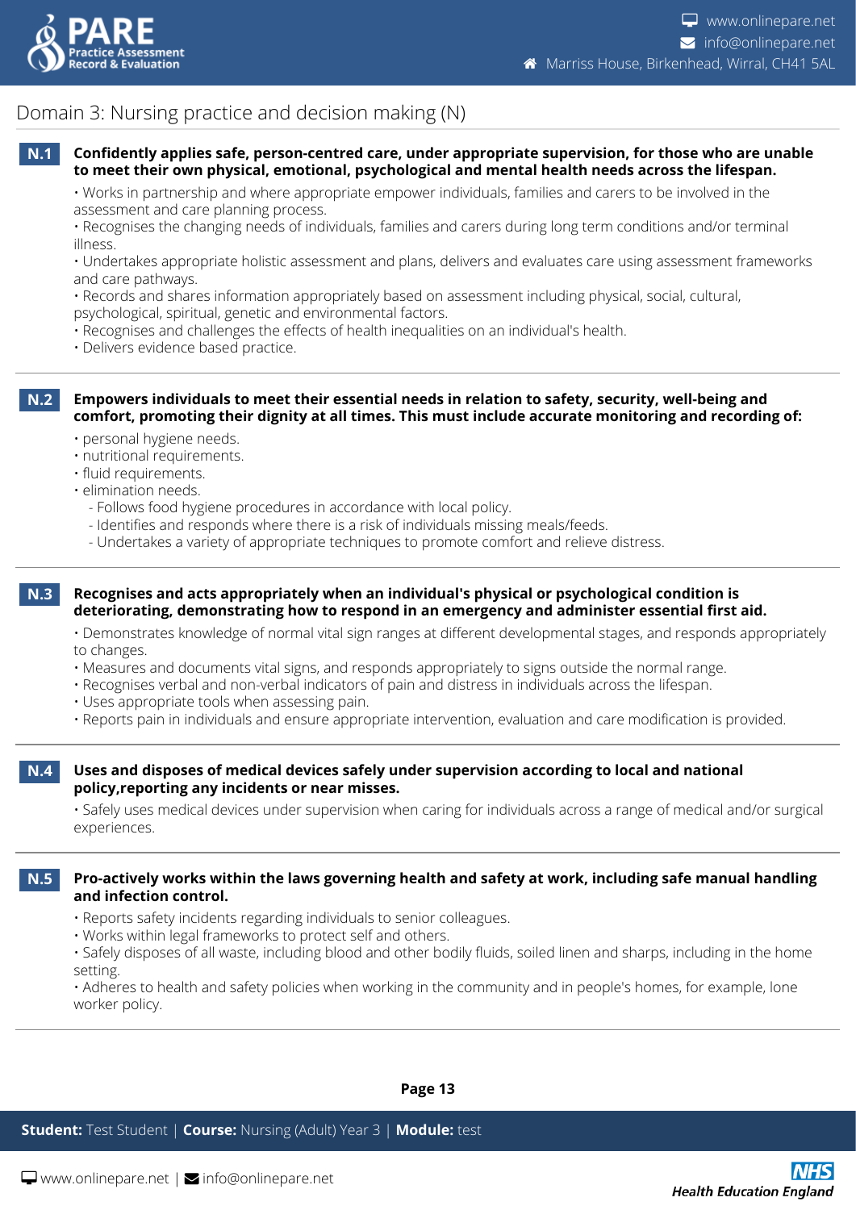## Domain 3: Nursing practice and decision making (N)

**N.1** **Confidently applies safe, person-centred care, under appropriate supervision, for those who are unable to meet their own physical, emotional, psychological and mental health needs across the lifespan.**

- Works in partnership and where appropriate empower individuals, families and carers to be involved in the assessment and care planning process.
- Recognises the changing needs of individuals, families and carers during long term conditions and/or terminal illness.
- Undertakes appropriate holistic assessment and plans, delivers and evaluates care using assessment frameworks and care pathways.
- Records and shares information appropriately based on assessment including physical, social, cultural, psychological, spiritual, genetic and environmental factors.
- Recognises and challenges the effects of health inequalities on an individual's health.
- Delivers evidence based practice.

---

**N.2** **Empowers individuals to meet their essential needs in relation to safety, security, well-being and comfort, promoting their dignity at all times. This must include accurate monitoring and recording of:**

- personal hygiene needs.
- nutritional requirements.
- fluid requirements.
- elimination needs.
  - Follows food hygiene procedures in accordance with local policy.
  - Identifies and responds where there is a risk of individuals missing meals/feeds.
  - Undertakes a variety of appropriate techniques to promote comfort and relieve distress.

---

**N.3** **Recognises and acts appropriately when an individual's physical or psychological condition is deteriorating, demonstrating how to respond in an emergency and administer essential first aid.**

- Demonstrates knowledge of normal vital sign ranges at different developmental stages, and responds appropriately to changes.
- Measures and documents vital signs, and responds appropriately to signs outside the normal range.
- Recognises verbal and non-verbal indicators of pain and distress in individuals across the lifespan.
- Uses appropriate tools when assessing pain.
- Reports pain in individuals and ensure appropriate intervention, evaluation and care modification is provided.

---

**N.4** **Uses and disposes of medical devices safely under supervision according to local and national policy,reporting any incidents or near misses.**

- Safely uses medical devices under supervision when caring for individuals across a range of medical and/or surgical experiences.

---

**N.5** **Pro-actively works within the laws governing health and safety at work, including safe manual handling and infection control.**

- Reports safety incidents regarding individuals to senior colleagues.
- Works within legal frameworks to protect self and others.
- Safely disposes of all waste, including blood and other bodily fluids, soiled linen and sharps, including in the home setting.
- Adheres to health and safety policies when working in the community and in people's homes, for example, lone worker policy.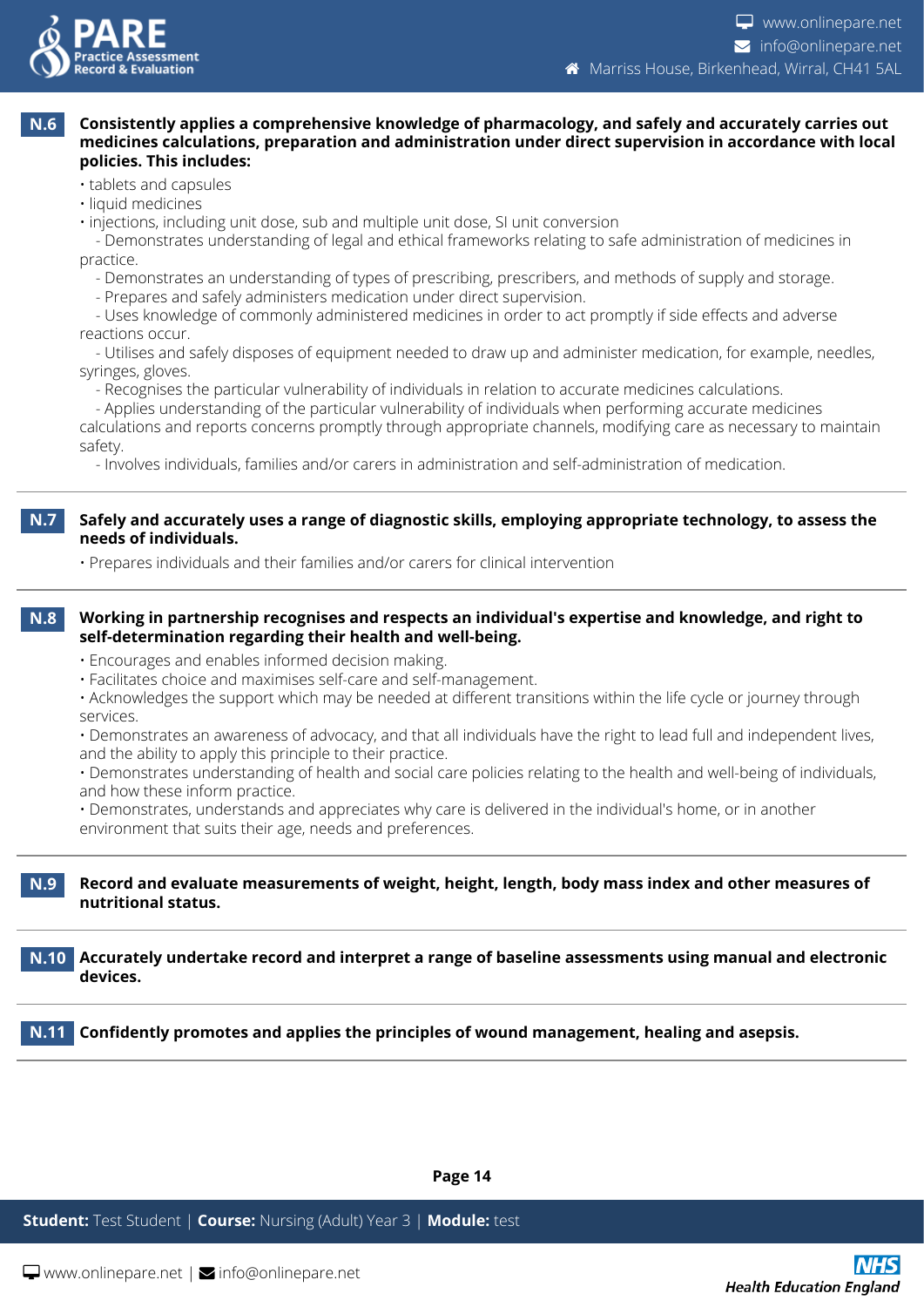**N.6** **Consistently applies a comprehensive knowledge of pharmacology, and safely and accurately carries out medicines calculations, preparation and administration under direct supervision in accordance with local policies. This includes:**

- tablets and capsules
- liquid medicines
- injections, including unit dose, sub and multiple unit dose, SI unit conversion
  - Demonstrates understanding of legal and ethical frameworks relating to safe administration of medicines in practice.
  - Demonstrates an understanding of types of prescribing, prescribers, and methods of supply and storage.
  - Prepares and safely administers medication under direct supervision.
  - Uses knowledge of commonly administered medicines in order to act promptly if side effects and adverse reactions occur.
  - Utilises and safely disposes of equipment needed to draw up and administer medication, for example, needles, syringes, gloves.
  - Recognises the particular vulnerability of individuals in relation to accurate medicines calculations.
  - Applies understanding of the particular vulnerability of individuals when performing accurate medicines calculations and reports concerns promptly through appropriate channels, modifying care as necessary to maintain safety.
  - Involves individuals, families and/or carers in administration and self-administration of medication.

---

**N.7** **Safely and accurately uses a range of diagnostic skills, employing appropriate technology, to assess the needs of individuals.**

- Prepares individuals and their families and/or carers for clinical intervention

---

**N.8** **Working in partnership recognises and respects an individual's expertise and knowledge, and right to self-determination regarding their health and well-being.**

- Encourages and enables informed decision making.
- Facilitates choice and maximises self-care and self-management.
- Acknowledges the support which may be needed at different transitions within the life cycle or journey through services.
- Demonstrates an awareness of advocacy, and that all individuals have the right to lead full and independent lives, and the ability to apply this principle to their practice.
- Demonstrates understanding of health and social care policies relating to the health and well-being of individuals, and how these inform practice.
- Demonstrates, understands and appreciates why care is delivered in the individual's home, or in another environment that suits their age, needs and preferences.

---

**N.9** **Record and evaluate measurements of weight, height, length, body mass index and other measures of nutritional status.**

---

**N.10** **Accurately undertake record and interpret a range of baseline assessments using manual and electronic devices.**

---

**N.11** **Confidently promotes and applies the principles of wound management, healing and asepsis.**

---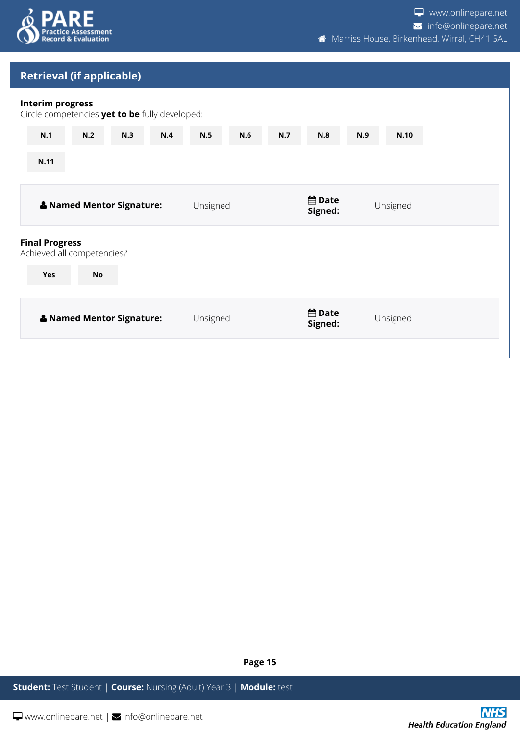## Retrieval (if applicable)

**Interim progress**
Circle competencies **yet to be** fully developed:

| N.1 | N.2 | N.3 | N.4 | N.5 | N.6 | N.7 | N.8 | N.9 | N.10 |
|---|---|---|---|---|---|---|---|---|---|
| N.11 | | | | | | | | | |

| **Named Mentor Signature:** | Unsigned | **Date Signed:** | Unsigned |
|---|---|---|---|

**Final Progress**
Achieved all competencies?

| Yes | No |
|---|---|

| **Named Mentor Signature:** | Unsigned | **Date Signed:** | Unsigned |
|---|---|---|---|

**Student:** Test Student | **Course:** Nursing (Adult) Year 3 | **Module:** test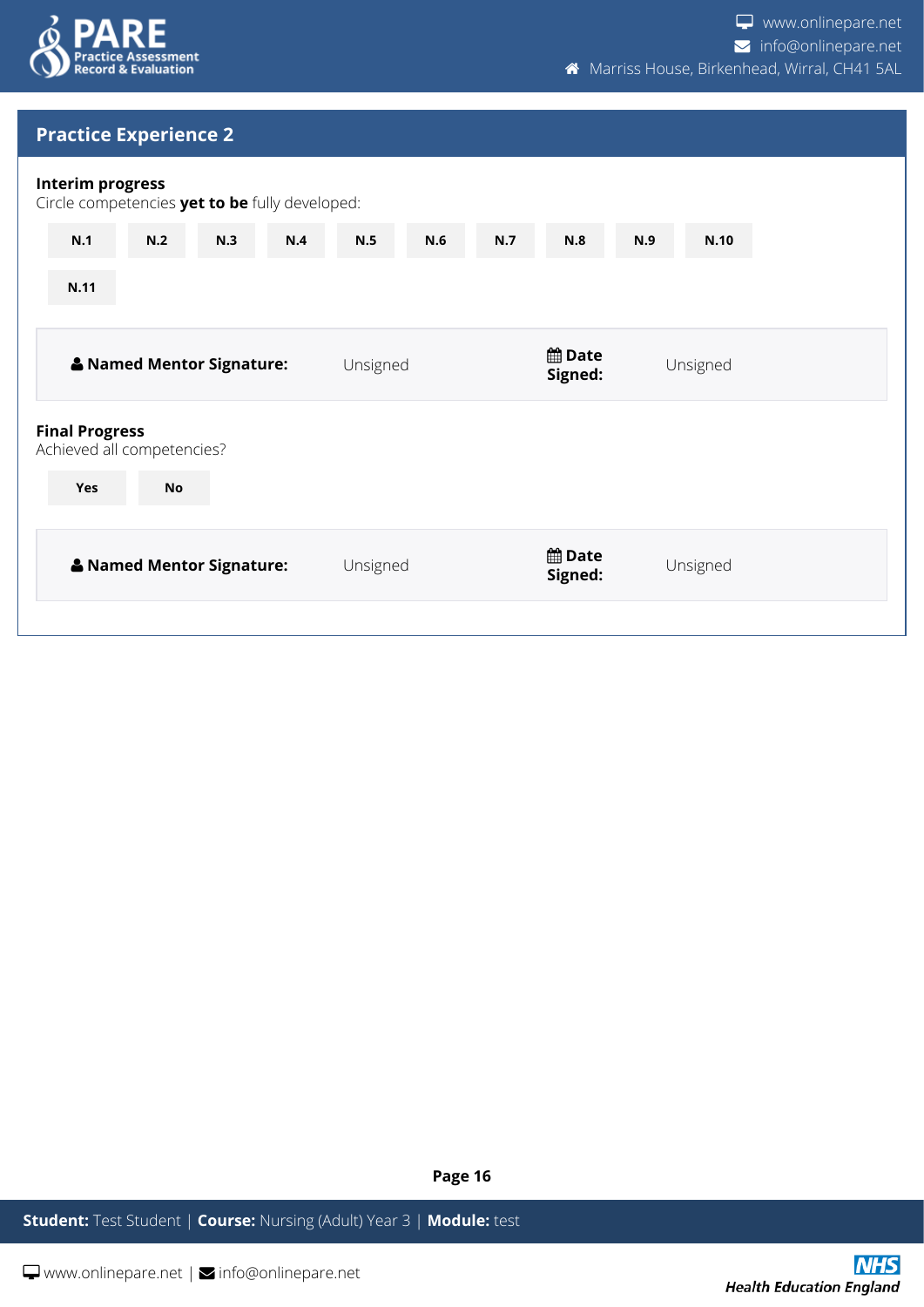## Practice Experience 2

**Interim progress**
Circle competencies **yet to be** fully developed:

N.1 N.2 N.3 N.4 N.5 N.6 N.7 N.8 N.9 N.10

N.11

| **Named Mentor Signature:** | Unsigned | **Date Signed:** | Unsigned |
| --- | --- | --- | --- |

**Final Progress**
Achieved all competencies?

Yes No

| **Named Mentor Signature:** | Unsigned | **Date Signed:** | Unsigned |
| --- | --- | --- | --- |

**Student:** Test Student | **Course:** Nursing (Adult) Year 3 | **Module:** test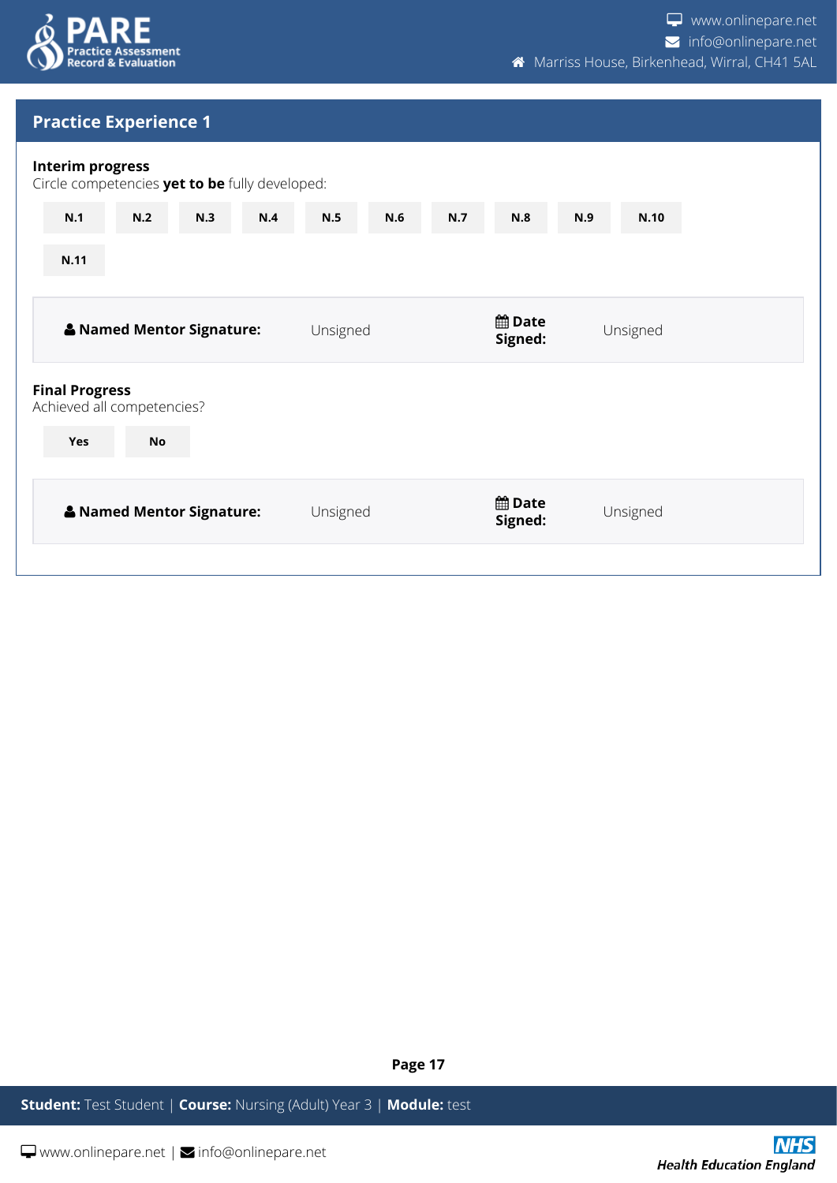## Practice Experience 1

**Interim progress**
Circle competencies **yet to be** fully developed:

N.1 | N.2 | N.3 | N.4 | N.5 | N.6 | N.7 | N.8 | N.9 | N.10 | N.11

| **Named Mentor Signature:** | Unsigned | **Date Signed:** | Unsigned |
|---|---|---|---|

**Final Progress**
Achieved all competencies?

Yes | No

| **Named Mentor Signature:** | Unsigned | **Date Signed:** | Unsigned |
|---|---|---|---|

**Student:** Test Student | **Course:** Nursing (Adult) Year 3 | **Module:** test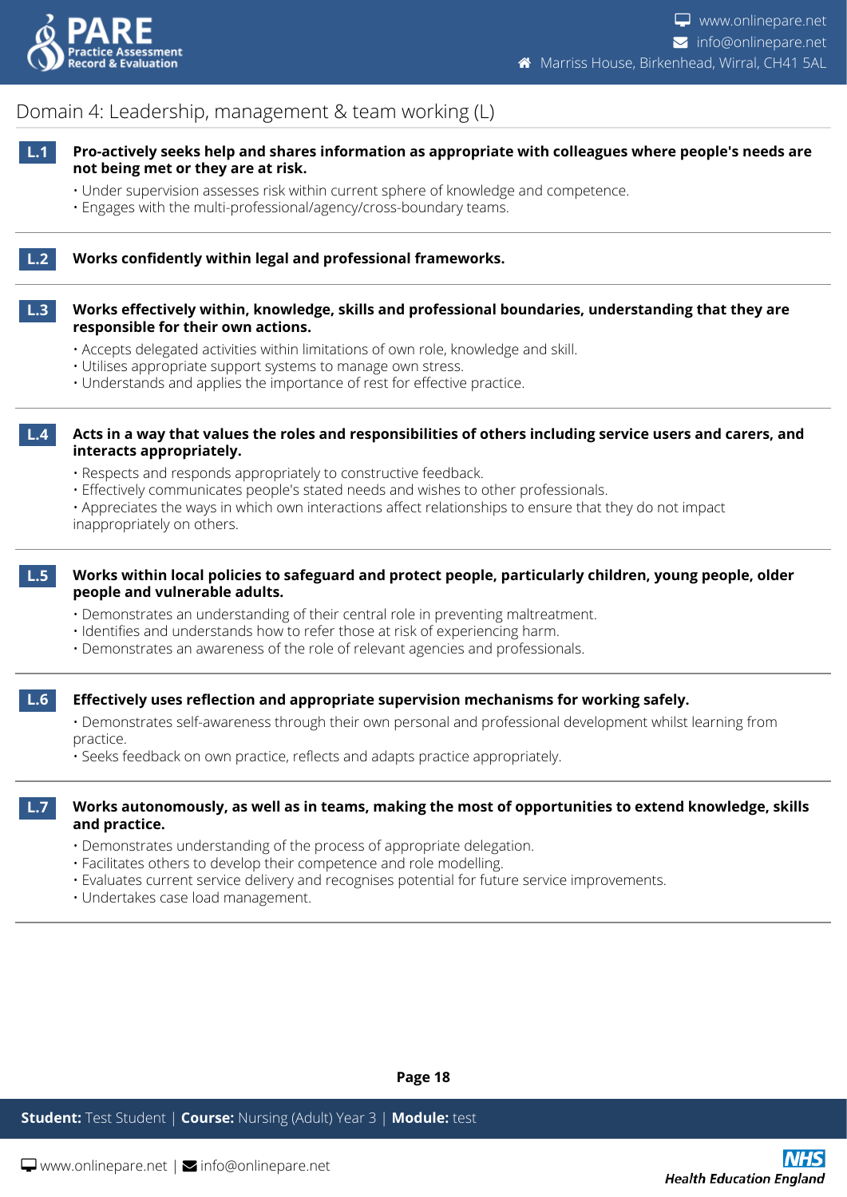## Domain 4: Leadership, management & team working (L)

**L.1** **Pro-actively seeks help and shares information as appropriate with colleagues where people's needs are not being met or they are at risk.**

- Under supervision assesses risk within current sphere of knowledge and competence.
- Engages with the multi-professional/agency/cross-boundary teams.

**L.2** **Works confidently within legal and professional frameworks.**

**L.3** **Works effectively within, knowledge, skills and professional boundaries, understanding that they are responsible for their own actions.**

- Accepts delegated activities within limitations of own role, knowledge and skill.
- Utilises appropriate support systems to manage own stress.
- Understands and applies the importance of rest for effective practice.

**L.4** **Acts in a way that values the roles and responsibilities of others including service users and carers, and interacts appropriately.**

- Respects and responds appropriately to constructive feedback.
- Effectively communicates people's stated needs and wishes to other professionals.
- Appreciates the ways in which own interactions affect relationships to ensure that they do not impact inappropriately on others.

**L.5** **Works within local policies to safeguard and protect people, particularly children, young people, older people and vulnerable adults.**

- Demonstrates an understanding of their central role in preventing maltreatment.
- Identifies and understands how to refer those at risk of experiencing harm.
- Demonstrates an awareness of the role of relevant agencies and professionals.

**L.6** **Effectively uses reflection and appropriate supervision mechanisms for working safely.**

- Demonstrates self-awareness through their own personal and professional development whilst learning from practice.
- Seeks feedback on own practice, reflects and adapts practice appropriately.

**L.7** **Works autonomously, as well as in teams, making the most of opportunities to extend knowledge, skills and practice.**

- Demonstrates understanding of the process of appropriate delegation.
- Facilitates others to develop their competence and role modelling.
- Evaluates current service delivery and recognises potential for future service improvements.
- Undertakes case load management.

**Student:** Test Student | **Course:** Nursing (Adult) Year 3 | **Module:** test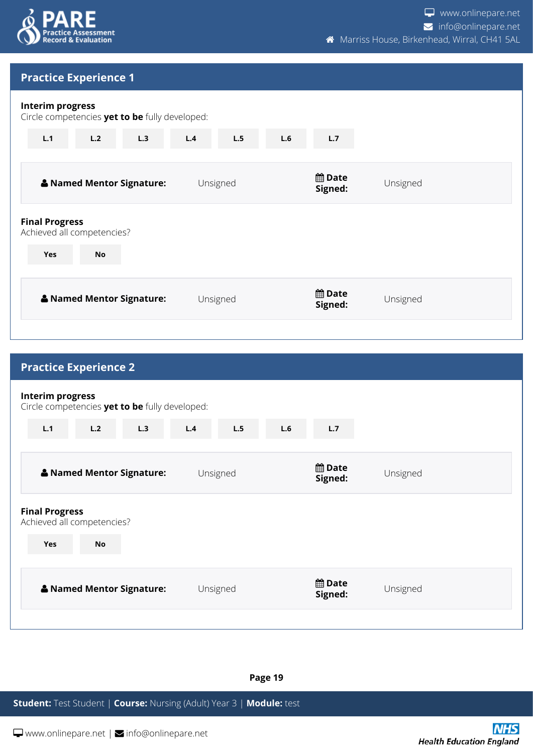## Practice Experience 1

**Interim progress**
Circle competencies **yet to be** fully developed:

L.1 L.2 L.3 L.4 L.5 L.6 L.7

| **Named Mentor Signature:** | Unsigned | **Date Signed:** | Unsigned |
|---|---|---|---|

**Final Progress**
Achieved all competencies?

Yes No

| **Named Mentor Signature:** | Unsigned | **Date Signed:** | Unsigned |
|---|---|---|---|

## Practice Experience 2

**Interim progress**
Circle competencies **yet to be** fully developed:

L.1 L.2 L.3 L.4 L.5 L.6 L.7

| **Named Mentor Signature:** | Unsigned | **Date Signed:** | Unsigned |
|---|---|---|---|

**Final Progress**
Achieved all competencies?

Yes No

| **Named Mentor Signature:** | Unsigned | **Date Signed:** | Unsigned |
|---|---|---|---|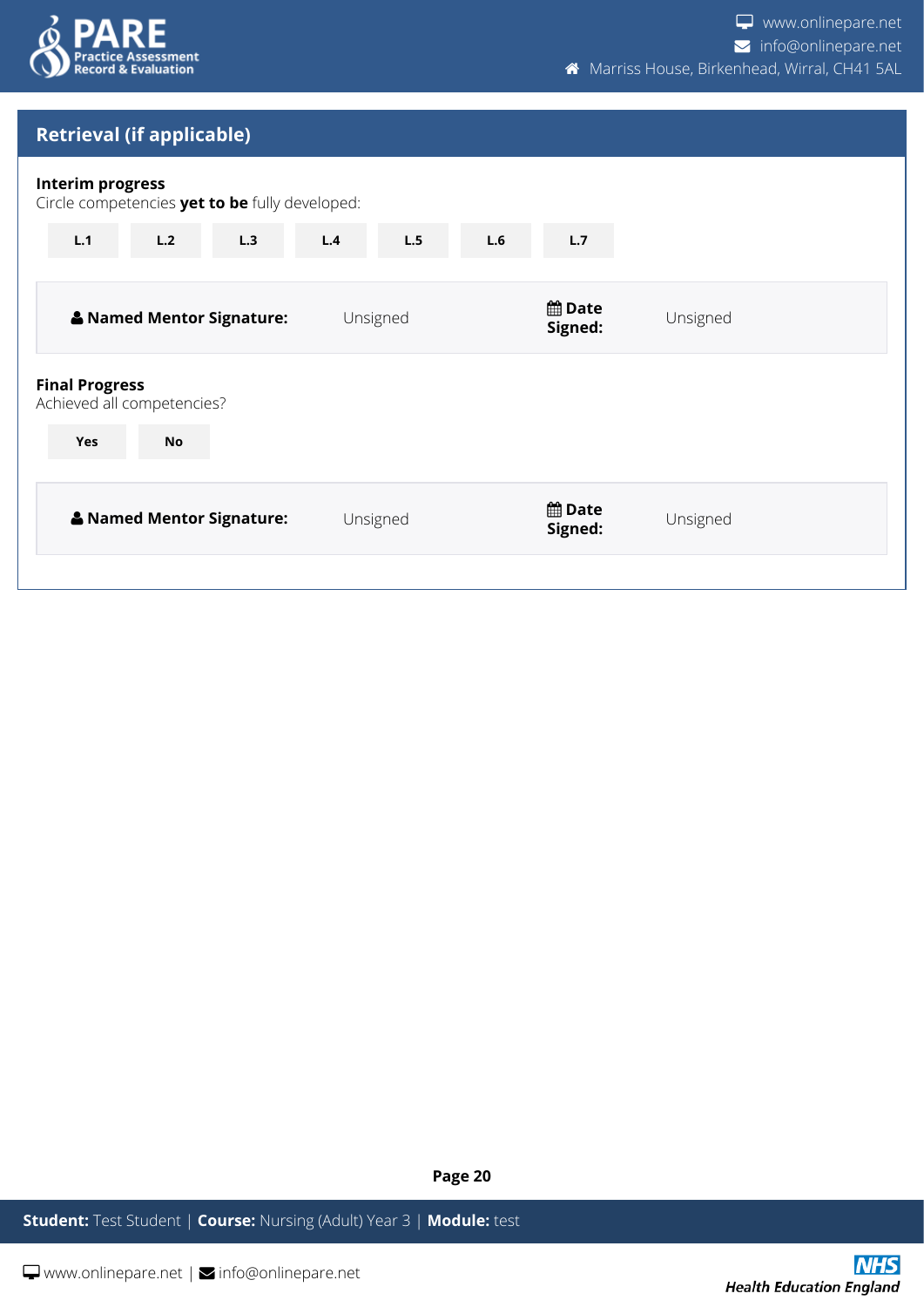## Retrieval (if applicable)

**Interim progress**

Circle competencies **yet to be** fully developed:

| L.1 | L.2 | L.3 | L.4 | L.5 | L.6 | L.7 |
|---|---|---|---|---|---|---|

| **Named Mentor Signature:** | Unsigned | **Date Signed:** | Unsigned |
|---|---|---|---|

**Final Progress**

Achieved all competencies?

| Yes | No |
|---|---|

| **Named Mentor Signature:** | Unsigned | **Date Signed:** | Unsigned |
|---|---|---|---|

**Student:** Test Student | **Course:** Nursing (Adult) Year 3 | **Module:** test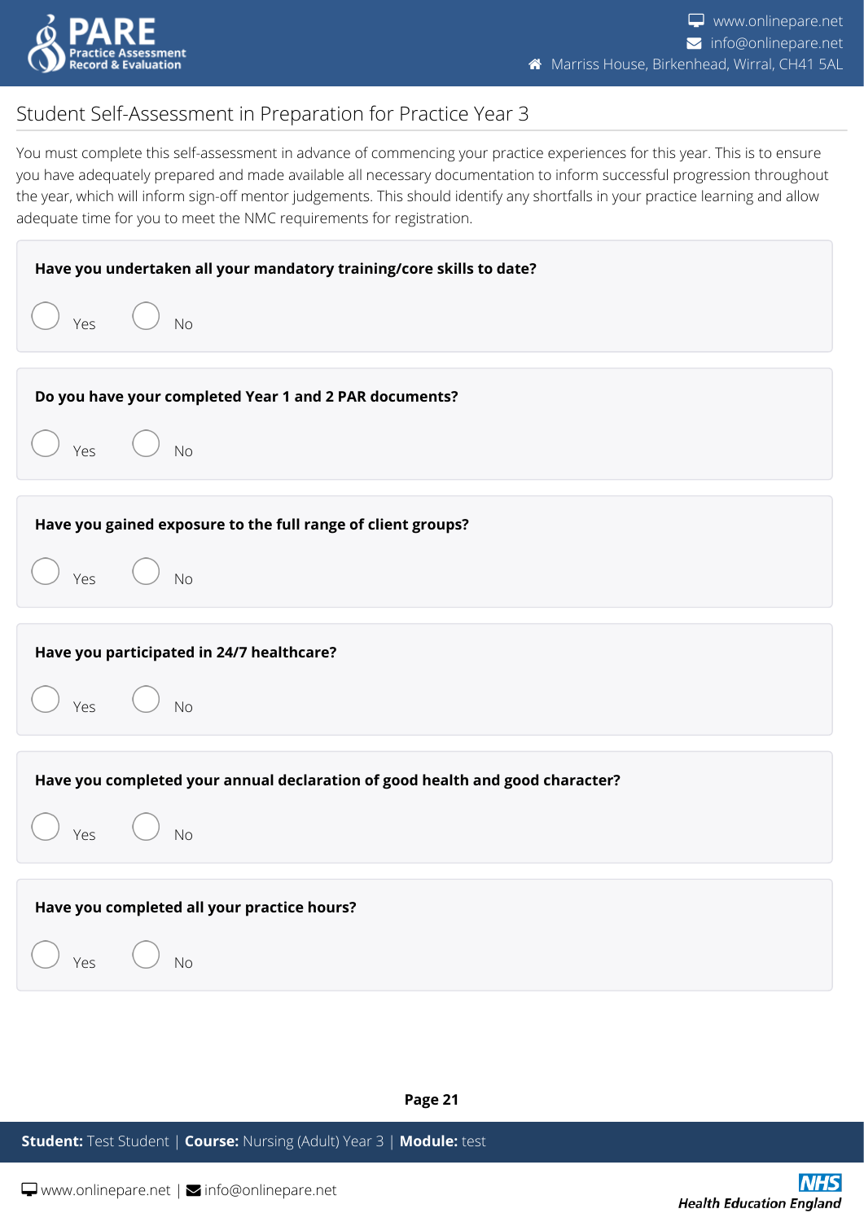## Student Self-Assessment in Preparation for Practice Year 3

You must complete this self-assessment in advance of commencing your practice experiences for this year. This is to ensure you have adequately prepared and made available all necessary documentation to inform successful progression throughout the year, which will inform sign-off mentor judgements. This should identify any shortfalls in your practice learning and allow adequate time for you to meet the NMC requirements for registration.

**Have you undertaken all your mandatory training/core skills to date?**

- [ ] Yes
- [ ] No

**Do you have your completed Year 1 and 2 PAR documents?**

- [ ] Yes
- [ ] No

**Have you gained exposure to the full range of client groups?**

- [ ] Yes
- [ ] No

**Have you participated in 24/7 healthcare?**

- [ ] Yes
- [ ] No

**Have you completed your annual declaration of good health and good character?**

- [ ] Yes
- [ ] No

**Have you completed all your practice hours?**

- [ ] Yes
- [ ] No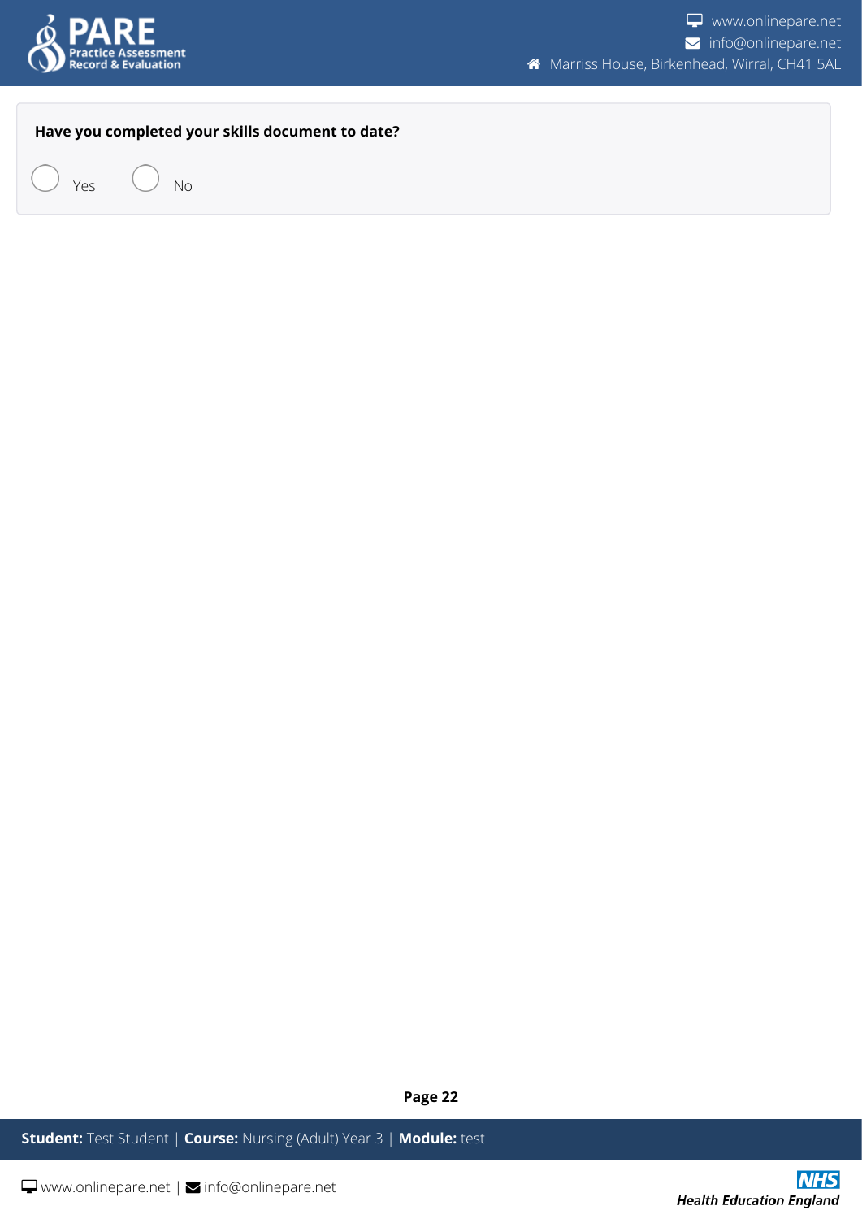**Have you completed your skills document to date?**

- ○ Yes
- ○ No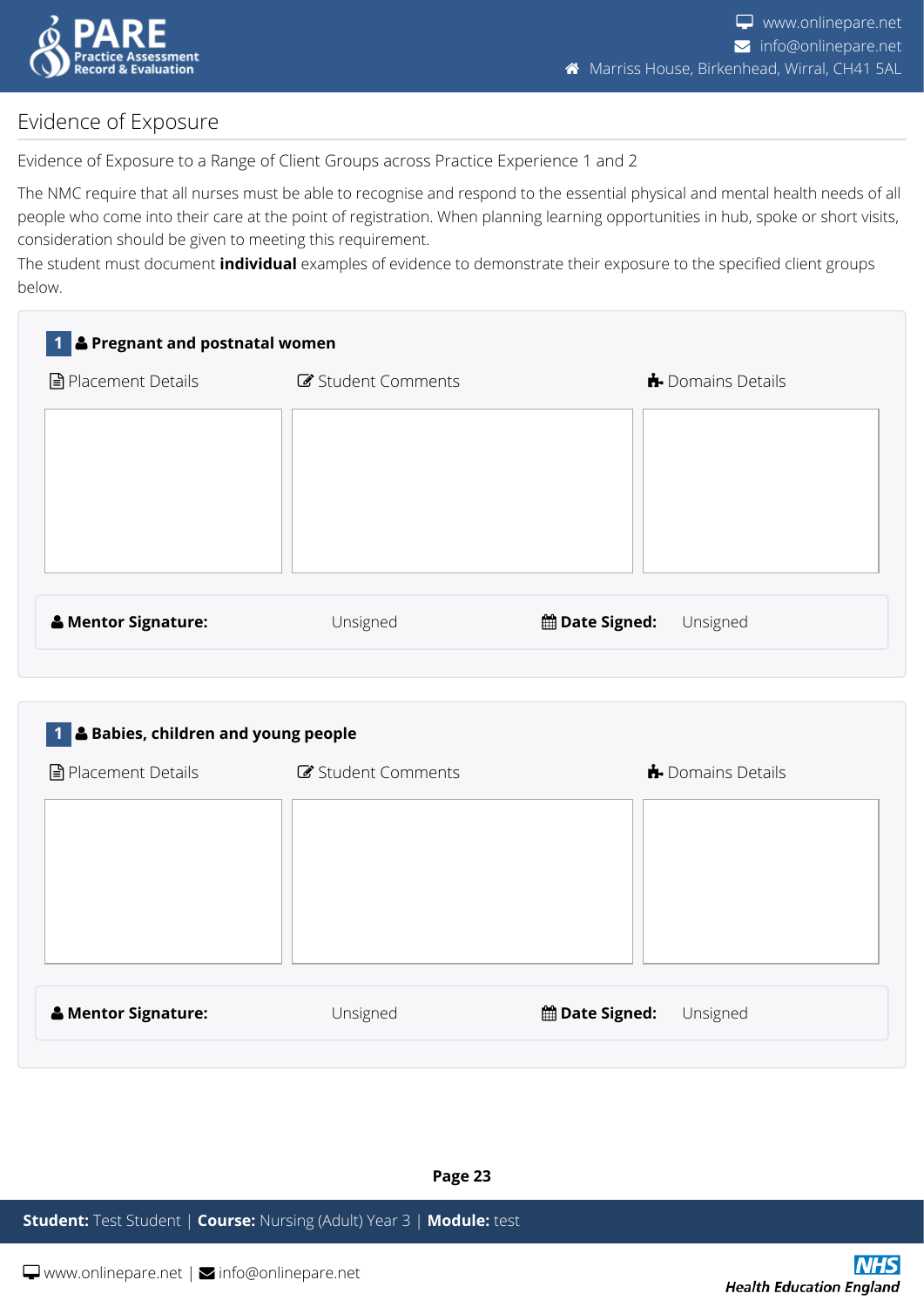## Evidence of Exposure

Evidence of Exposure to a Range of Client Groups across Practice Experience 1 and 2

The NMC require that all nurses must be able to recognise and respond to the essential physical and mental health needs of all people who come into their care at the point of registration. When planning learning opportunities in hub, spoke or short visits, consideration should be given to meeting this requirement.

The student must document **individual** examples of evidence to demonstrate their exposure to the specified client groups below.

### 1 Pregnant and postnatal women

| Placement Details | Student Comments | Domains Details |
| --- | --- | --- |
| | | |

**Mentor Signature:** Unsigned **Date Signed:** Unsigned

### 1 Babies, children and young people

| Placement Details | Student Comments | Domains Details |
| --- | --- | --- |
| | | |

**Mentor Signature:** Unsigned **Date Signed:** Unsigned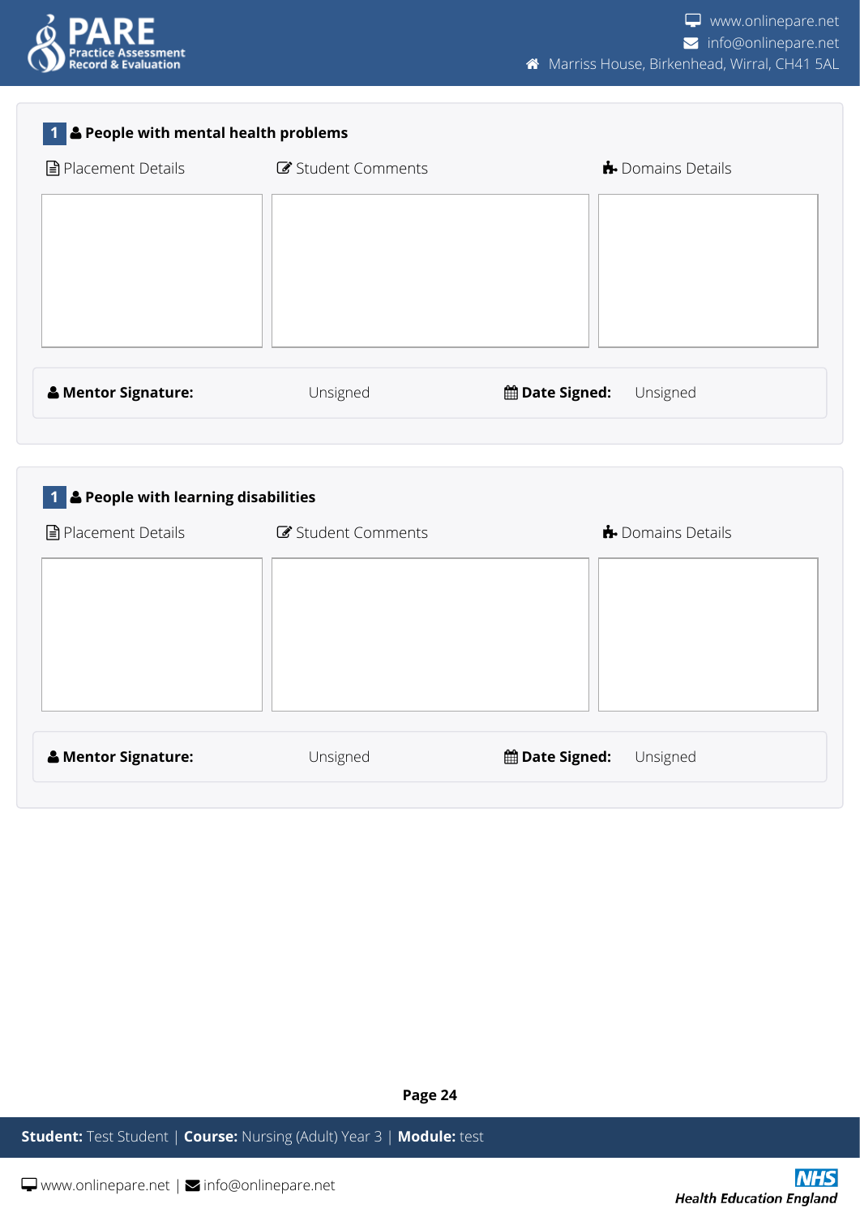## 1 People with mental health problems

| Placement Details | Student Comments | Domains Details |
|---|---|---|
| | | |

**Mentor Signature:** Unsigned **Date Signed:** Unsigned

## 1 People with learning disabilities

| Placement Details | Student Comments | Domains Details |
|---|---|---|
| | | |

**Mentor Signature:** Unsigned **Date Signed:** Unsigned

**Student:** Test Student | **Course:** Nursing (Adult) Year 3 | **Module:** test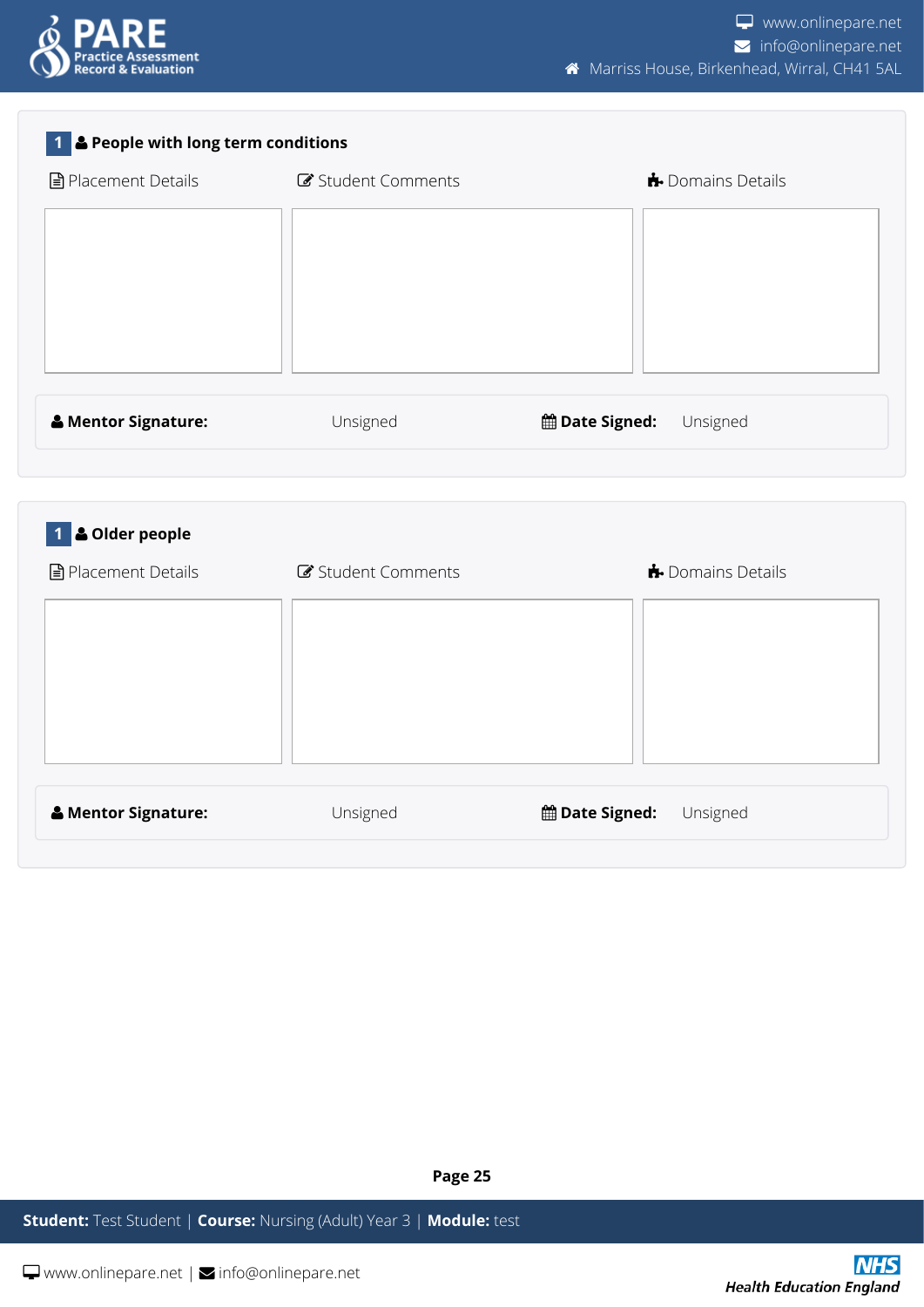## 1 People with long term conditions

| Placement Details | Student Comments | Domains Details |
|---|---|---|
| | | |

**Mentor Signature:** Unsigned **Date Signed:** Unsigned

## 1 Older people

| Placement Details | Student Comments | Domains Details |
|---|---|---|
| | | |

**Mentor Signature:** Unsigned **Date Signed:** Unsigned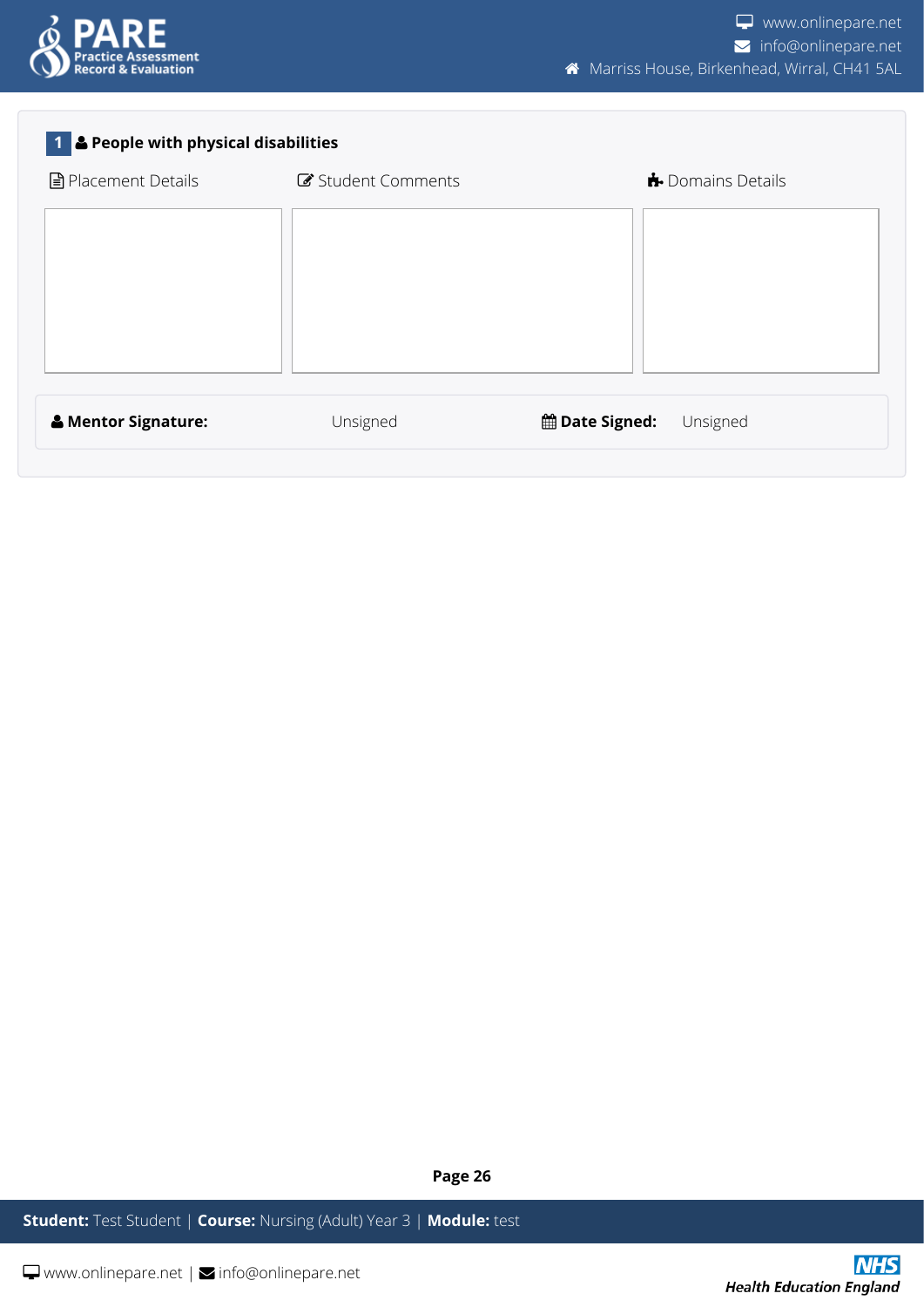## 1 People with physical disabilities

| Placement Details | Student Comments | Domains Details |
| --- | --- | --- |
| | | |

**Mentor Signature:** Unsigned **Date Signed:** Unsigned

**Student:** Test Student | **Course:** Nursing (Adult) Year 3 | **Module:** test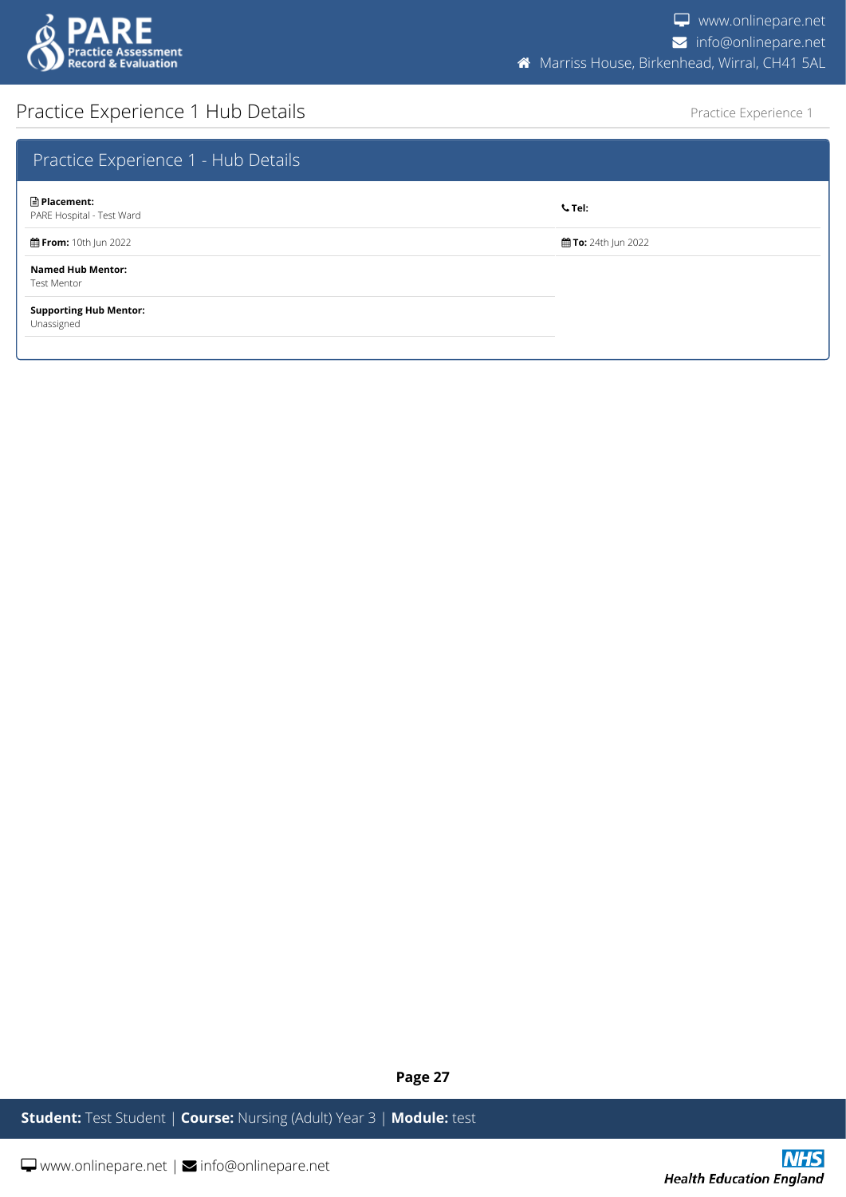# Practice Experience 1 Hub Details

## Practice Experience 1 - Hub Details

| | |
|---|---|
| **Placement:** PARE Hospital - Test Ward | **Tel:** |
| **From:** 10th Jun 2022 | **To:** 24th Jun 2022 |
| **Named Hub Mentor:** Test Mentor | |
| **Supporting Hub Mentor:** Unassigned | |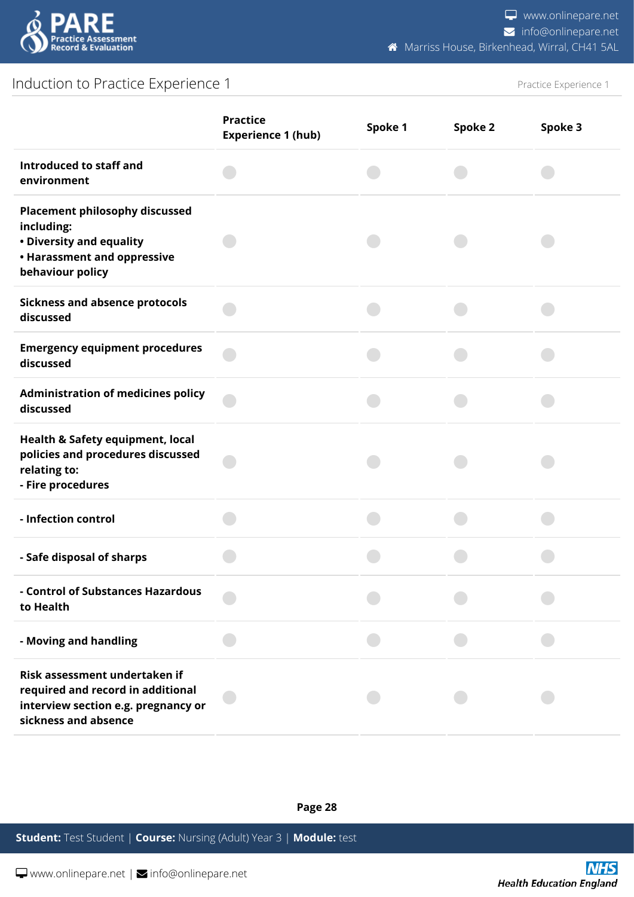## Induction to Practice Experience 1

| | Practice Experience 1 (hub) | Spoke 1 | Spoke 2 | Spoke 3 |
|---|---|---|---|---|
| **Introduced to staff and environment** | | | | |
| **Placement philosophy discussed including:<br>• Diversity and equality<br>• Harassment and oppressive behaviour policy** | | | | |
| **Sickness and absence protocols discussed** | | | | |
| **Emergency equipment procedures discussed** | | | | |
| **Administration of medicines policy discussed** | | | | |
| **Health & Safety equipment, local policies and procedures discussed relating to:<br>- Fire procedures** | | | | |
| **- Infection control** | | | | |
| **- Safe disposal of sharps** | | | | |
| **- Control of Substances Hazardous to Health** | | | | |
| **- Moving and handling** | | | | |
| **Risk assessment undertaken if required and record in additional interview section e.g. pregnancy or sickness and absence** | | | | |

**Student:** Test Student | **Course:** Nursing (Adult) Year 3 | **Module:** test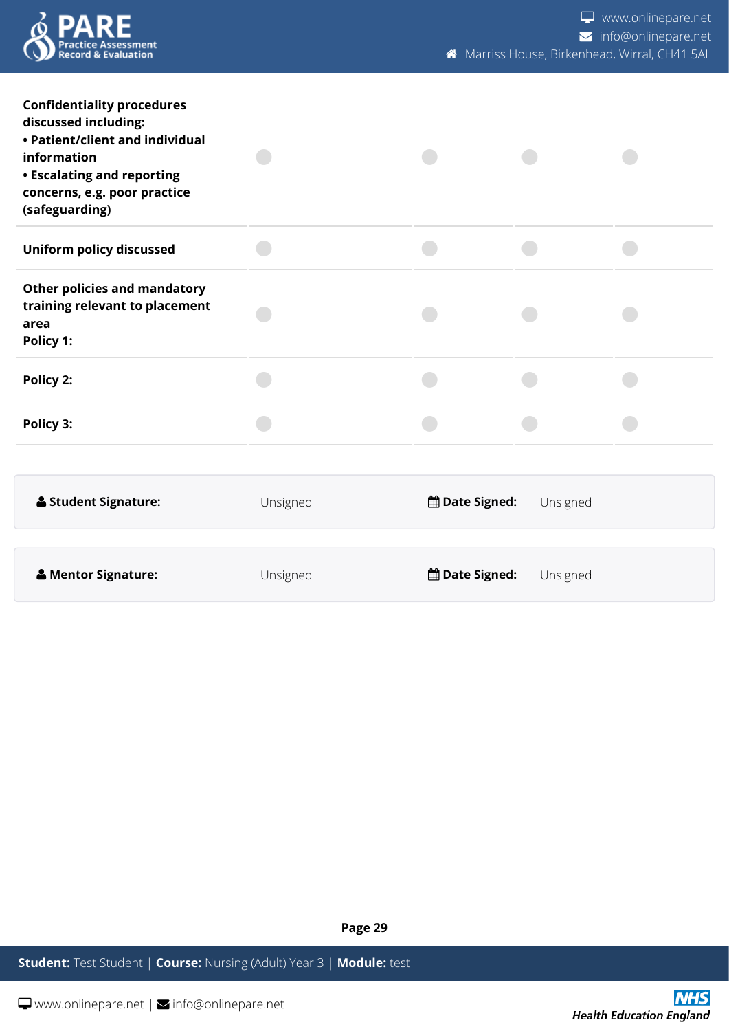| | | | | |
|---|---|---|---|---|
| **Confidentiality procedures discussed including:**<br>**• Patient/client and individual information**<br>**• Escalating and reporting concerns, e.g. poor practice (safeguarding)** | ○ | ○ | ○ | ○ |
| **Uniform policy discussed** | ○ | ○ | ○ | ○ |
| **Other policies and mandatory training relevant to placement area**<br>**Policy 1:** | ○ | ○ | ○ | ○ |
| **Policy 2:** | ○ | ○ | ○ | ○ |
| **Policy 3:** | ○ | ○ | ○ | ○ |

| | | | |
|---|---|---|---|
| **Student Signature:** | Unsigned | **Date Signed:** | Unsigned |

| | | | |
|---|---|---|---|
| **Mentor Signature:** | Unsigned | **Date Signed:** | Unsigned |

**Student:** Test Student | **Course:** Nursing (Adult) Year 3 | **Module:** test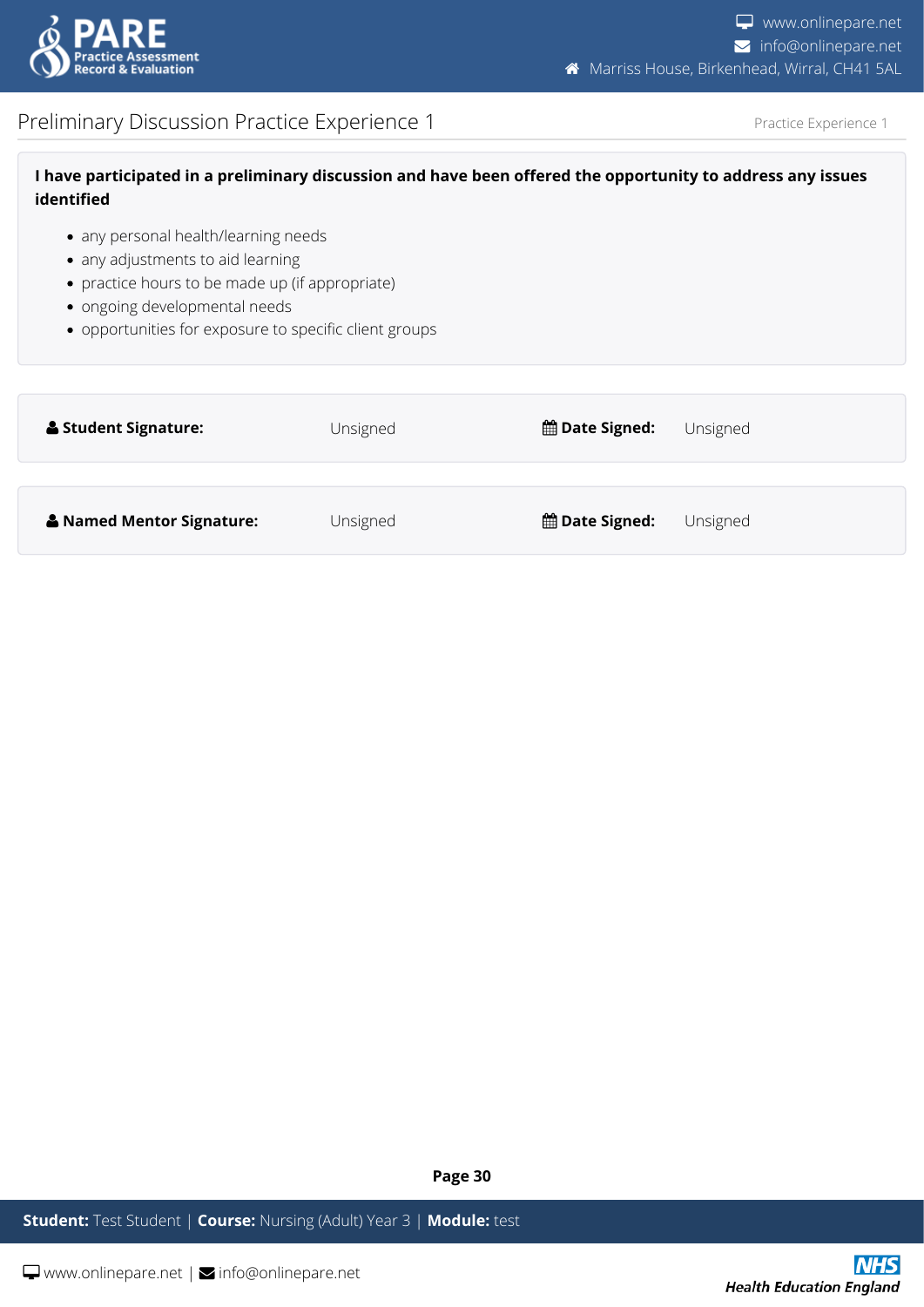# Preliminary Discussion Practice Experience 1

**I have participated in a preliminary discussion and have been offered the opportunity to address any issues identified**

- any personal health/learning needs
- any adjustments to aid learning
- practice hours to be made up (if appropriate)
- ongoing developmental needs
- opportunities for exposure to specific client groups

| **Student Signature:** | Unsigned | **Date Signed:** | Unsigned |
|---|---|---|---|

| **Named Mentor Signature:** | Unsigned | **Date Signed:** | Unsigned |
|---|---|---|---|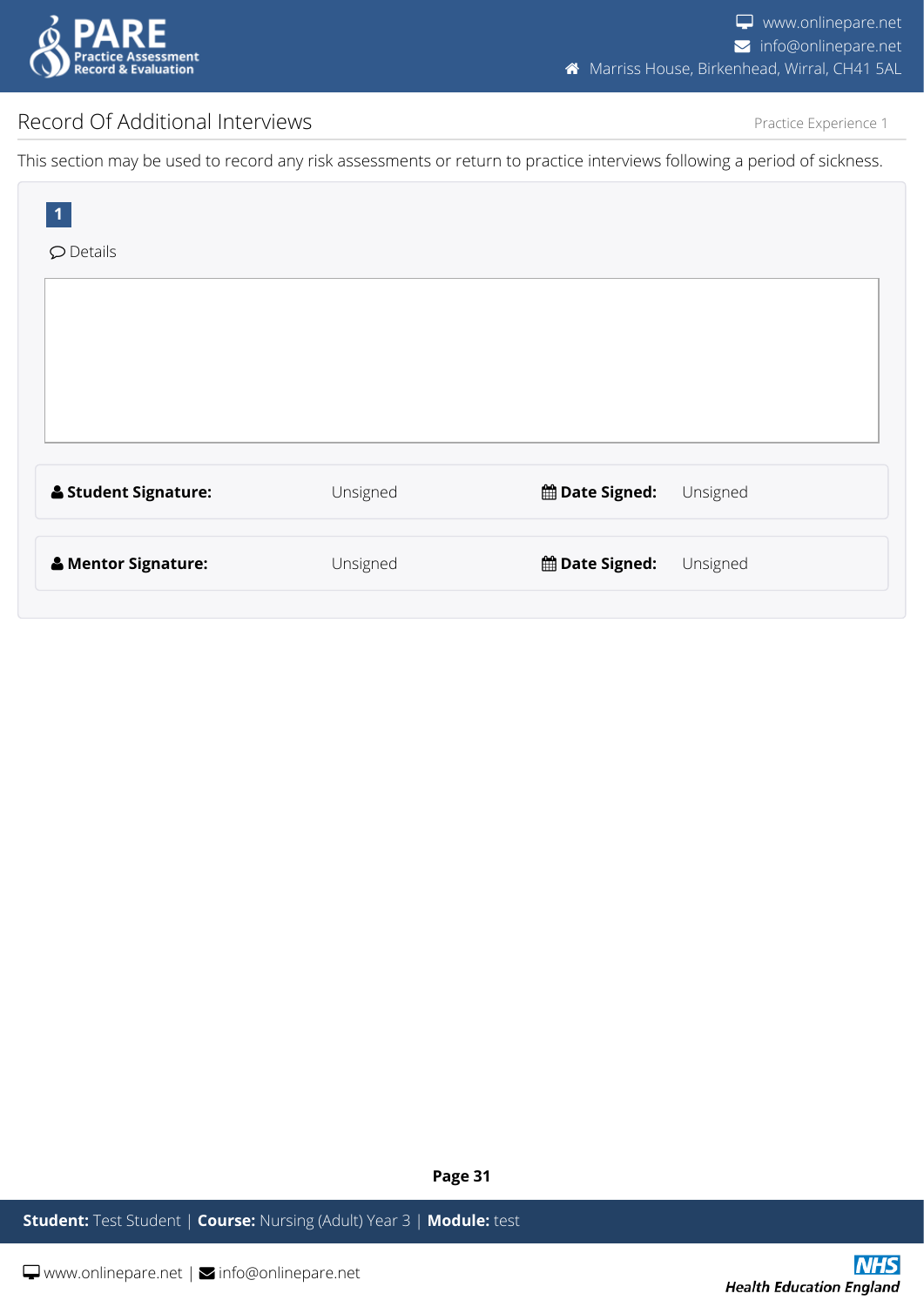## Record Of Additional Interviews

Practice Experience 1

This section may be used to record any risk assessments or return to practice interviews following a period of sickness.

**1**

Details

| **Student Signature:** | Unsigned | **Date Signed:** | Unsigned |
|---|---|---|---|
| **Mentor Signature:** | Unsigned | **Date Signed:** | Unsigned |

**Student:** Test Student | **Course:** Nursing (Adult) Year 3 | **Module:** test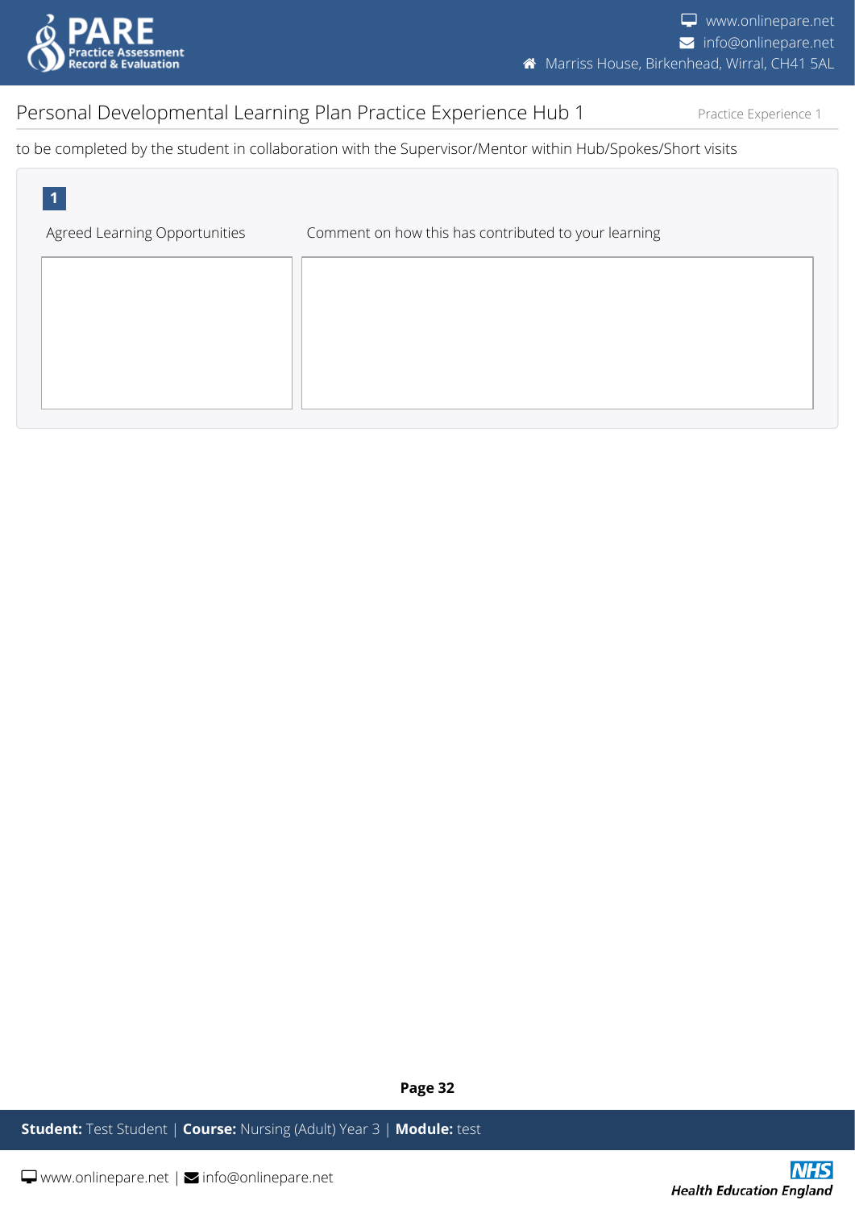## Personal Developmental Learning Plan Practice Experience Hub 1

Practice Experience 1

to be completed by the student in collaboration with the Supervisor/Mentor within Hub/Spokes/Short visits

**1**

| Agreed Learning Opportunities | Comment on how this has contributed to your learning |
| --- | --- |
| | |

**Student:** Test Student | **Course:** Nursing (Adult) Year 3 | **Module:** test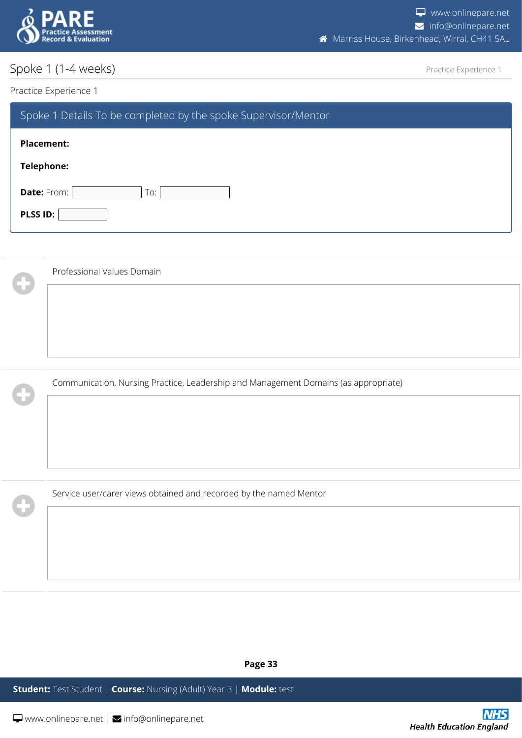## Spoke 1 (1-4 weeks)

Practice Experience 1

### Spoke 1 Details To be completed by the spoke Supervisor/Mentor

**Placement:**

**Telephone:**

**Date:** From: ______ To: ______

**PLSS ID:** ______

Professional Values Domain

Communication, Nursing Practice, Leadership and Management Domains (as appropriate)

Service user/carer views obtained and recorded by the named Mentor

**Student:** Test Student | **Course:** Nursing (Adult) Year 3 | **Module:** test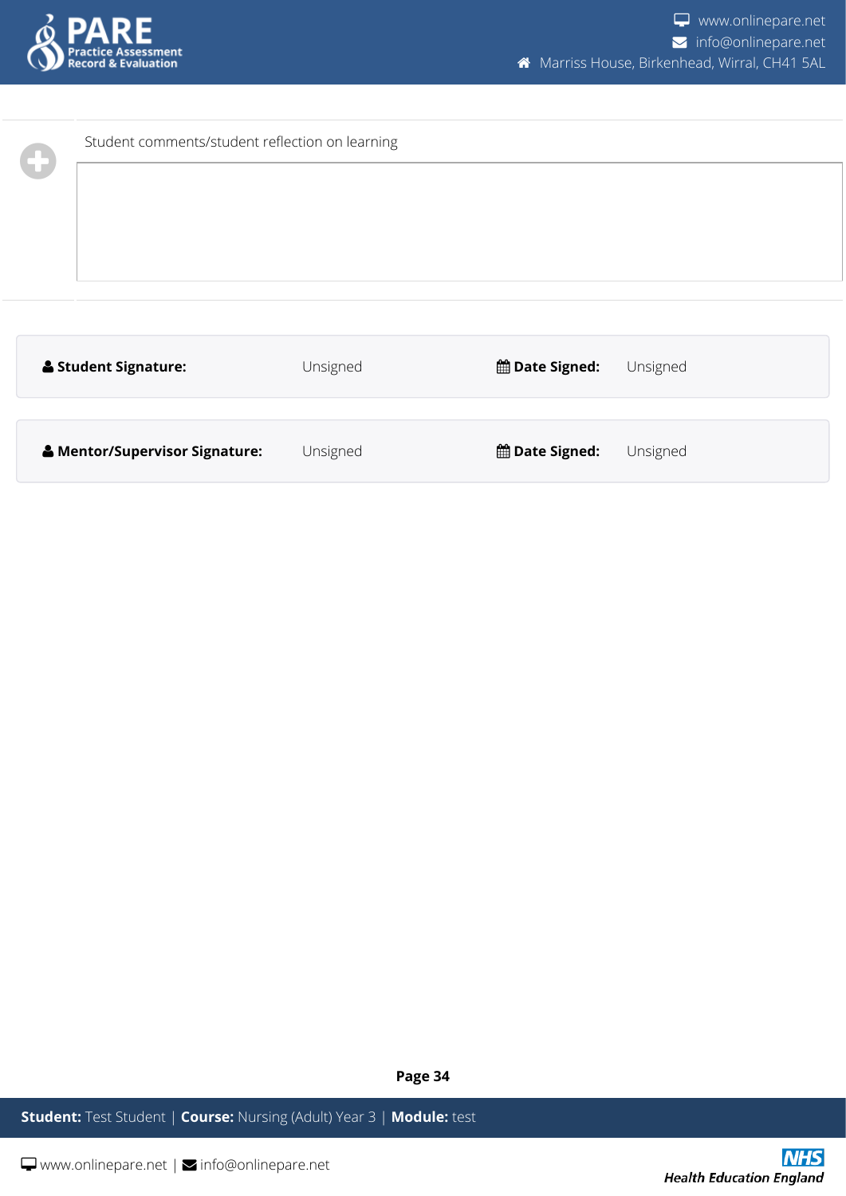Student comments/student reflection on learning

| | | | |
|---|---|---|---|
| **Student Signature:** | Unsigned | **Date Signed:** | Unsigned |

| | | | |
|---|---|---|---|
| **Mentor/Supervisor Signature:** | Unsigned | **Date Signed:** | Unsigned |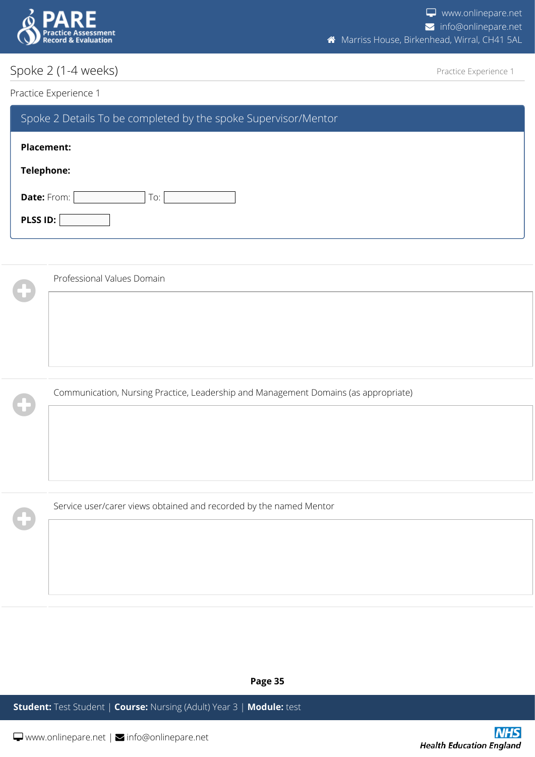## Spoke 2 (1-4 weeks)

Practice Experience 1

### Spoke 2 Details To be completed by the spoke Supervisor/Mentor

**Placement:**

**Telephone:**

**Date:** From: \_\_\_\_\_\_\_\_ To: \_\_\_\_\_\_\_\_

**PLSS ID:** \_\_\_\_\_\_\_\_

Professional Values Domain

Communication, Nursing Practice, Leadership and Management Domains (as appropriate)

Service user/carer views obtained and recorded by the named Mentor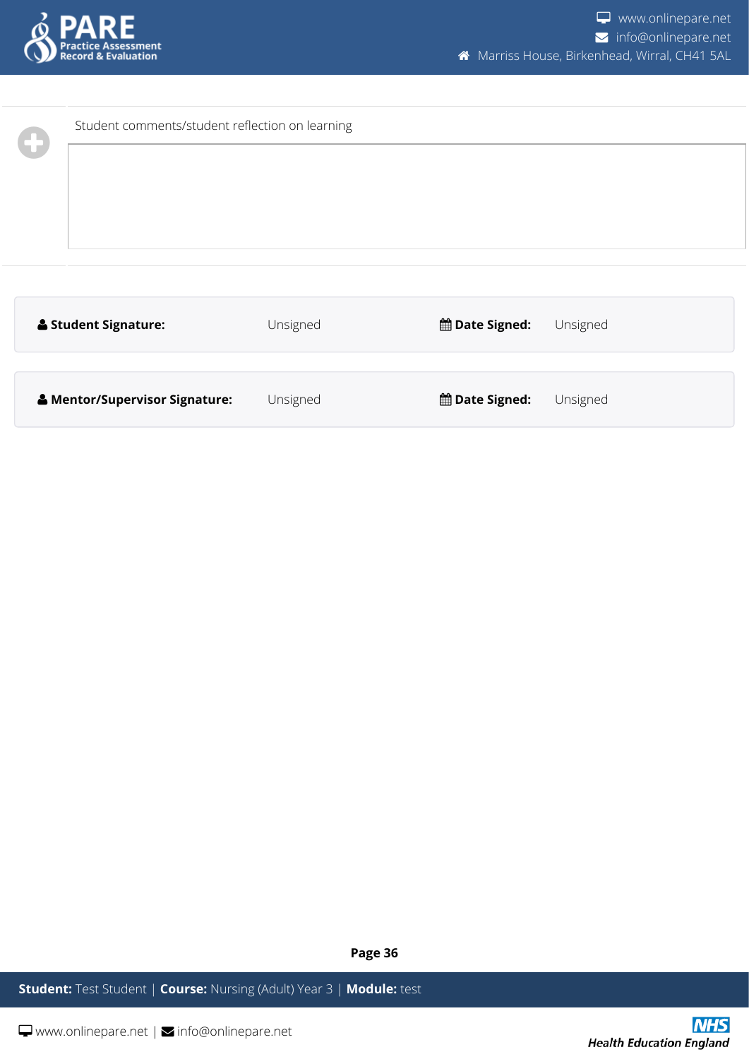Student comments/student reflection on learning

| | | | |
|---|---|---|---|
| **Student Signature:** | Unsigned | **Date Signed:** | Unsigned |

| | | | |
|---|---|---|---|
| **Mentor/Supervisor Signature:** | Unsigned | **Date Signed:** | Unsigned |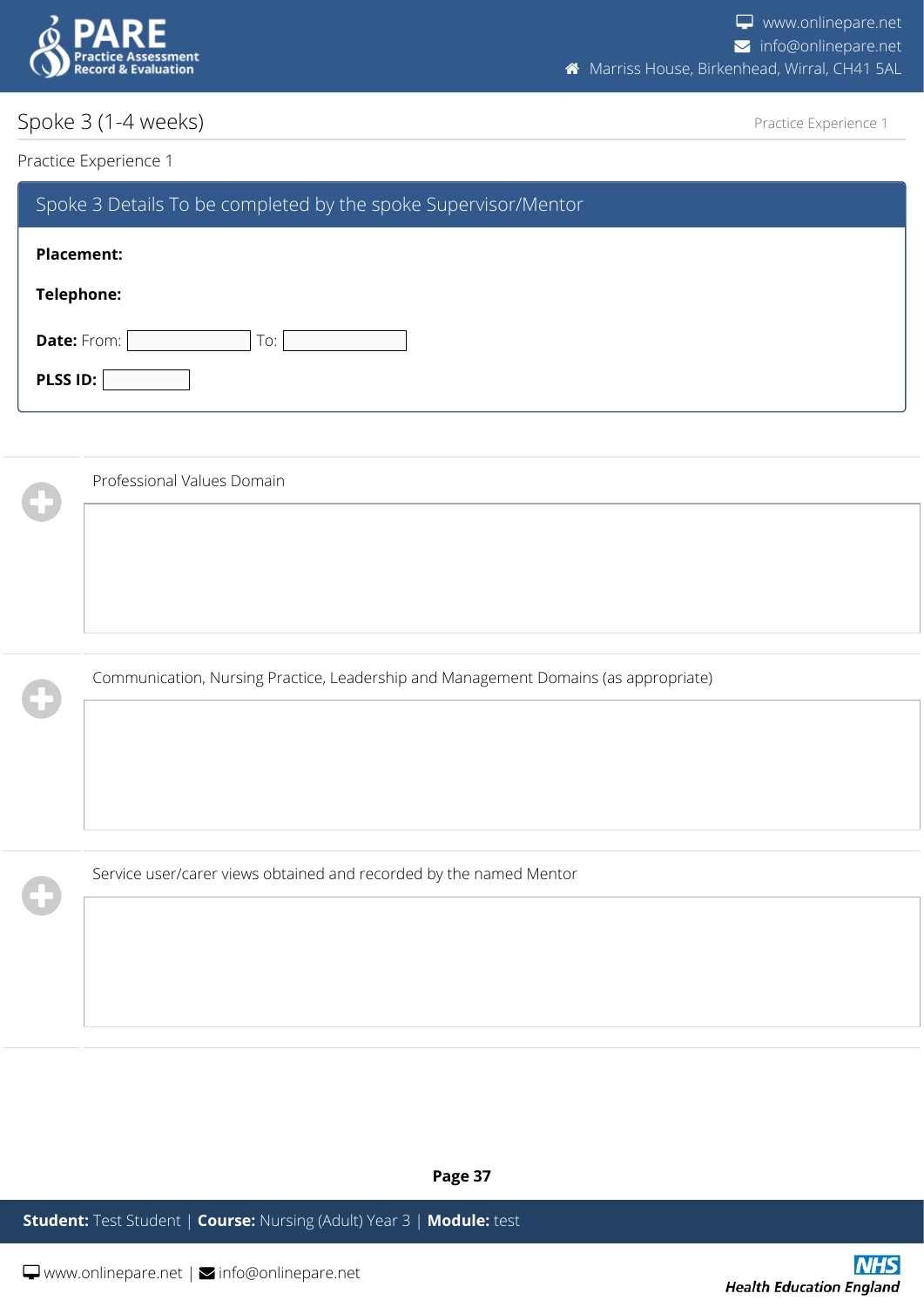# Spoke 3 (1-4 weeks)

Practice Experience 1

## Spoke 3 Details To be completed by the spoke Supervisor/Mentor

**Placement:**

**Telephone:**

**Date:** From: ______ To: ______

**PLSS ID:** ______

Professional Values Domain

Communication, Nursing Practice, Leadership and Management Domains (as appropriate)

Service user/carer views obtained and recorded by the named Mentor

**Student:** Test Student | **Course:** Nursing (Adult) Year 3 | **Module:** test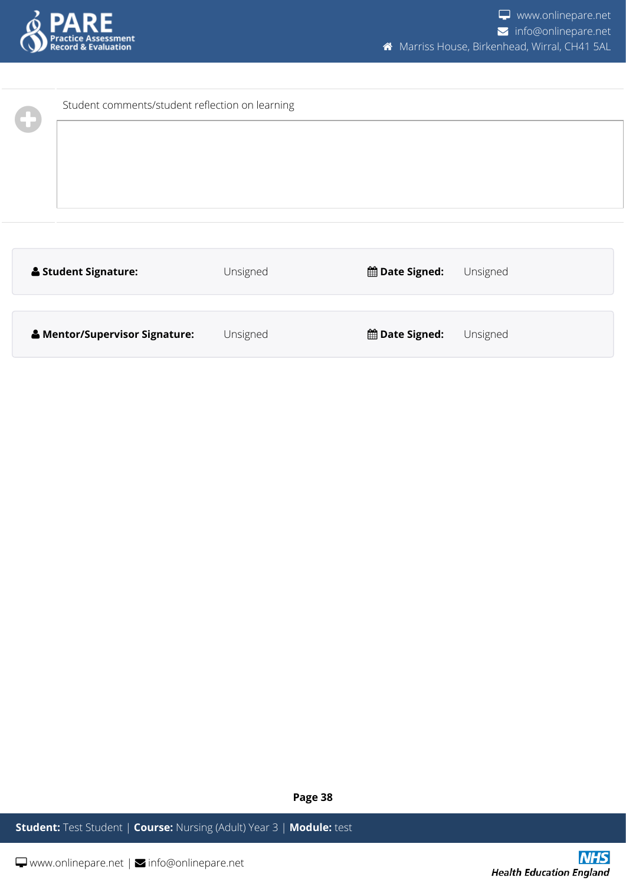Student comments/student reflection on learning

| **Student Signature:** | Unsigned | **Date Signed:** | Unsigned |
|---|---|---|---|
| **Mentor/Supervisor Signature:** | Unsigned | **Date Signed:** | Unsigned |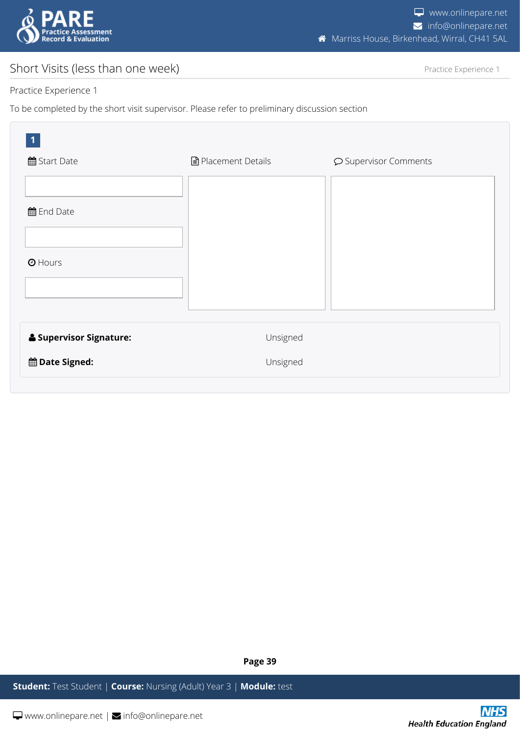## Short Visits (less than one week)

Practice Experience 1

To be completed by the short visit supervisor. Please refer to preliminary discussion section

**1**

| Start Date | Placement Details | Supervisor Comments |
|---|---|---|
| | | |
| **End Date** | | |
| | | |
| **Hours** | | |
| | | |

**Supervisor Signature:** Unsigned

**Date Signed:** Unsigned

**Student:** Test Student | **Course:** Nursing (Adult) Year 3 | **Module:** test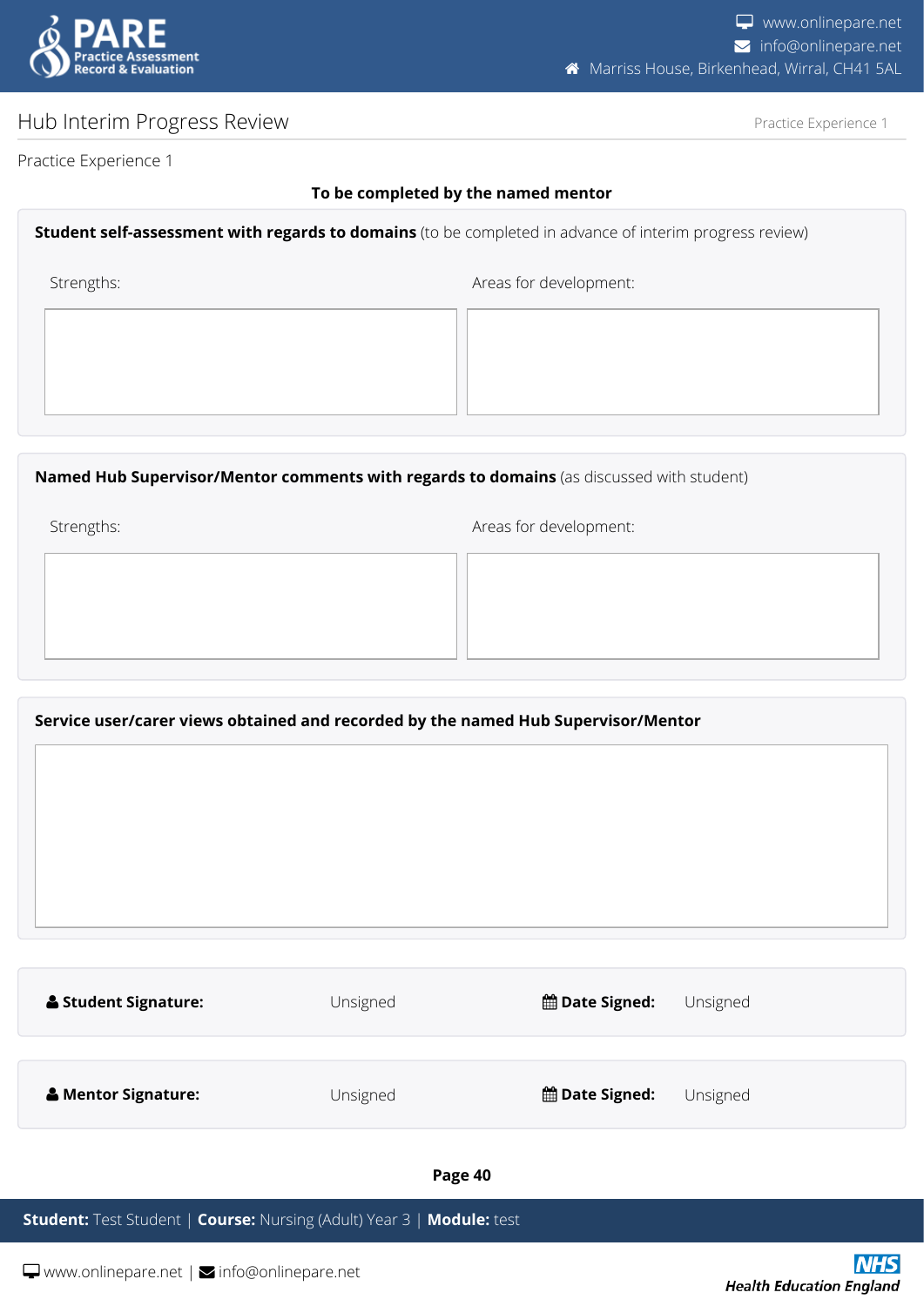# Hub Interim Progress Review

Practice Experience 1

**To be completed by the named mentor**

**Student self-assessment with regards to domains** (to be completed in advance of interim progress review)

| Strengths: | Areas for development: |
|---|---|
| | |

**Named Hub Supervisor/Mentor comments with regards to domains** (as discussed with student)

| Strengths: | Areas for development: |
|---|---|
| | |

**Service user/carer views obtained and recorded by the named Hub Supervisor/Mentor**

| **Student Signature:** | Unsigned | **Date Signed:** | Unsigned |
|---|---|---|---|
| **Mentor Signature:** | Unsigned | **Date Signed:** | Unsigned |

**Student:** Test Student | **Course:** Nursing (Adult) Year 3 | **Module:** test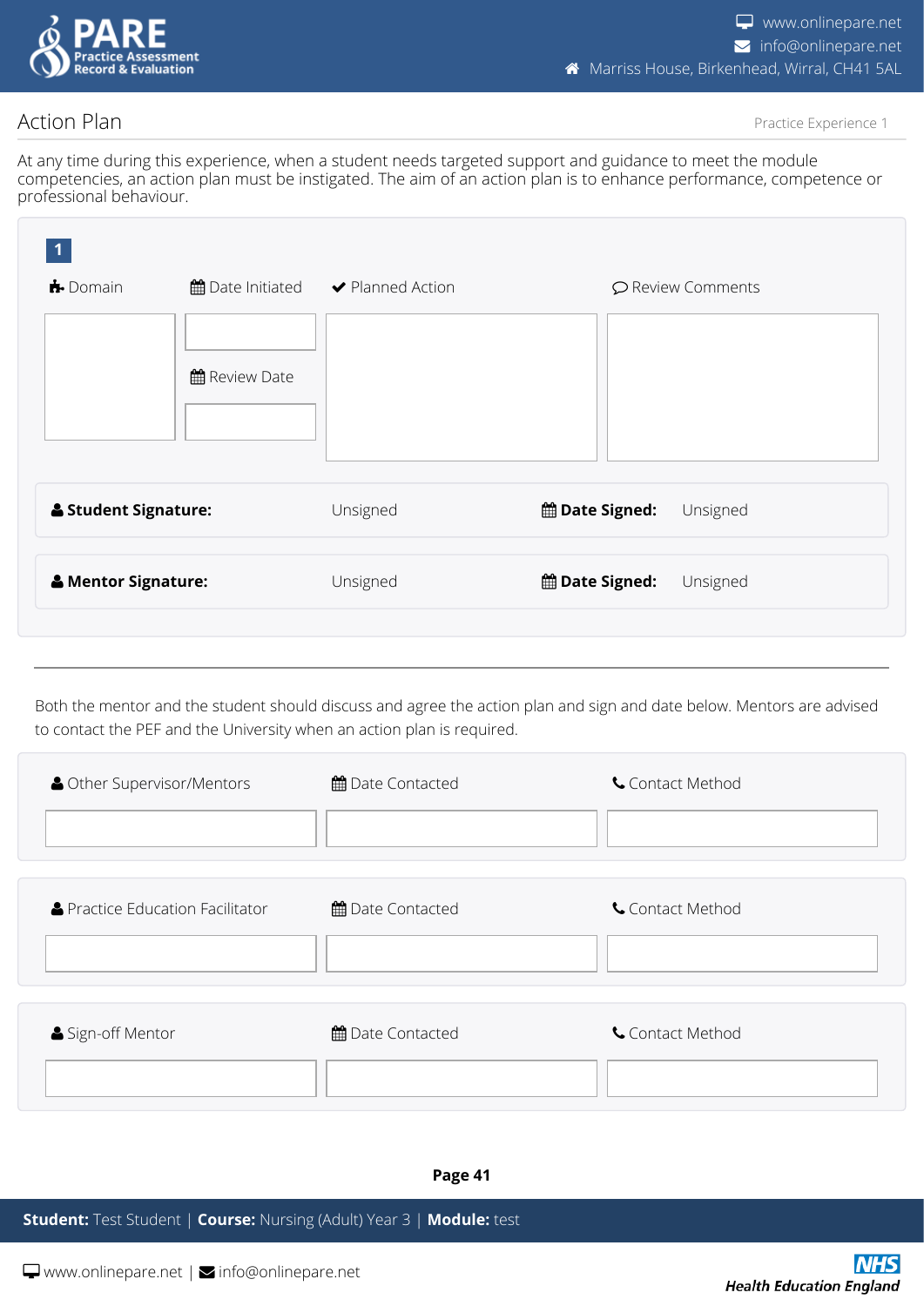## Action Plan

Practice Experience 1

At any time during this experience, when a student needs targeted support and guidance to meet the module competencies, an action plan must be instigated. The aim of an action plan is to enhance performance, competence or professional behaviour.

**1**

| Domain | Date Initiated | Planned Action | Review Comments |
|---|---|---|---|
| | | | |
| | Review Date | | |
| | | | |

| | | | |
|---|---|---|---|
| **Student Signature:** | Unsigned | **Date Signed:** | Unsigned |
| **Mentor Signature:** | Unsigned | **Date Signed:** | Unsigned |

---

Both the mentor and the student should discuss and agree the action plan and sign and date below. Mentors are advised to contact the PEF and the University when an action plan is required.

| Other Supervisor/Mentors | Date Contacted | Contact Method |
|---|---|---|
| | | |

| Practice Education Facilitator | Date Contacted | Contact Method |
|---|---|---|
| | | |

| Sign-off Mentor | Date Contacted | Contact Method |
|---|---|---|
| | | |

**Student:** Test Student | **Course:** Nursing (Adult) Year 3 | **Module:** test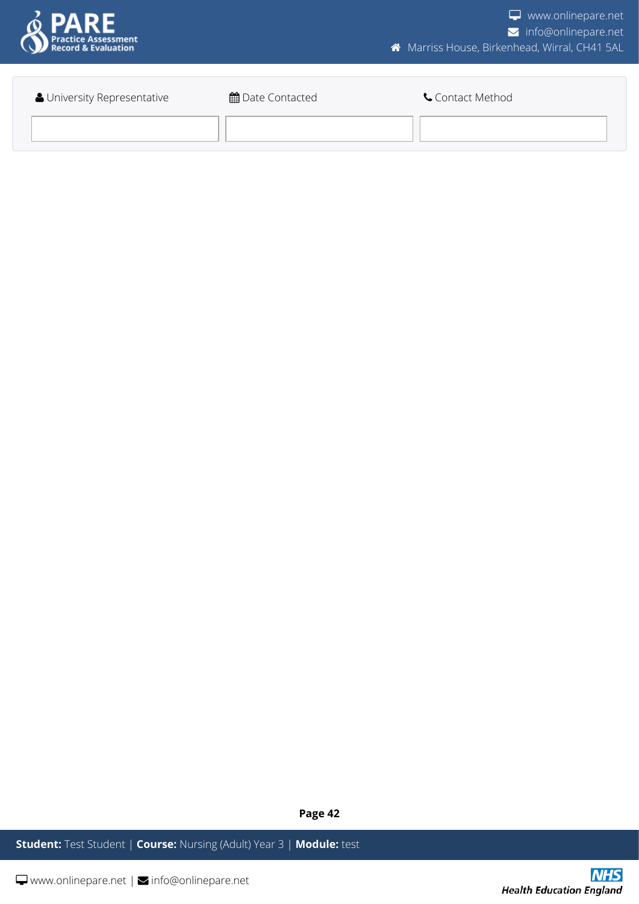| University Representative | Date Contacted | Contact Method |
| --- | --- | --- |
| | | |

**Student:** Test Student | **Course:** Nursing (Adult) Year 3 | **Module:** test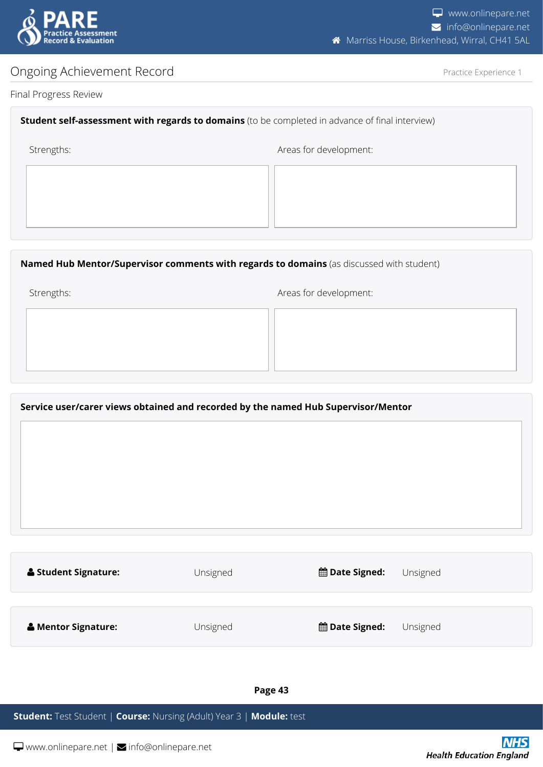# Ongoing Achievement Record

Practice Experience 1

## Final Progress Review

**Student self-assessment with regards to domains** (to be completed in advance of final interview)

| Strengths: | Areas for development: |
| --- | --- |
| | |

**Named Hub Mentor/Supervisor comments with regards to domains** (as discussed with student)

| Strengths: | Areas for development: |
| --- | --- |
| | |

**Service user/carer views obtained and recorded by the named Hub Supervisor/Mentor**

| **Student Signature:** | Unsigned | **Date Signed:** | Unsigned |
| --- | --- | --- | --- |
| **Mentor Signature:** | Unsigned | **Date Signed:** | Unsigned |

**Student:** Test Student | **Course:** Nursing (Adult) Year 3 | **Module:** test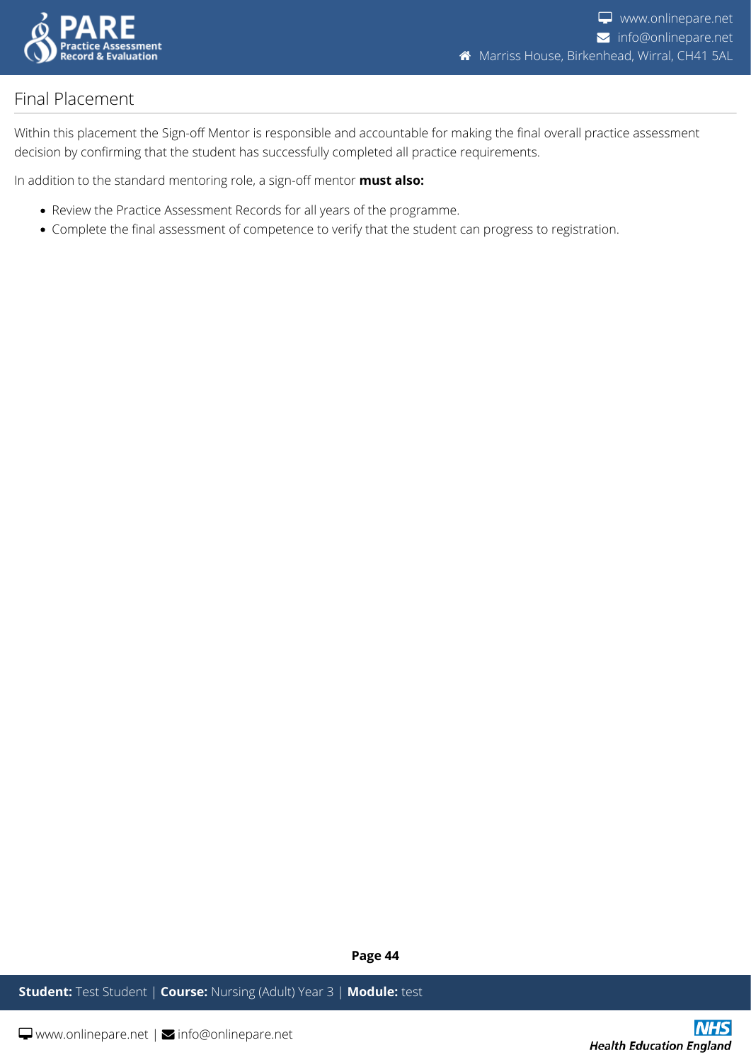## Final Placement

Within this placement the Sign-off Mentor is responsible and accountable for making the final overall practice assessment decision by confirming that the student has successfully completed all practice requirements.

In addition to the standard mentoring role, a sign-off mentor **must also:**

- Review the Practice Assessment Records for all years of the programme.
- Complete the final assessment of competence to verify that the student can progress to registration.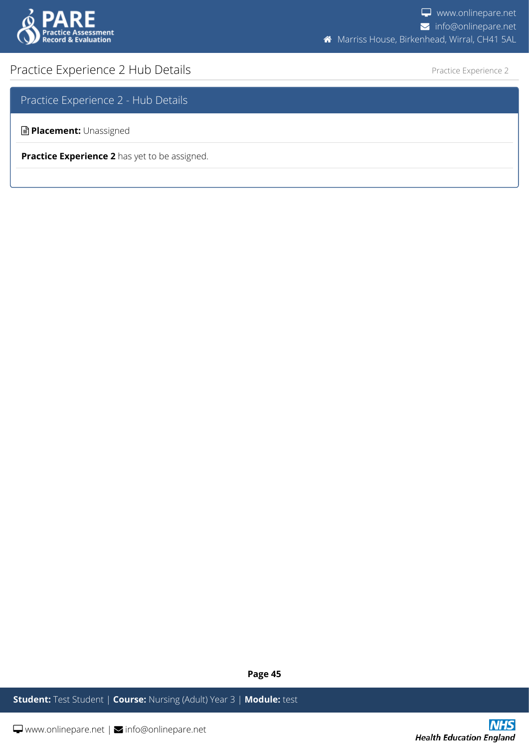# Practice Experience 2 Hub Details

## Practice Experience 2 - Hub Details

**Placement:** Unassigned

**Practice Experience 2** has yet to be assigned.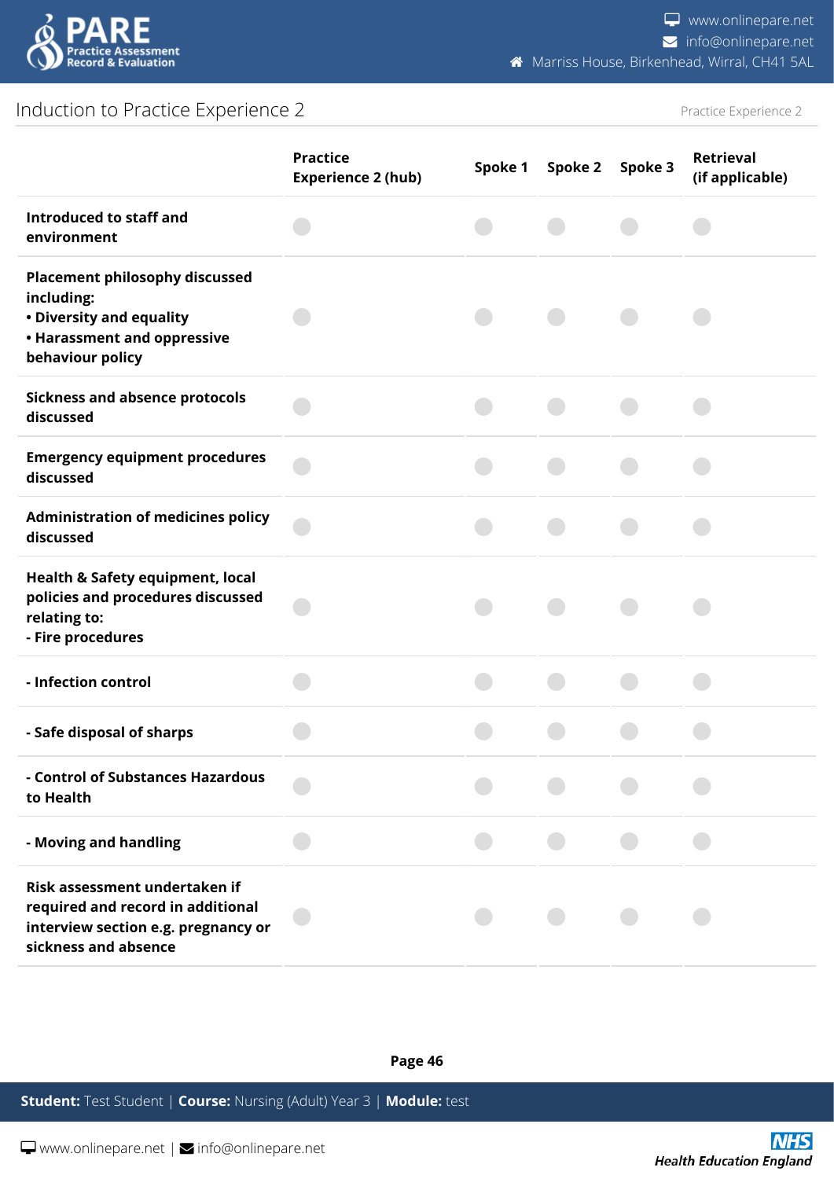## Induction to Practice Experience 2

| | Practice Experience 2 (hub) | Spoke 1 | Spoke 2 | Spoke 3 | Retrieval (if applicable) |
|---|---|---|---|---|---|
| **Introduced to staff and environment** | | | | | |
| **Placement philosophy discussed including:** **• Diversity and equality** **• Harassment and oppressive behaviour policy** | | | | | |
| **Sickness and absence protocols discussed** | | | | | |
| **Emergency equipment procedures discussed** | | | | | |
| **Administration of medicines policy discussed** | | | | | |
| **Health & Safety equipment, local policies and procedures discussed relating to:** **- Fire procedures** | | | | | |
| **- Infection control** | | | | | |
| **- Safe disposal of sharps** | | | | | |
| **- Control of Substances Hazardous to Health** | | | | | |
| **- Moving and handling** | | | | | |
| **Risk assessment undertaken if required and record in additional interview section e.g. pregnancy or sickness and absence** | | | | | |

**Student:** Test Student | **Course:** Nursing (Adult) Year 3 | **Module:** test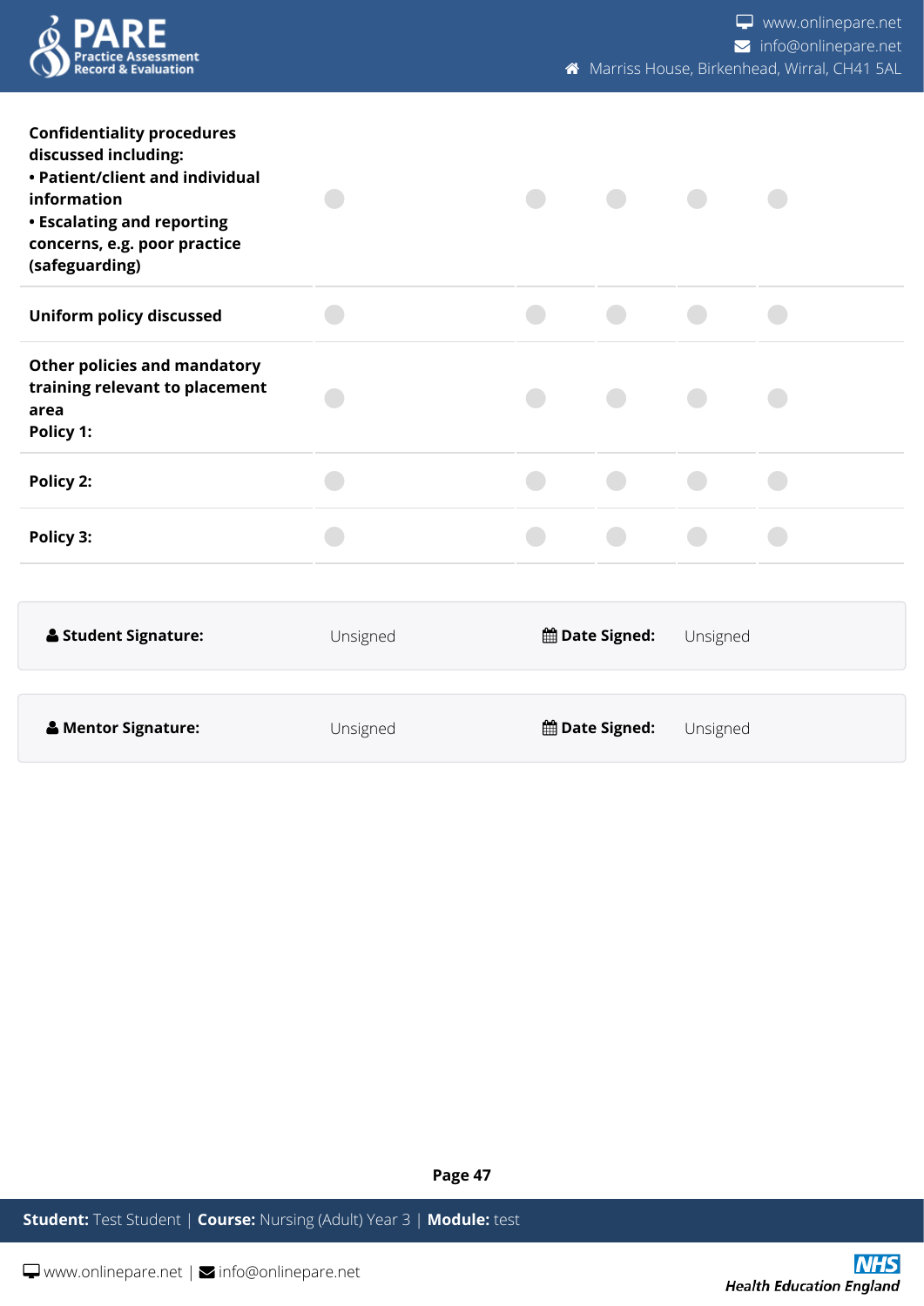| | | | | | |
|---|---|---|---|---|---|
| **Confidentiality procedures discussed including:**<br>**• Patient/client and individual information**<br>**• Escalating and reporting concerns, e.g. poor practice (safeguarding)** | | | | | |
| **Uniform policy discussed** | | | | | |
| **Other policies and mandatory training relevant to placement area**<br>**Policy 1:** | | | | | |
| **Policy 2:** | | | | | |
| **Policy 3:** | | | | | |

| | | | |
|---|---|---|---|
| **Student Signature:** | Unsigned | **Date Signed:** | Unsigned |

| | | | |
|---|---|---|---|
| **Mentor Signature:** | Unsigned | **Date Signed:** | Unsigned |

**Student:** Test Student | **Course:** Nursing (Adult) Year 3 | **Module:** test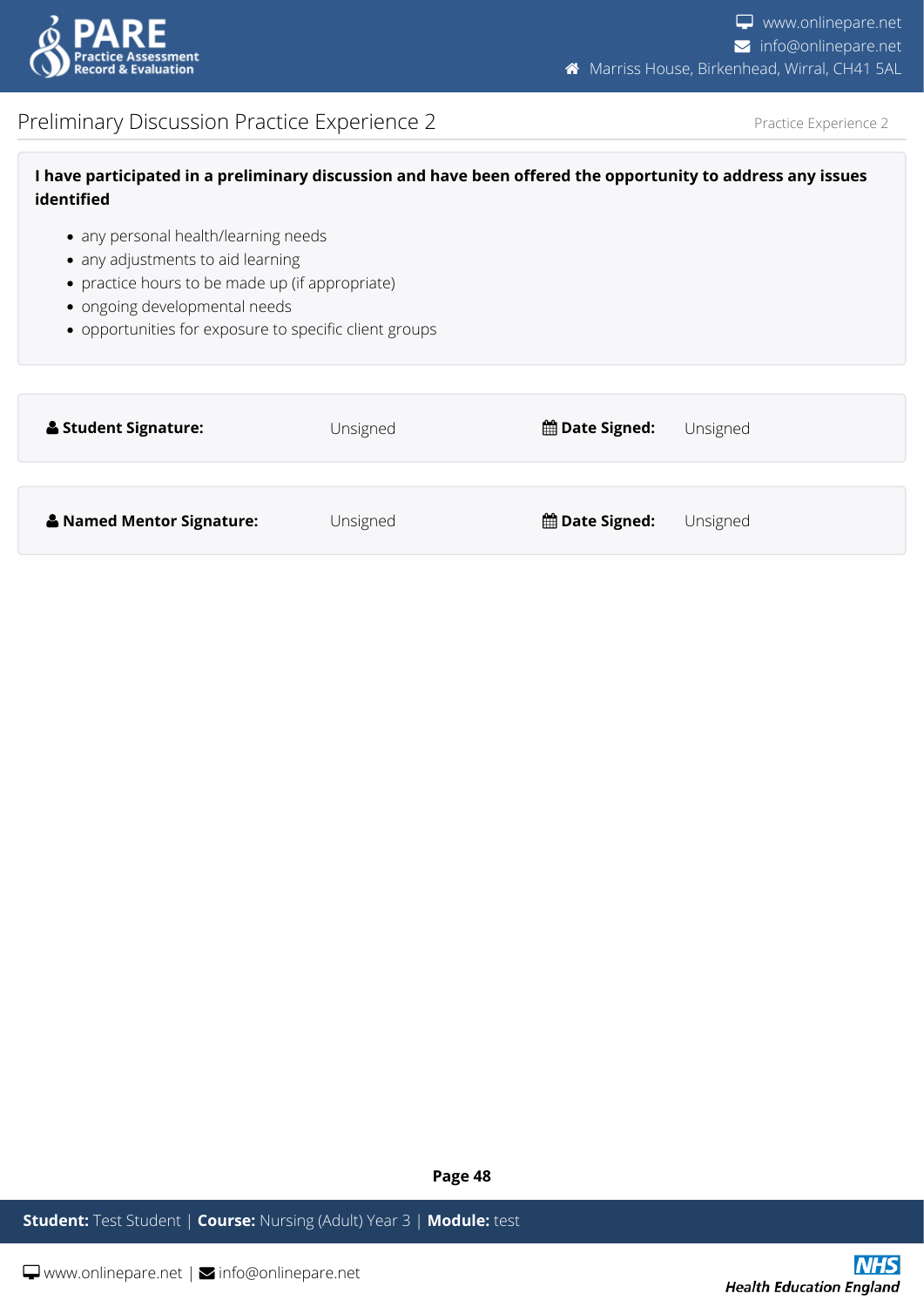# Preliminary Discussion Practice Experience 2

Practice Experience 2

**I have participated in a preliminary discussion and have been offered the opportunity to address any issues identified**

- any personal health/learning needs
- any adjustments to aid learning
- practice hours to be made up (if appropriate)
- ongoing developmental needs
- opportunities for exposure to specific client groups

| | | | |
|---|---|---|---|
| **Student Signature:** | Unsigned | **Date Signed:** | Unsigned |

| | | | |
|---|---|---|---|
| **Named Mentor Signature:** | Unsigned | **Date Signed:** | Unsigned |

**Student:** Test Student | **Course:** Nursing (Adult) Year 3 | **Module:** test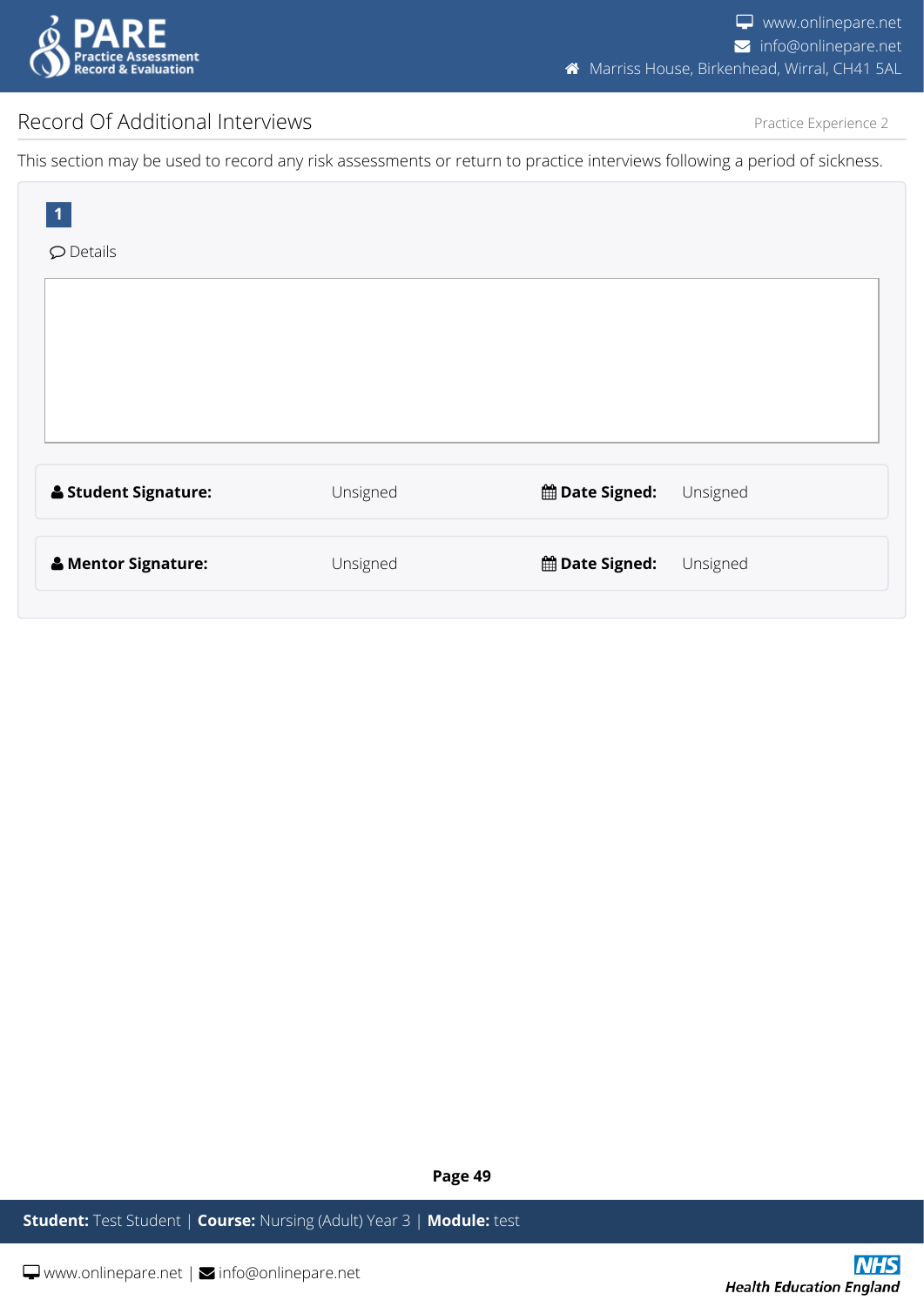# Record Of Additional Interviews

Practice Experience 2

This section may be used to record any risk assessments or return to practice interviews following a period of sickness.

**1**

Details

| **Student Signature:** | Unsigned | **Date Signed:** | Unsigned |
| --- | --- | --- | --- |
| **Mentor Signature:** | Unsigned | **Date Signed:** | Unsigned |

**Student:** Test Student | **Course:** Nursing (Adult) Year 3 | **Module:** test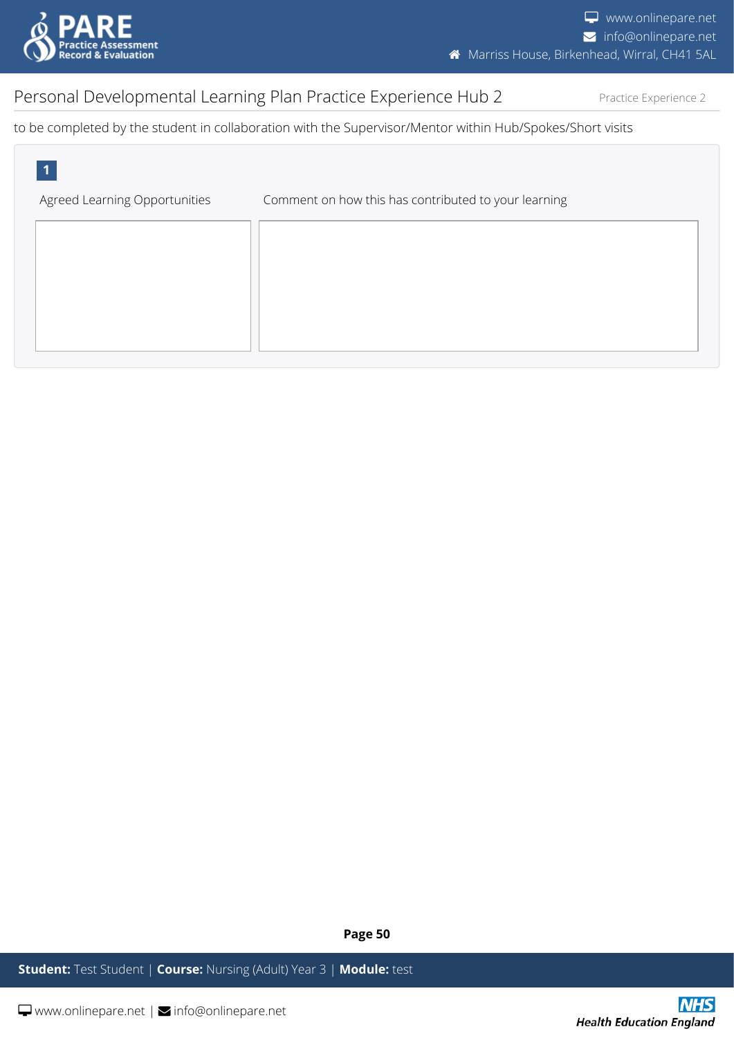# Personal Developmental Learning Plan Practice Experience Hub 2

Practice Experience 2

to be completed by the student in collaboration with the Supervisor/Mentor within Hub/Spokes/Short visits

**1**

| Agreed Learning Opportunities | Comment on how this has contributed to your learning |
| --- | --- |
| | |

**Student:** Test Student | **Course:** Nursing (Adult) Year 3 | **Module:** test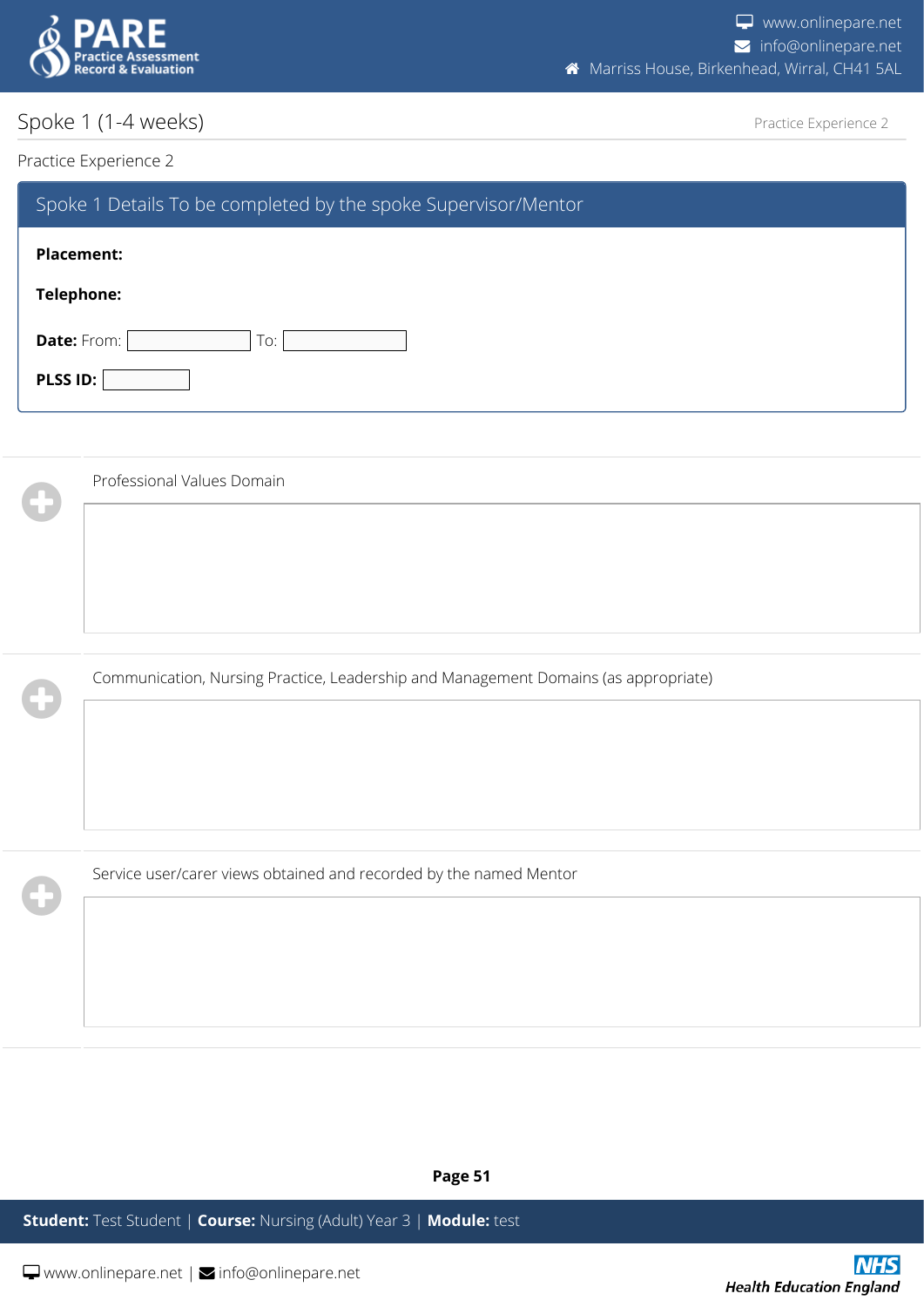# Spoke 1 (1-4 weeks)

Practice Experience 2

## Spoke 1 Details To be completed by the spoke Supervisor/Mentor

**Placement:**

**Telephone:**

**Date:** From: ____________ To: ____________

**PLSS ID:** ____________

Professional Values Domain

Communication, Nursing Practice, Leadership and Management Domains (as appropriate)

Service user/carer views obtained and recorded by the named Mentor

**Student:** Test Student | **Course:** Nursing (Adult) Year 3 | **Module:** test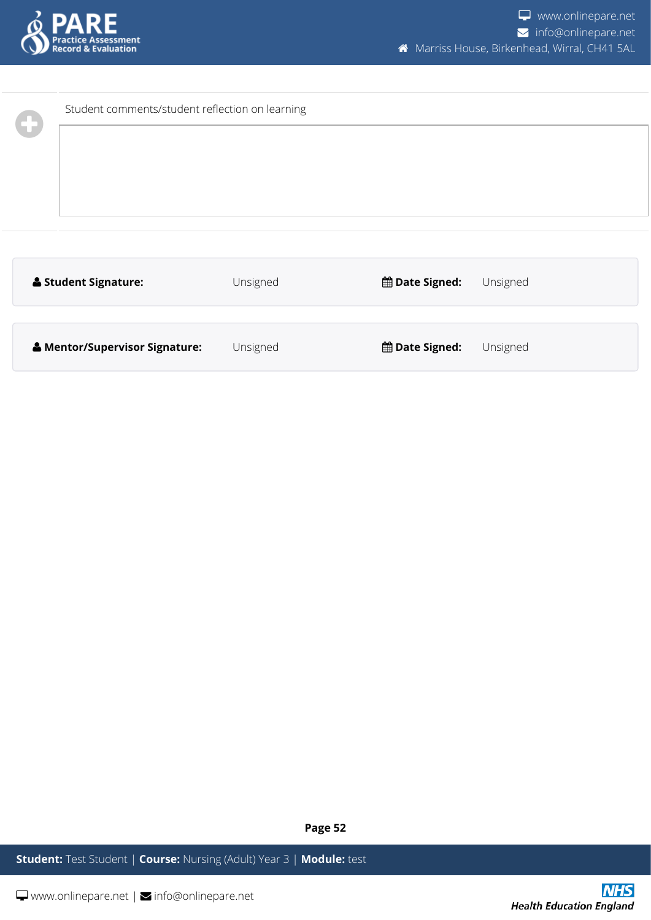Student comments/student reflection on learning

| | | | |
|---|---|---|---|
| **Student Signature:** | Unsigned | **Date Signed:** | Unsigned |

| | | | |
|---|---|---|---|
| **Mentor/Supervisor Signature:** | Unsigned | **Date Signed:** | Unsigned |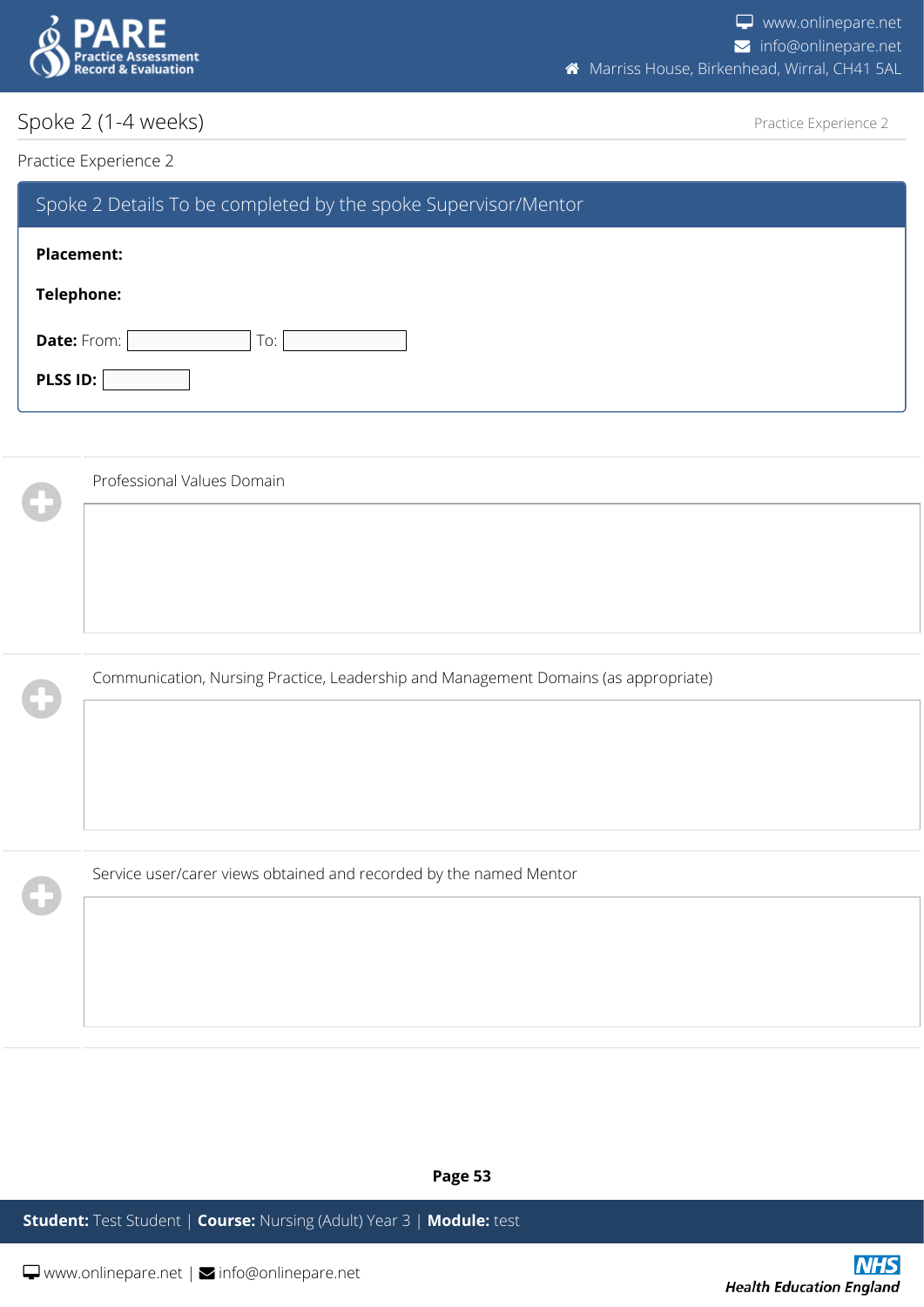## Spoke 2 (1-4 weeks)

Practice Experience 2

### Spoke 2 Details To be completed by the spoke Supervisor/Mentor

**Placement:**

**Telephone:**

**Date:** From: To:

**PLSS ID:**

Professional Values Domain

Communication, Nursing Practice, Leadership and Management Domains (as appropriate)

Service user/carer views obtained and recorded by the named Mentor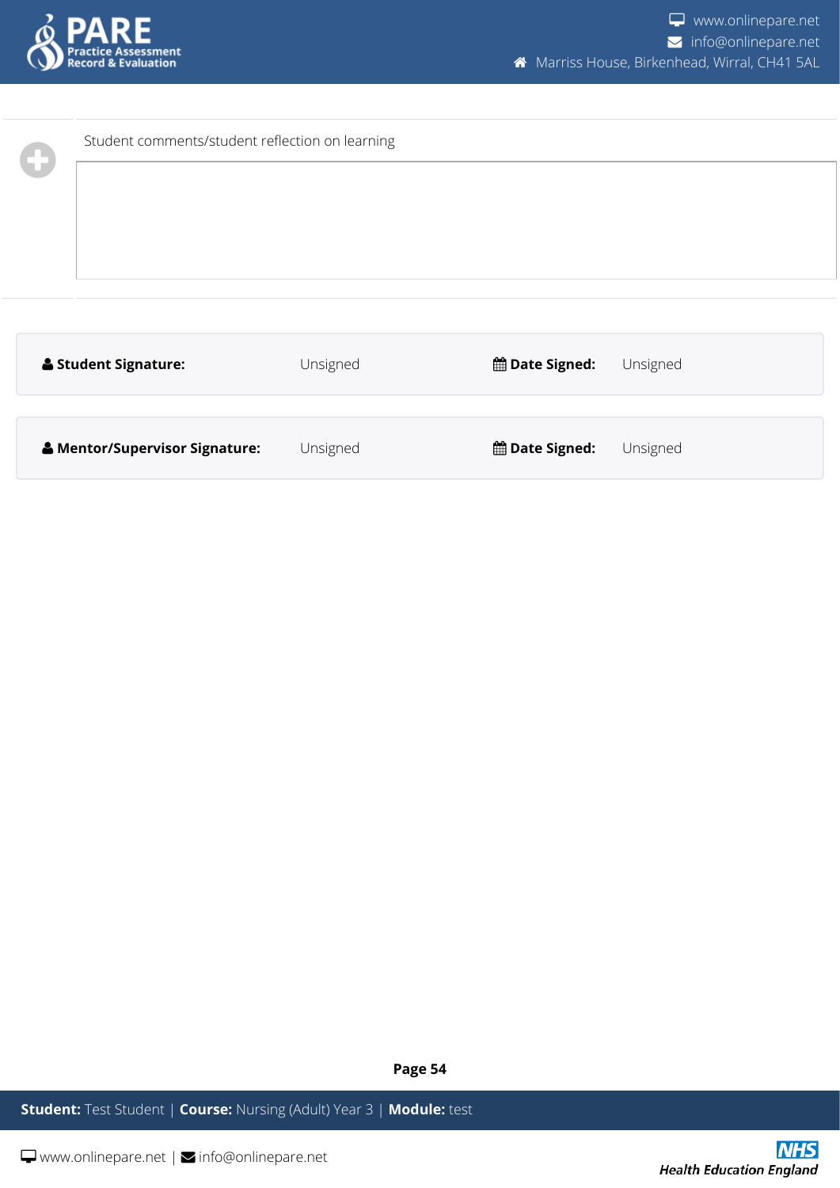Student comments/student reflection on learning

| | | | |
|---|---|---|---|
| **Student Signature:** | Unsigned | **Date Signed:** | Unsigned |

| | | | |
|---|---|---|---|
| **Mentor/Supervisor Signature:** | Unsigned | **Date Signed:** | Unsigned |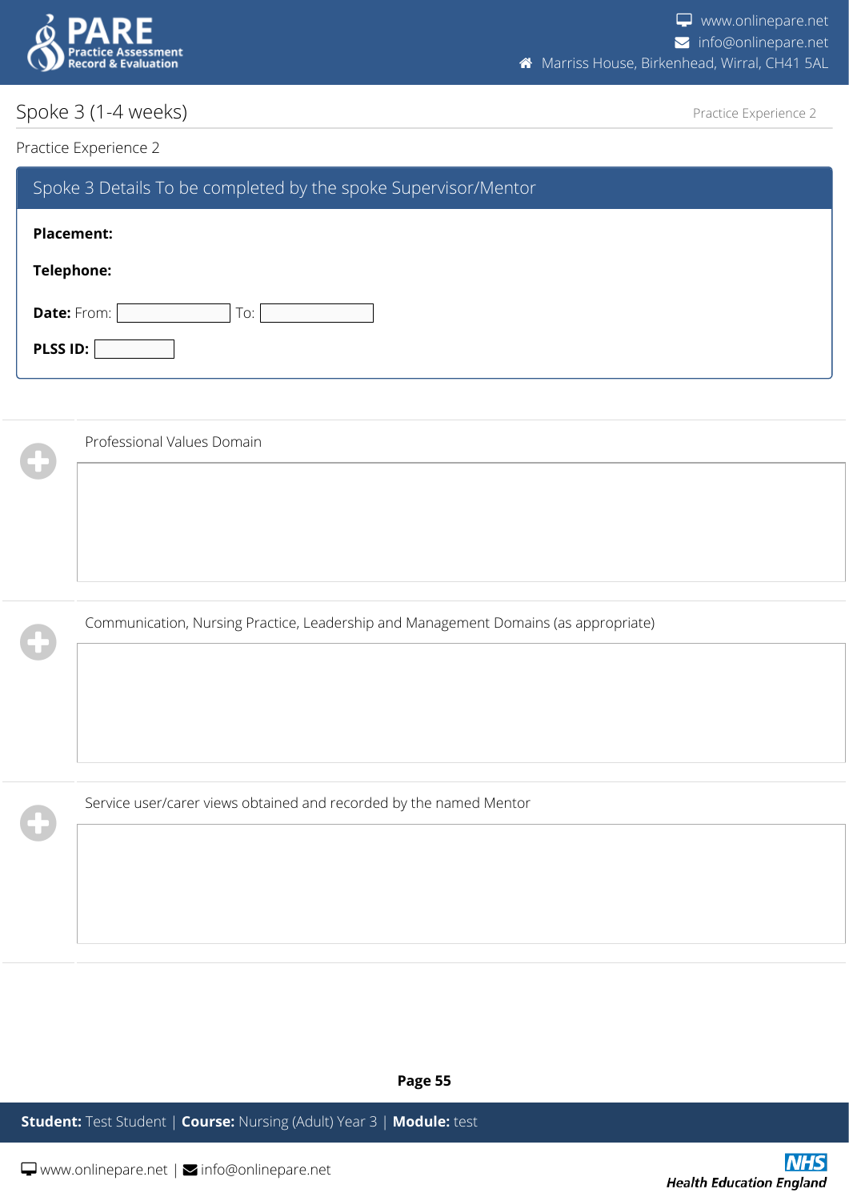# Spoke 3 (1-4 weeks)

Practice Experience 2

## Spoke 3 Details To be completed by the spoke Supervisor/Mentor

**Placement:**

**Telephone:**

**Date:** From: To:

**PLSS ID:**

Professional Values Domain

Communication, Nursing Practice, Leadership and Management Domains (as appropriate)

Service user/carer views obtained and recorded by the named Mentor

**Student:** Test Student | **Course:** Nursing (Adult) Year 3 | **Module:** test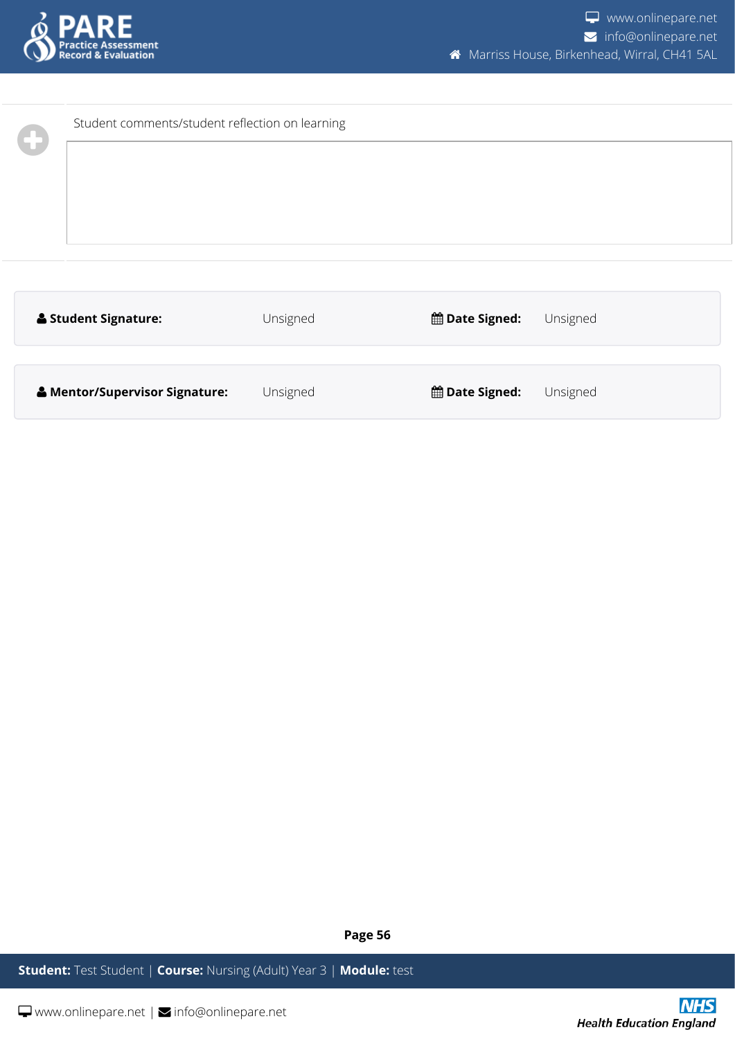Student comments/student reflection on learning

| **Student Signature:** | Unsigned | **Date Signed:** | Unsigned |
| --- | --- | --- | --- |
| **Mentor/Supervisor Signature:** | Unsigned | **Date Signed:** | Unsigned |

**Student:** Test Student | **Course:** Nursing (Adult) Year 3 | **Module:** test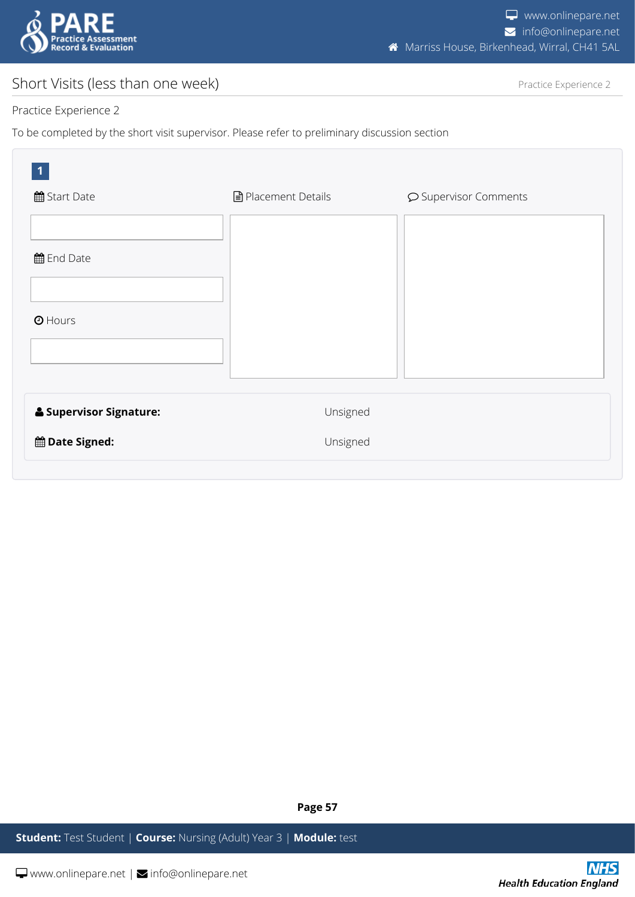# Short Visits (less than one week)

Practice Experience 2

To be completed by the short visit supervisor. Please refer to preliminary discussion section

**1**

| Start Date | Placement Details | Supervisor Comments |
|---|---|---|
| | | |
| **End Date** | | |
| | | |
| **Hours** | | |
| | | |

**Supervisor Signature:** Unsigned

**Date Signed:** Unsigned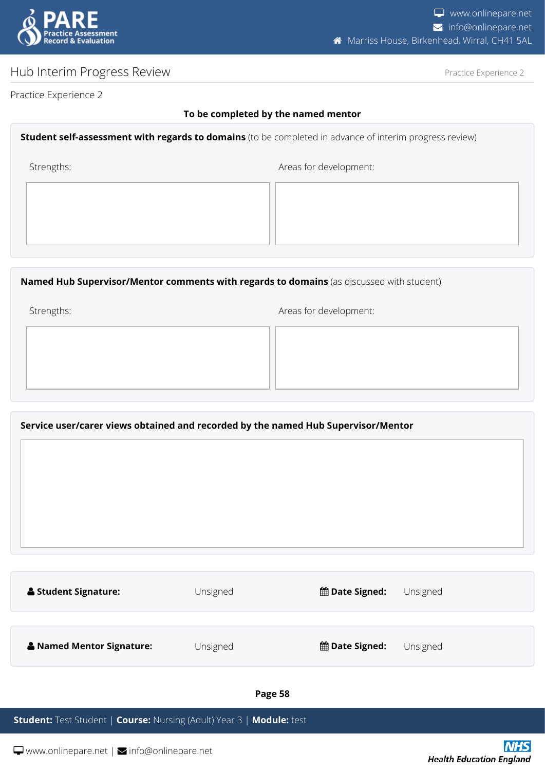# Hub Interim Progress Review

Practice Experience 2

**To be completed by the named mentor**

**Student self-assessment with regards to domains** (to be completed in advance of interim progress review)

| Strengths: | Areas for development: |
|---|---|
| | |

**Named Hub Supervisor/Mentor comments with regards to domains** (as discussed with student)

| Strengths: | Areas for development: |
|---|---|
| | |

**Service user/carer views obtained and recorded by the named Hub Supervisor/Mentor**

| **Student Signature:** | Unsigned | **Date Signed:** | Unsigned |
|---|---|---|---|
| **Named Mentor Signature:** | Unsigned | **Date Signed:** | Unsigned |

**Student:** Test Student | **Course:** Nursing (Adult) Year 3 | **Module:** test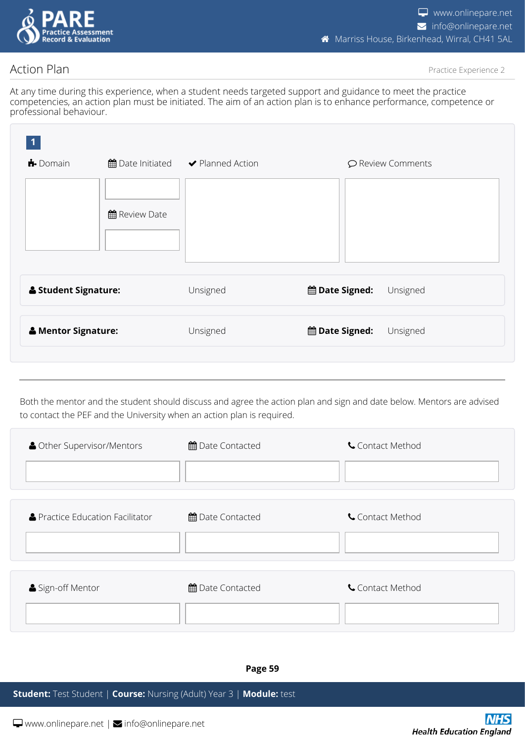## Action Plan

Practice Experience 2

At any time during this experience, when a student needs targeted support and guidance to meet the practice competencies, an action plan must be initiated. The aim of an action plan is to enhance performance, competence or professional behaviour.

**1**

| Domain | Date Initiated | Planned Action | Review Comments |
|---|---|---|---|
| | | | |
| | Review Date | | |
| | | | |

| **Student Signature:** | Unsigned | **Date Signed:** | Unsigned |
|---|---|---|---|
| **Mentor Signature:** | Unsigned | **Date Signed:** | Unsigned |

---

Both the mentor and the student should discuss and agree the action plan and sign and date below. Mentors are advised to contact the PEF and the University when an action plan is required.

| Other Supervisor/Mentors | Date Contacted | Contact Method |
|---|---|---|
| | | |

| Practice Education Facilitator | Date Contacted | Contact Method |
|---|---|---|
| | | |

| Sign-off Mentor | Date Contacted | Contact Method |
|---|---|---|
| | | |

**Student:** Test Student | **Course:** Nursing (Adult) Year 3 | **Module:** test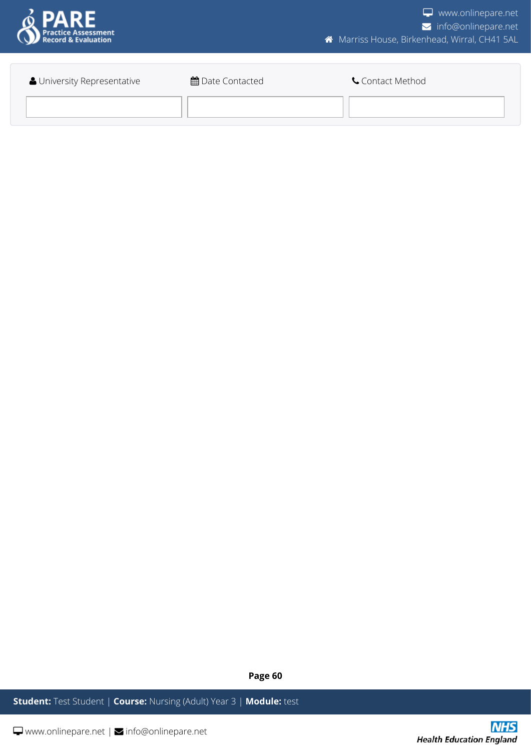| University Representative | Date Contacted | Contact Method |
| --- | --- | --- |
| | | |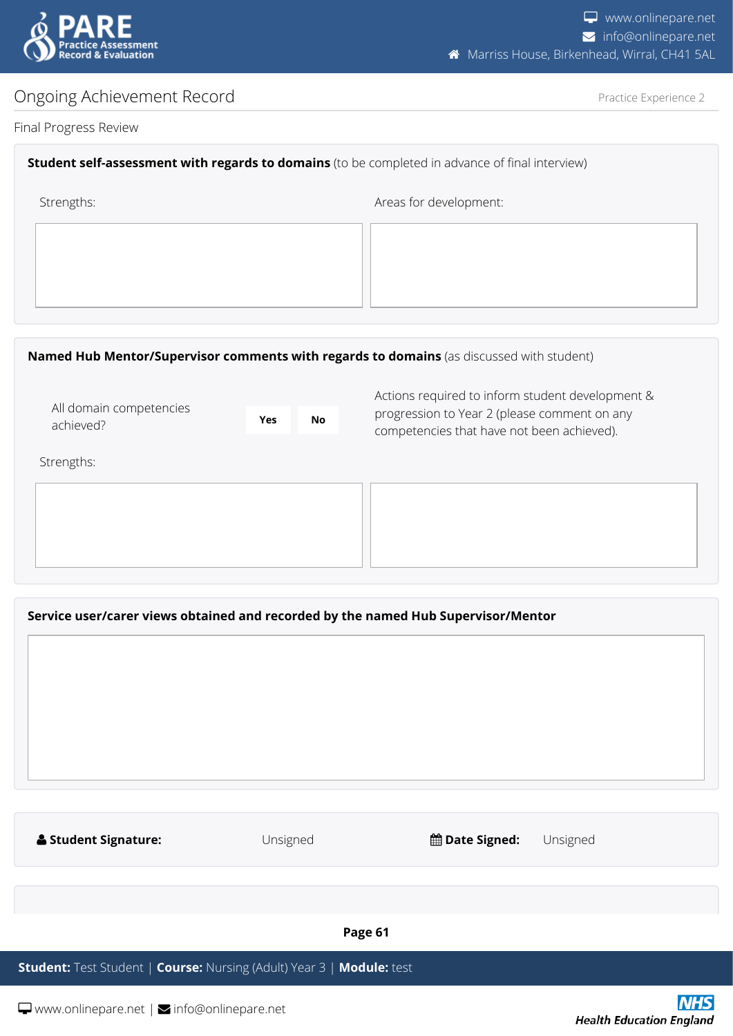## Ongoing Achievement Record

Practice Experience 2

Final Progress Review

**Student self-assessment with regards to domains** (to be completed in advance of final interview)

| Strengths: | Areas for development: |
| --- | --- |
| | |

**Named Hub Mentor/Supervisor comments with regards to domains** (as discussed with student)

All domain competencies achieved? **Yes** **No**

Actions required to inform student development & progression to Year 2 (please comment on any competencies that have not been achieved).

| Strengths: | |
| --- | --- |
| | |

**Service user/carer views obtained and recorded by the named Hub Supervisor/Mentor**

| **Student Signature:** | Unsigned | **Date Signed:** | Unsigned |
| --- | --- | --- | --- |

**Student:** Test Student | **Course:** Nursing (Adult) Year 3 | **Module:** test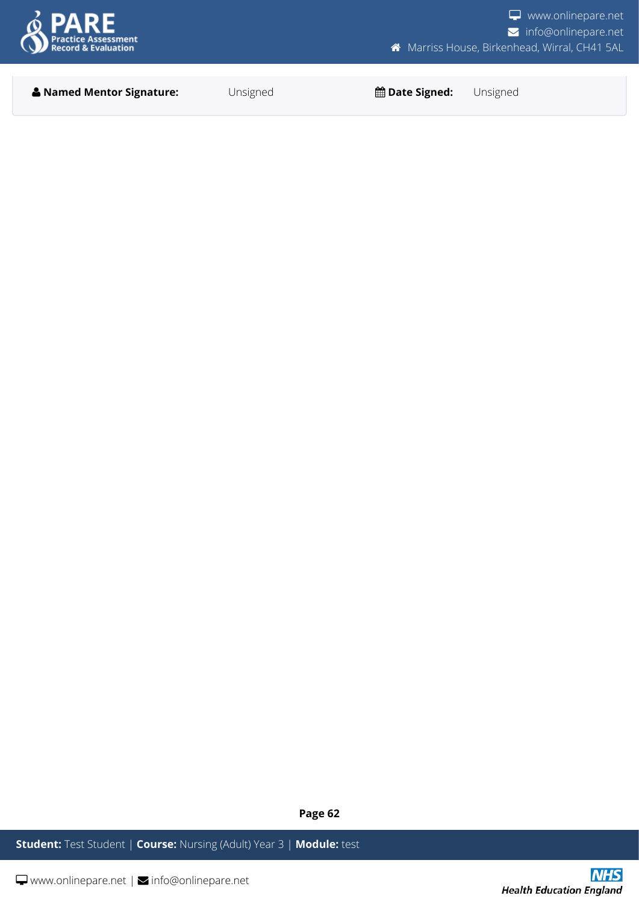| **Named Mentor Signature:** | Unsigned | **Date Signed:** | Unsigned |
| --- | --- | --- | --- |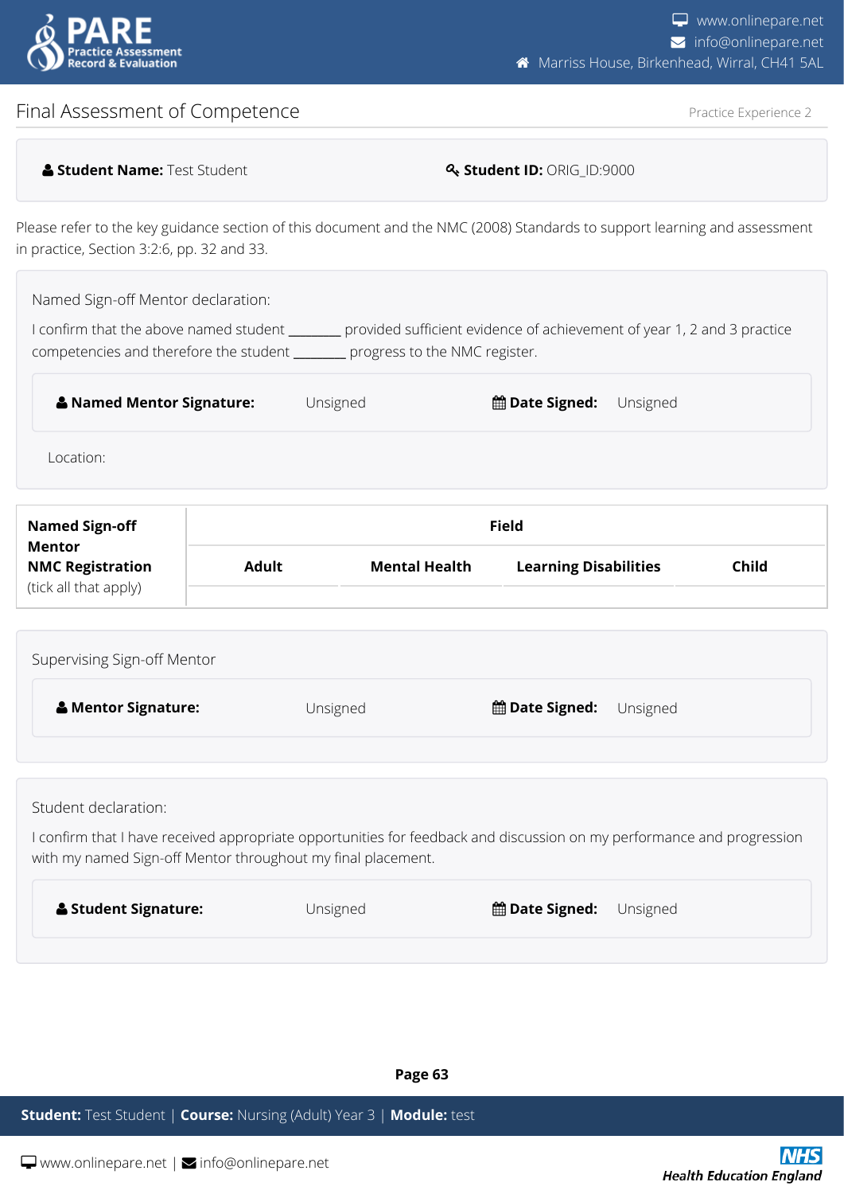# Final Assessment of Competence

Practice Experience 2

**Student Name:** Test Student **Student ID:** ORIG_ID:9000

Please refer to the key guidance section of this document and the NMC (2008) Standards to support learning and assessment in practice, Section 3:2:6, pp. 32 and 33.

Named Sign-off Mentor declaration:

I confirm that the above named student _______ provided sufficient evidence of achievement of year 1, 2 and 3 practice competencies and therefore the student _______ progress to the NMC register.

**Named Mentor Signature:** Unsigned **Date Signed:** Unsigned

Location:

| **Named Sign-off Mentor NMC Registration** (tick all that apply) | **Field** | | | |
|---|---|---|---|---|
| | **Adult** | **Mental Health** | **Learning Disabilities** | **Child** |
| | | | | |

Supervising Sign-off Mentor

**Mentor Signature:** Unsigned **Date Signed:** Unsigned

Student declaration:

I confirm that I have received appropriate opportunities for feedback and discussion on my performance and progression with my named Sign-off Mentor throughout my final placement.

**Student Signature:** Unsigned **Date Signed:** Unsigned

**Student:** Test Student | **Course:** Nursing (Adult) Year 3 | **Module:** test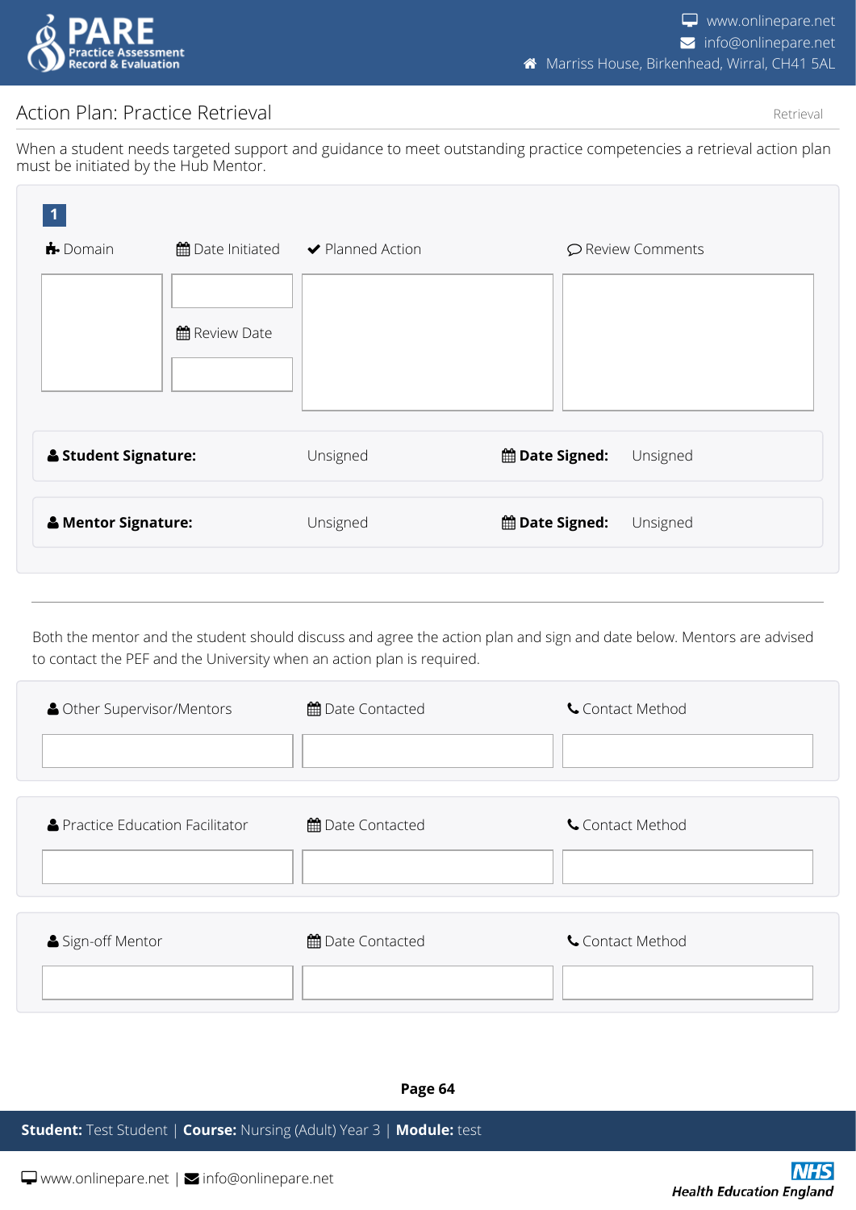## Action Plan: Practice Retrieval

Retrieval

When a student needs targeted support and guidance to meet outstanding practice competencies a retrieval action plan must be initiated by the Hub Mentor.

**1**

| Domain | Date Initiated | Planned Action | Review Comments |
| --- | --- | --- | --- |
| | | | |
| | Review Date | | |
| | | | |

| | | | |
| --- | --- | --- | --- |
| **Student Signature:** | Unsigned | **Date Signed:** | Unsigned |
| **Mentor Signature:** | Unsigned | **Date Signed:** | Unsigned |

---

Both the mentor and the student should discuss and agree the action plan and sign and date below. Mentors are advised to contact the PEF and the University when an action plan is required.

| Other Supervisor/Mentors | Date Contacted | Contact Method |
| --- | --- | --- |
| | | |

| Practice Education Facilitator | Date Contacted | Contact Method |
| --- | --- | --- |
| | | |

| Sign-off Mentor | Date Contacted | Contact Method |
| --- | --- | --- |
| | | |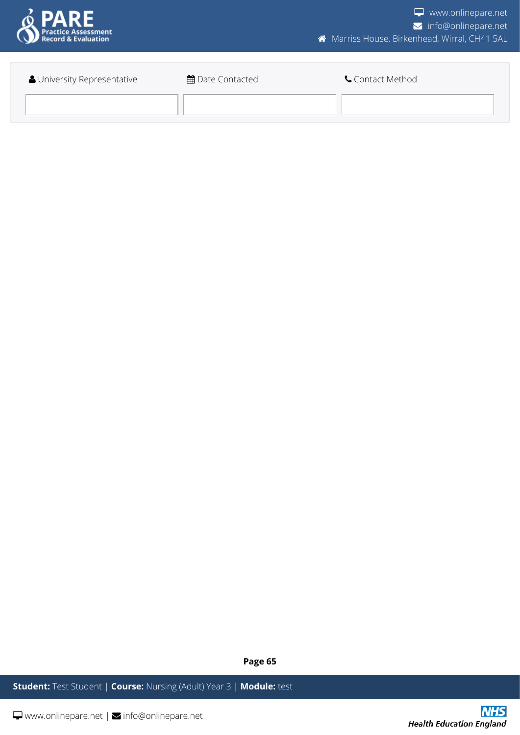| University Representative | Date Contacted | Contact Method |
| --- | --- | --- |
| | | |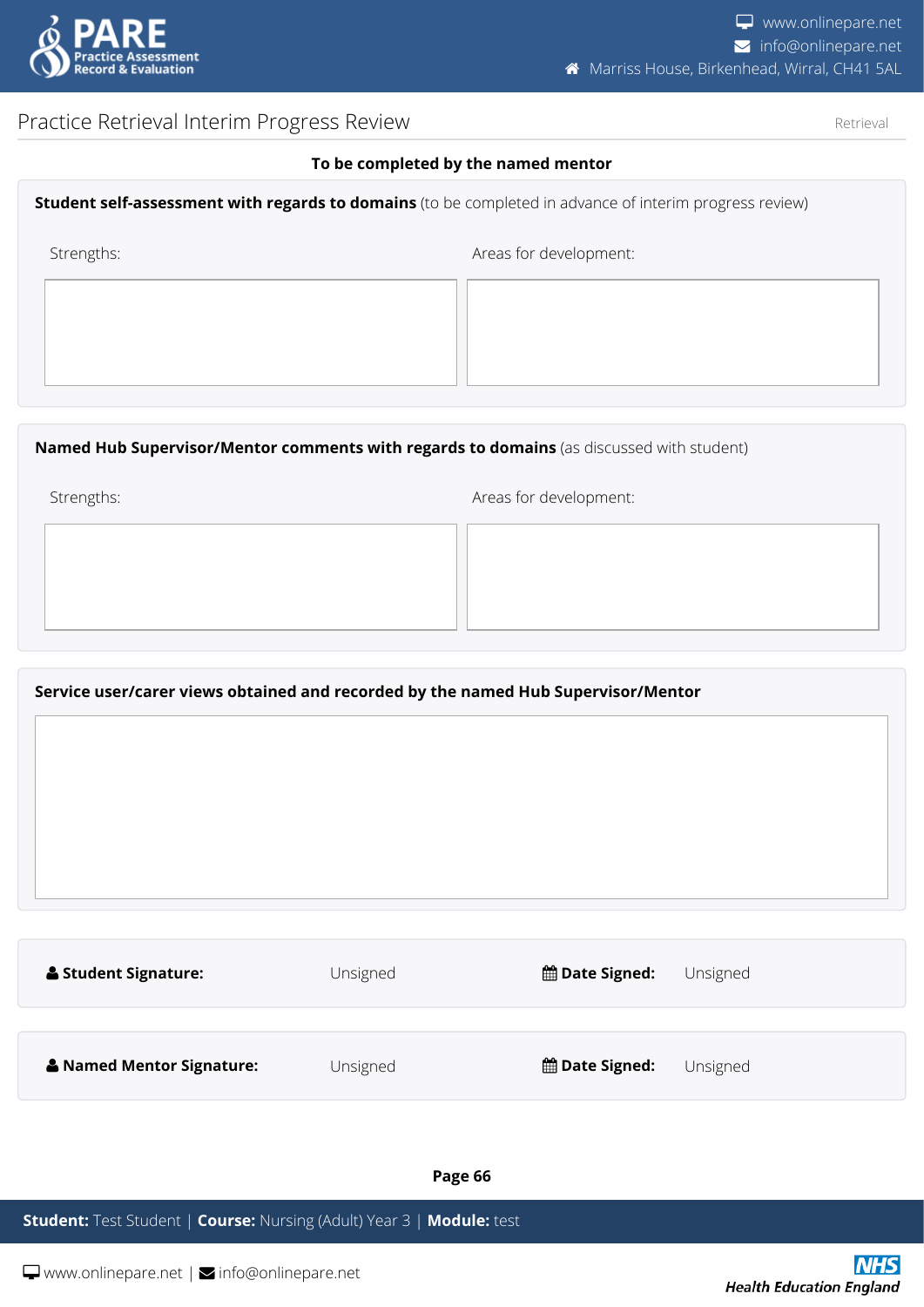## Practice Retrieval Interim Progress Review

Retrieval

**To be completed by the named mentor**

**Student self-assessment with regards to domains** (to be completed in advance of interim progress review)

| Strengths: | Areas for development: |
| --- | --- |
| | |

**Named Hub Supervisor/Mentor comments with regards to domains** (as discussed with student)

| Strengths: | Areas for development: |
| --- | --- |
| | |

**Service user/carer views obtained and recorded by the named Hub Supervisor/Mentor**

| **Student Signature:** | Unsigned | **Date Signed:** | Unsigned |
| --- | --- | --- | --- |
| **Named Mentor Signature:** | Unsigned | **Date Signed:** | Unsigned |

**Student:** Test Student | **Course:** Nursing (Adult) Year 3 | **Module:** test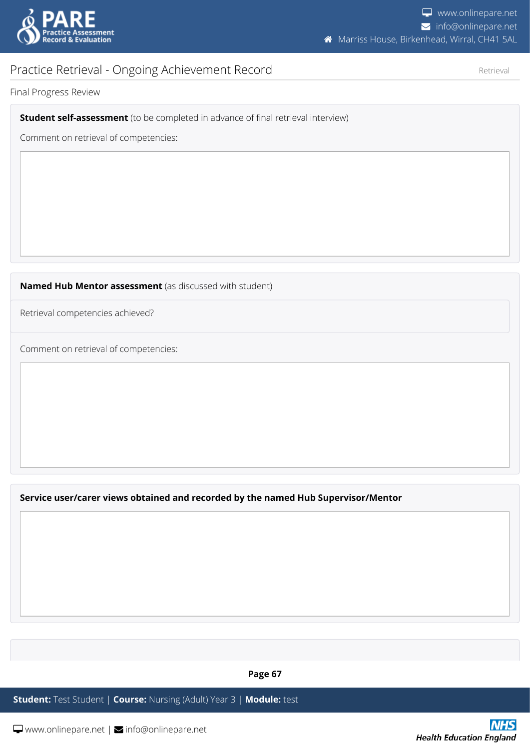# Practice Retrieval - Ongoing Achievement Record

Retrieval

Final Progress Review

**Student self-assessment** (to be completed in advance of final retrieval interview)

Comment on retrieval of competencies:

**Named Hub Mentor assessment** (as discussed with student)

Retrieval competencies achieved?

Comment on retrieval of competencies:

**Service user/carer views obtained and recorded by the named Hub Supervisor/Mentor**

**Student:** Test Student | **Course:** Nursing (Adult) Year 3 | **Module:** test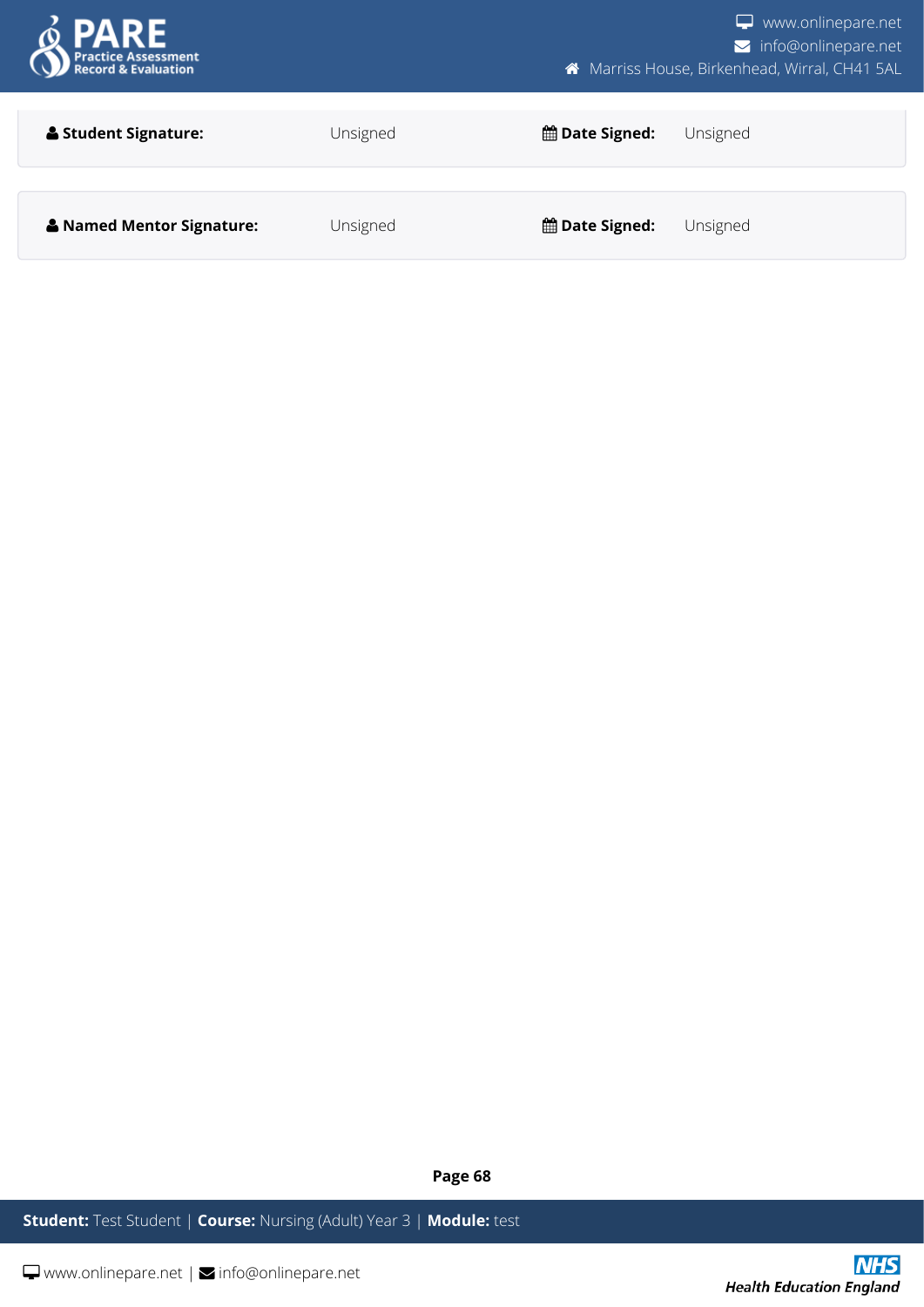| **Student Signature:** | Unsigned | **Date Signed:** | Unsigned |
| --- | --- | --- | --- |

| **Named Mentor Signature:** | Unsigned | **Date Signed:** | Unsigned |
| --- | --- | --- | --- |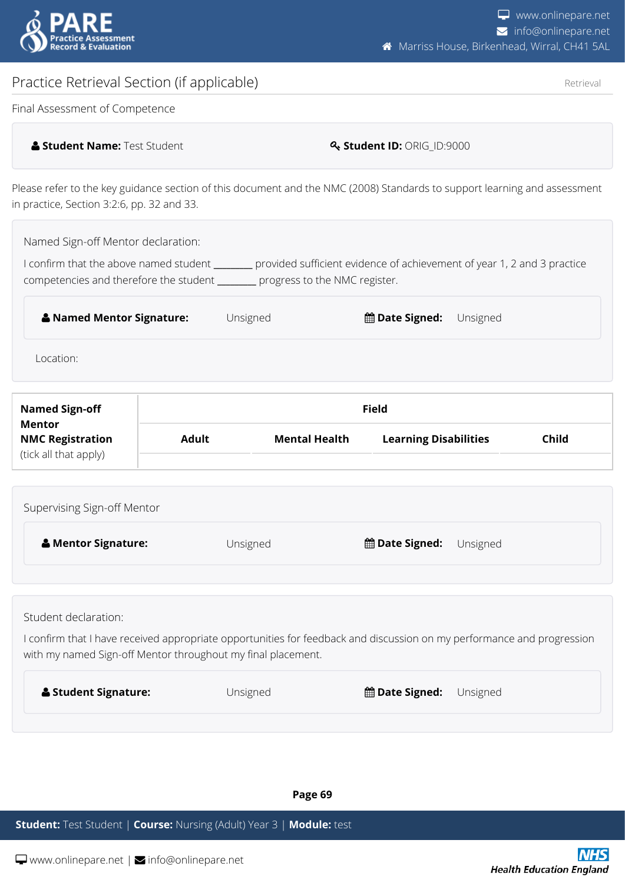## Practice Retrieval Section (if applicable)

Retrieval

Final Assessment of Competence

**Student Name:** Test Student **Student ID:** ORIG_ID:9000

Please refer to the key guidance section of this document and the NMC (2008) Standards to support learning and assessment in practice, Section 3:2:6, pp. 32 and 33.

Named Sign-off Mentor declaration:

I confirm that the above named student _______ provided sufficient evidence of achievement of year 1, 2 and 3 practice competencies and therefore the student _______ progress to the NMC register.

**Named Mentor Signature:** Unsigned **Date Signed:** Unsigned

Location:

| **Named Sign-off Mentor NMC Registration** (tick all that apply) | **Field** | | | |
|---|---|---|---|---|
| | **Adult** | **Mental Health** | **Learning Disabilities** | **Child** |
| | | | | |

Supervising Sign-off Mentor

**Mentor Signature:** Unsigned **Date Signed:** Unsigned

Student declaration:

I confirm that I have received appropriate opportunities for feedback and discussion on my performance and progression with my named Sign-off Mentor throughout my final placement.

**Student Signature:** Unsigned **Date Signed:** Unsigned

**Student:** Test Student | **Course:** Nursing (Adult) Year 3 | **Module:** test